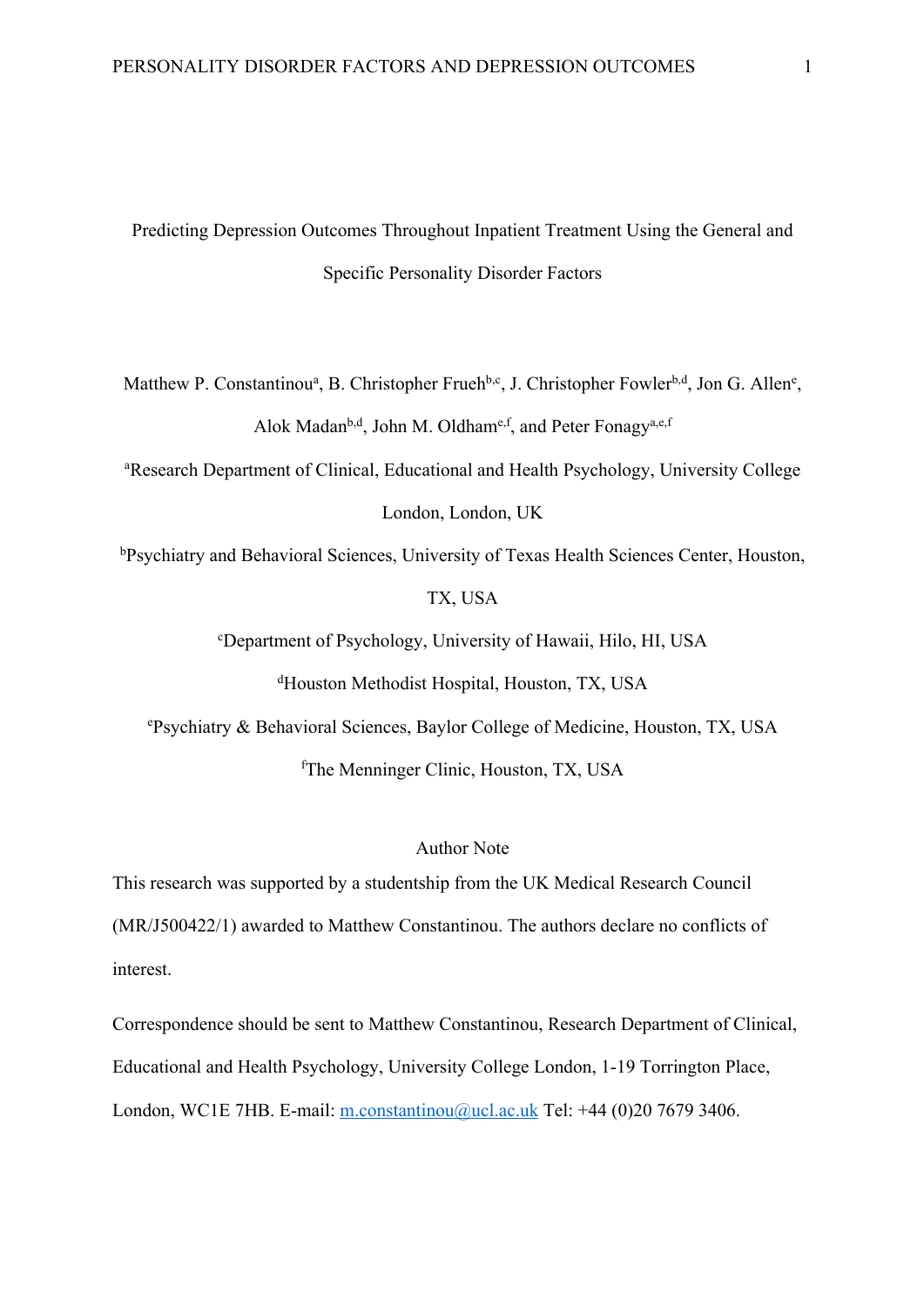# Predicting Depression Outcomes Throughout Inpatient Treatment Using the General and Specific Personality Disorder Factors

Matthew P. Constantinou[a], B. Christopher Frueh[b,c], J. Christopher Fowler[b,d], Jon G. Allen[e], Alok Madan[b,d], John M. Oldham[e,f], and Peter Fonagy[a,e,f]

[a]Research Department of Clinical, Educational and Health Psychology, University College London, London, UK

[b]Psychiatry and Behavioral Sciences, University of Texas Health Sciences Center, Houston, TX, USA

[c]Department of Psychology, University of Hawaii, Hilo, HI, USA

[d]Houston Methodist Hospital, Houston, TX, USA

[e]Psychiatry & Behavioral Sciences, Baylor College of Medicine, Houston, TX, USA

[f]The Menninger Clinic, Houston, TX, USA

## Author Note

This research was supported by a studentship from the UK Medical Research Council (MR/J500422/1) awarded to Matthew Constantinou. The authors declare no conflicts of interest.

Correspondence should be sent to Matthew Constantinou, Research Department of Clinical, Educational and Health Psychology, University College London, 1-19 Torrington Place, London, WC1E 7HB. E-mail: m.constantinou@ucl.ac.uk Tel: +44 (0)20 7679 3406.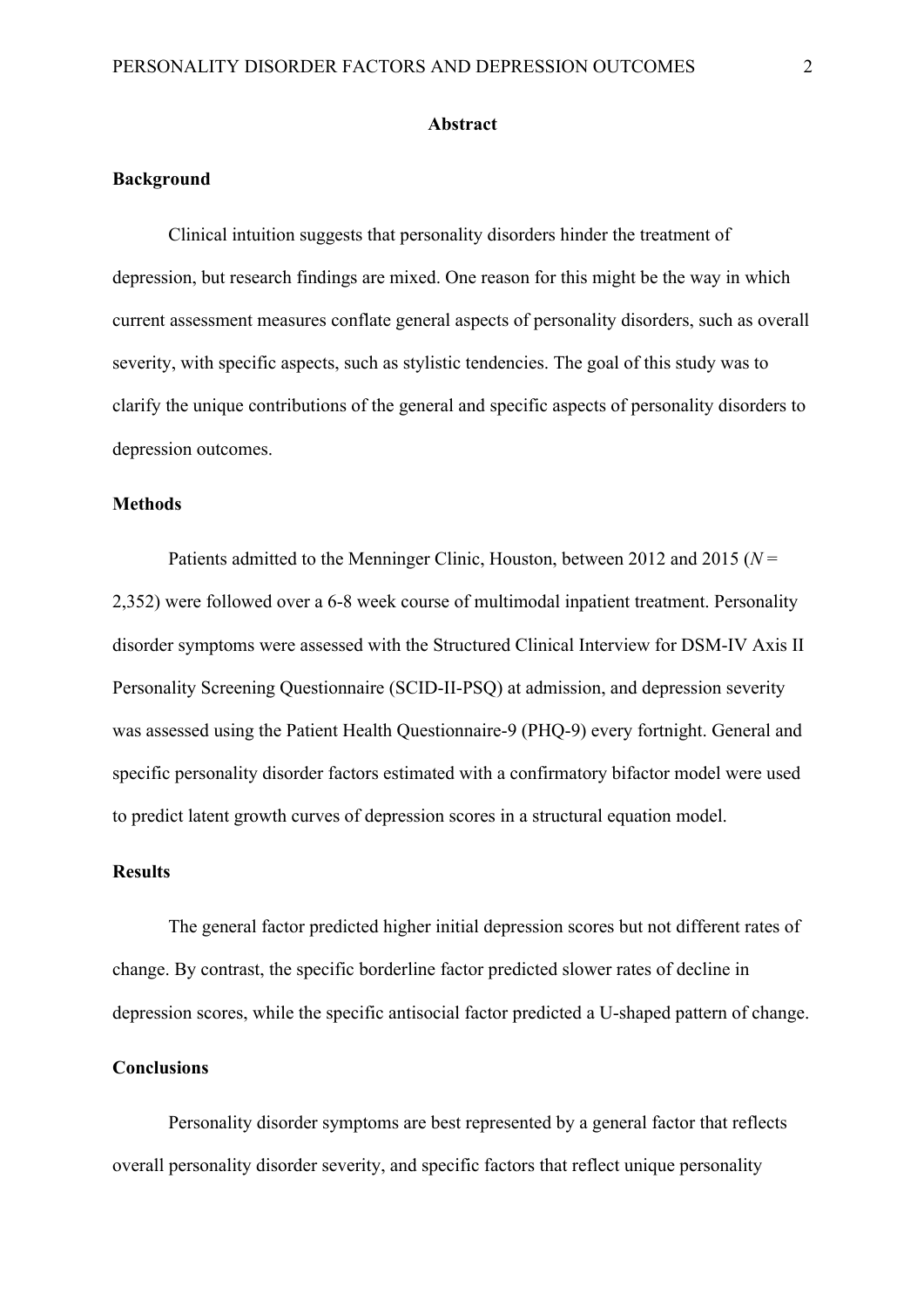## Abstract

### Background

Clinical intuition suggests that personality disorders hinder the treatment of depression, but research findings are mixed. One reason for this might be the way in which current assessment measures conflate general aspects of personality disorders, such as overall severity, with specific aspects, such as stylistic tendencies. The goal of this study was to clarify the unique contributions of the general and specific aspects of personality disorders to depression outcomes.

### Methods

Patients admitted to the Menninger Clinic, Houston, between 2012 and 2015 ($N$ = 2,352) were followed over a 6-8 week course of multimodal inpatient treatment. Personality disorder symptoms were assessed with the Structured Clinical Interview for DSM-IV Axis II Personality Screening Questionnaire (SCID-II-PSQ) at admission, and depression severity was assessed using the Patient Health Questionnaire-9 (PHQ-9) every fortnight. General and specific personality disorder factors estimated with a confirmatory bifactor model were used to predict latent growth curves of depression scores in a structural equation model.

### Results

The general factor predicted higher initial depression scores but not different rates of change. By contrast, the specific borderline factor predicted slower rates of decline in depression scores, while the specific antisocial factor predicted a U-shaped pattern of change.

### Conclusions

Personality disorder symptoms are best represented by a general factor that reflects overall personality disorder severity, and specific factors that reflect unique personality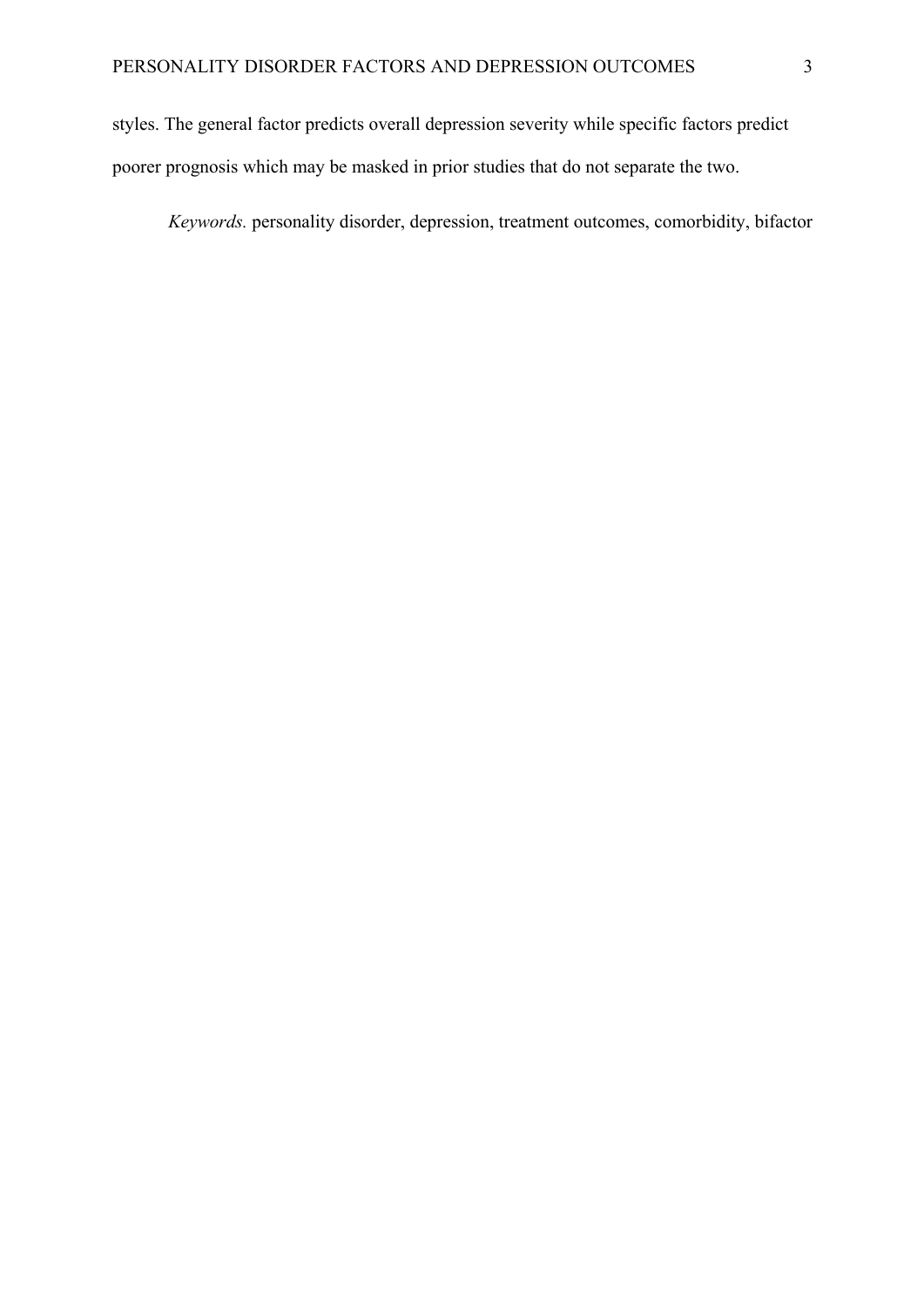styles. The general factor predicts overall depression severity while specific factors predict poorer prognosis which may be masked in prior studies that do not separate the two.

*Keywords.* personality disorder, depression, treatment outcomes, comorbidity, bifactor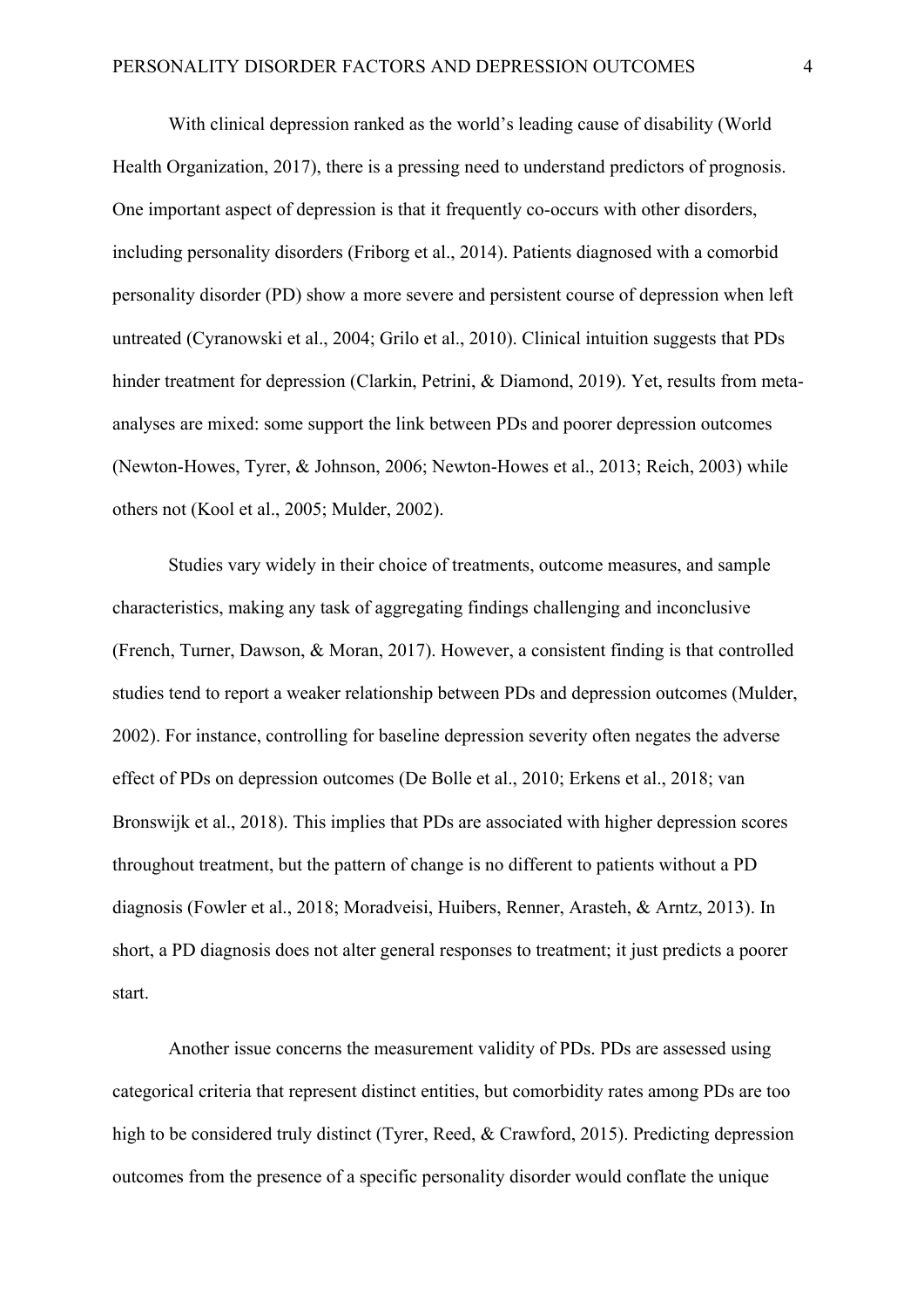With clinical depression ranked as the world's leading cause of disability (World Health Organization, 2017), there is a pressing need to understand predictors of prognosis. One important aspect of depression is that it frequently co-occurs with other disorders, including personality disorders (Friborg et al., 2014). Patients diagnosed with a comorbid personality disorder (PD) show a more severe and persistent course of depression when left untreated (Cyranowski et al., 2004; Grilo et al., 2010). Clinical intuition suggests that PDs hinder treatment for depression (Clarkin, Petrini, & Diamond, 2019). Yet, results from meta-analyses are mixed: some support the link between PDs and poorer depression outcomes (Newton-Howes, Tyrer, & Johnson, 2006; Newton-Howes et al., 2013; Reich, 2003) while others not (Kool et al., 2005; Mulder, 2002).

Studies vary widely in their choice of treatments, outcome measures, and sample characteristics, making any task of aggregating findings challenging and inconclusive (French, Turner, Dawson, & Moran, 2017). However, a consistent finding is that controlled studies tend to report a weaker relationship between PDs and depression outcomes (Mulder, 2002). For instance, controlling for baseline depression severity often negates the adverse effect of PDs on depression outcomes (De Bolle et al., 2010; Erkens et al., 2018; van Bronswijk et al., 2018). This implies that PDs are associated with higher depression scores throughout treatment, but the pattern of change is no different to patients without a PD diagnosis (Fowler et al., 2018; Moradveisi, Huibers, Renner, Arasteh, & Arntz, 2013). In short, a PD diagnosis does not alter general responses to treatment; it just predicts a poorer start.

Another issue concerns the measurement validity of PDs. PDs are assessed using categorical criteria that represent distinct entities, but comorbidity rates among PDs are too high to be considered truly distinct (Tyrer, Reed, & Crawford, 2015). Predicting depression outcomes from the presence of a specific personality disorder would conflate the unique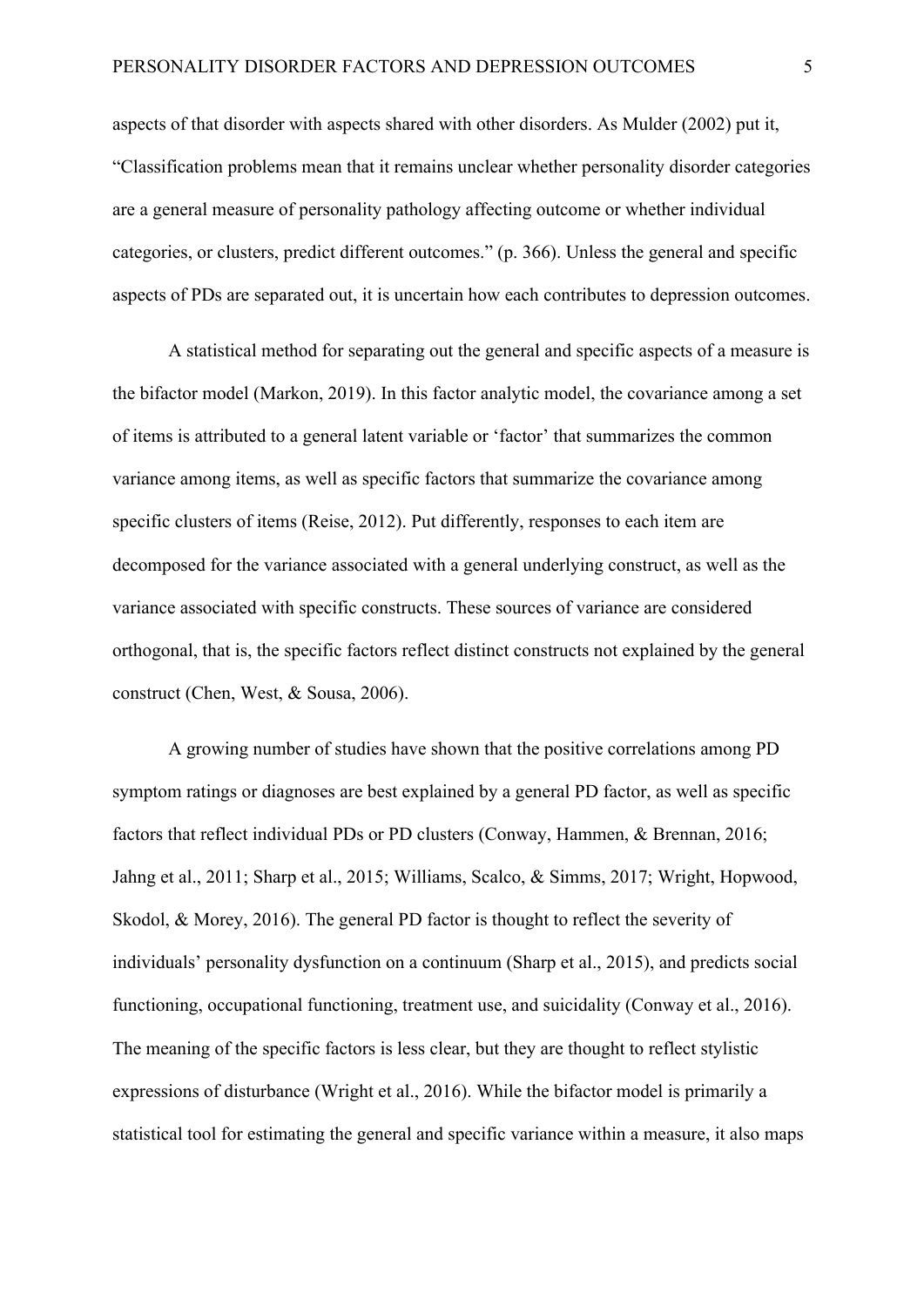aspects of that disorder with aspects shared with other disorders. As Mulder (2002) put it, "Classification problems mean that it remains unclear whether personality disorder categories are a general measure of personality pathology affecting outcome or whether individual categories, or clusters, predict different outcomes." (p. 366). Unless the general and specific aspects of PDs are separated out, it is uncertain how each contributes to depression outcomes.

A statistical method for separating out the general and specific aspects of a measure is the bifactor model (Markon, 2019). In this factor analytic model, the covariance among a set of items is attributed to a general latent variable or 'factor' that summarizes the common variance among items, as well as specific factors that summarize the covariance among specific clusters of items (Reise, 2012). Put differently, responses to each item are decomposed for the variance associated with a general underlying construct, as well as the variance associated with specific constructs. These sources of variance are considered orthogonal, that is, the specific factors reflect distinct constructs not explained by the general construct (Chen, West, & Sousa, 2006).

A growing number of studies have shown that the positive correlations among PD symptom ratings or diagnoses are best explained by a general PD factor, as well as specific factors that reflect individual PDs or PD clusters (Conway, Hammen, & Brennan, 2016; Jahng et al., 2011; Sharp et al., 2015; Williams, Scalco, & Simms, 2017; Wright, Hopwood, Skodol, & Morey, 2016). The general PD factor is thought to reflect the severity of individuals' personality dysfunction on a continuum (Sharp et al., 2015), and predicts social functioning, occupational functioning, treatment use, and suicidality (Conway et al., 2016). The meaning of the specific factors is less clear, but they are thought to reflect stylistic expressions of disturbance (Wright et al., 2016). While the bifactor model is primarily a statistical tool for estimating the general and specific variance within a measure, it also maps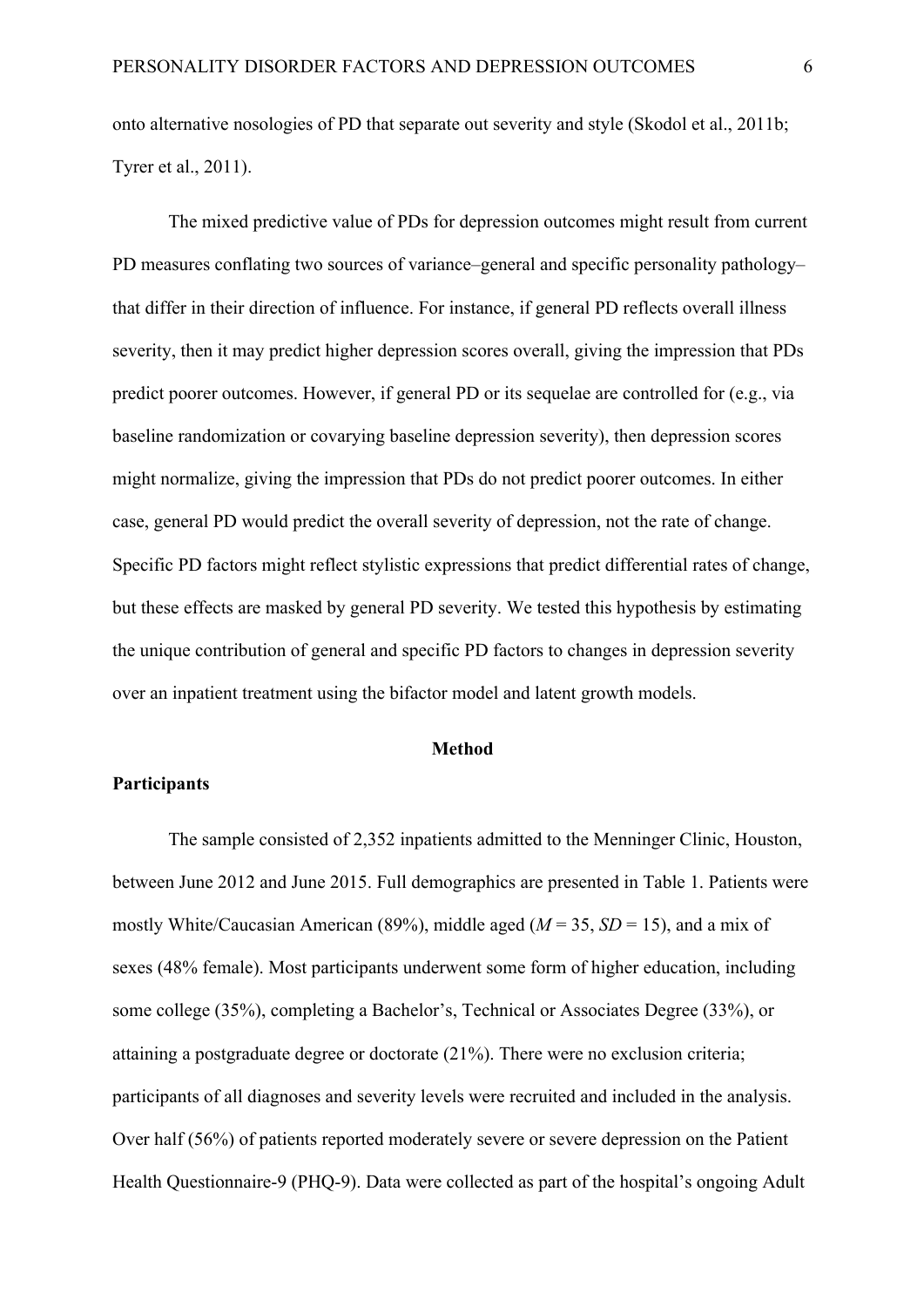onto alternative nosologies of PD that separate out severity and style (Skodol et al., 2011b; Tyrer et al., 2011).

The mixed predictive value of PDs for depression outcomes might result from current PD measures conflating two sources of variance–general and specific personality pathology–that differ in their direction of influence. For instance, if general PD reflects overall illness severity, then it may predict higher depression scores overall, giving the impression that PDs predict poorer outcomes. However, if general PD or its sequelae are controlled for (e.g., via baseline randomization or covarying baseline depression severity), then depression scores might normalize, giving the impression that PDs do not predict poorer outcomes. In either case, general PD would predict the overall severity of depression, not the rate of change. Specific PD factors might reflect stylistic expressions that predict differential rates of change, but these effects are masked by general PD severity. We tested this hypothesis by estimating the unique contribution of general and specific PD factors to changes in depression severity over an inpatient treatment using the bifactor model and latent growth models.

## Method

### Participants

The sample consisted of 2,352 inpatients admitted to the Menninger Clinic, Houston, between June 2012 and June 2015. Full demographics are presented in Table 1. Patients were mostly White/Caucasian American (89%), middle aged (*M* = 35, *SD* = 15), and a mix of sexes (48% female). Most participants underwent some form of higher education, including some college (35%), completing a Bachelor's, Technical or Associates Degree (33%), or attaining a postgraduate degree or doctorate (21%). There were no exclusion criteria; participants of all diagnoses and severity levels were recruited and included in the analysis. Over half (56%) of patients reported moderately severe or severe depression on the Patient Health Questionnaire-9 (PHQ-9). Data were collected as part of the hospital's ongoing Adult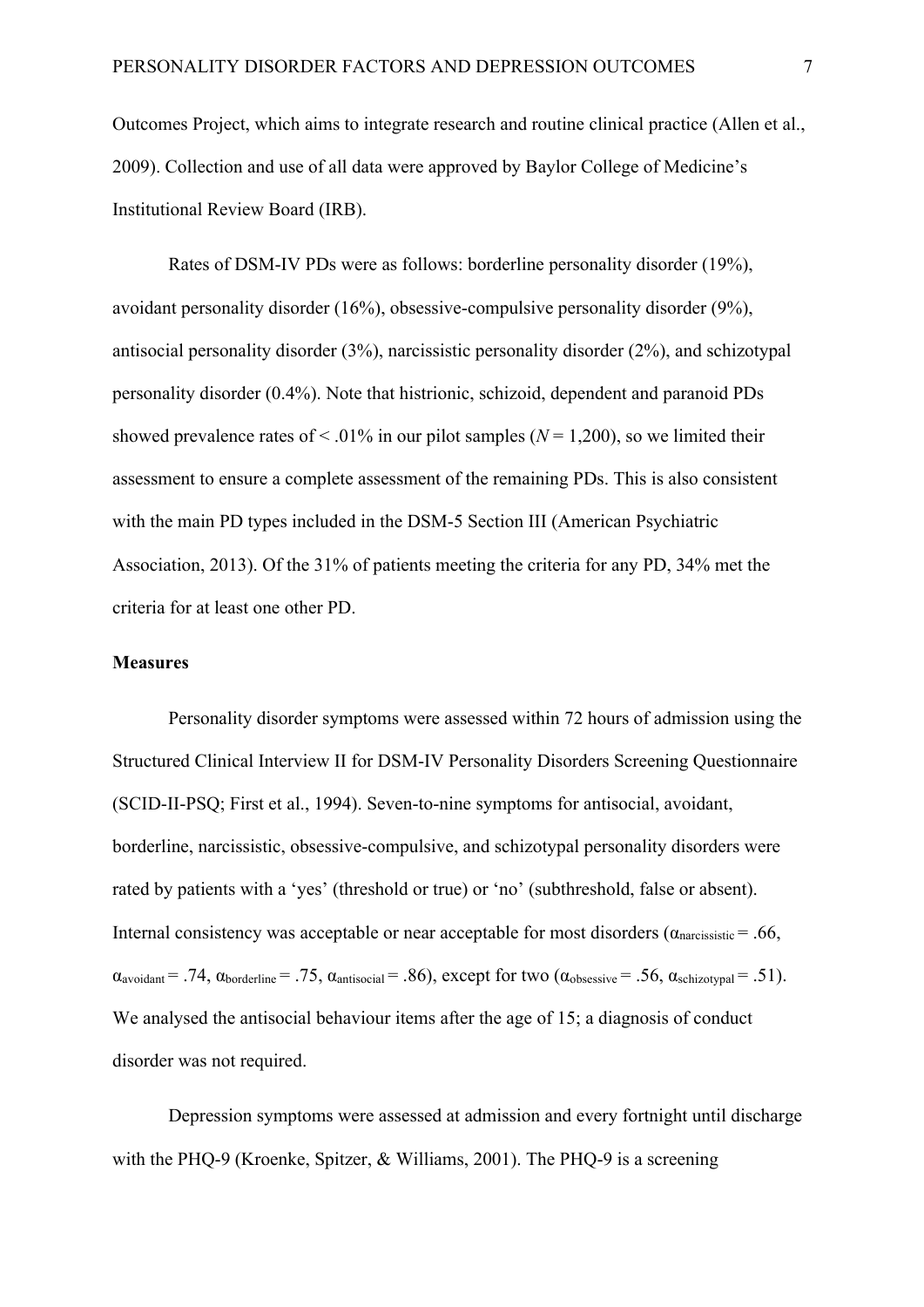Outcomes Project, which aims to integrate research and routine clinical practice (Allen et al., 2009). Collection and use of all data were approved by Baylor College of Medicine's Institutional Review Board (IRB).

Rates of DSM-IV PDs were as follows: borderline personality disorder (19%), avoidant personality disorder (16%), obsessive-compulsive personality disorder (9%), antisocial personality disorder (3%), narcissistic personality disorder (2%), and schizotypal personality disorder (0.4%). Note that histrionic, schizoid, dependent and paranoid PDs showed prevalence rates of < .01% in our pilot samples (*N* = 1,200), so we limited their assessment to ensure a complete assessment of the remaining PDs. This is also consistent with the main PD types included in the DSM-5 Section III (American Psychiatric Association, 2013). Of the 31% of patients meeting the criteria for any PD, 34% met the criteria for at least one other PD.

**Measures**

Personality disorder symptoms were assessed within 72 hours of admission using the Structured Clinical Interview II for DSM-IV Personality Disorders Screening Questionnaire (SCID-II-PSQ; First et al., 1994). Seven-to-nine symptoms for antisocial, avoidant, borderline, narcissistic, obsessive-compulsive, and schizotypal personality disorders were rated by patients with a 'yes' (threshold or true) or 'no' (subthreshold, false or absent). Internal consistency was acceptable or near acceptable for most disorders ($\alpha_{narcissistic} = .66$, $\alpha_{avoidant} = .74$, $\alpha_{borderline} = .75$, $\alpha_{antisocial} = .86$), except for two ($\alpha_{obsessive} = .56$, $\alpha_{schizotypal} = .51$). We analysed the antisocial behaviour items after the age of 15; a diagnosis of conduct disorder was not required.

Depression symptoms were assessed at admission and every fortnight until discharge with the PHQ-9 (Kroenke, Spitzer, & Williams, 2001). The PHQ-9 is a screening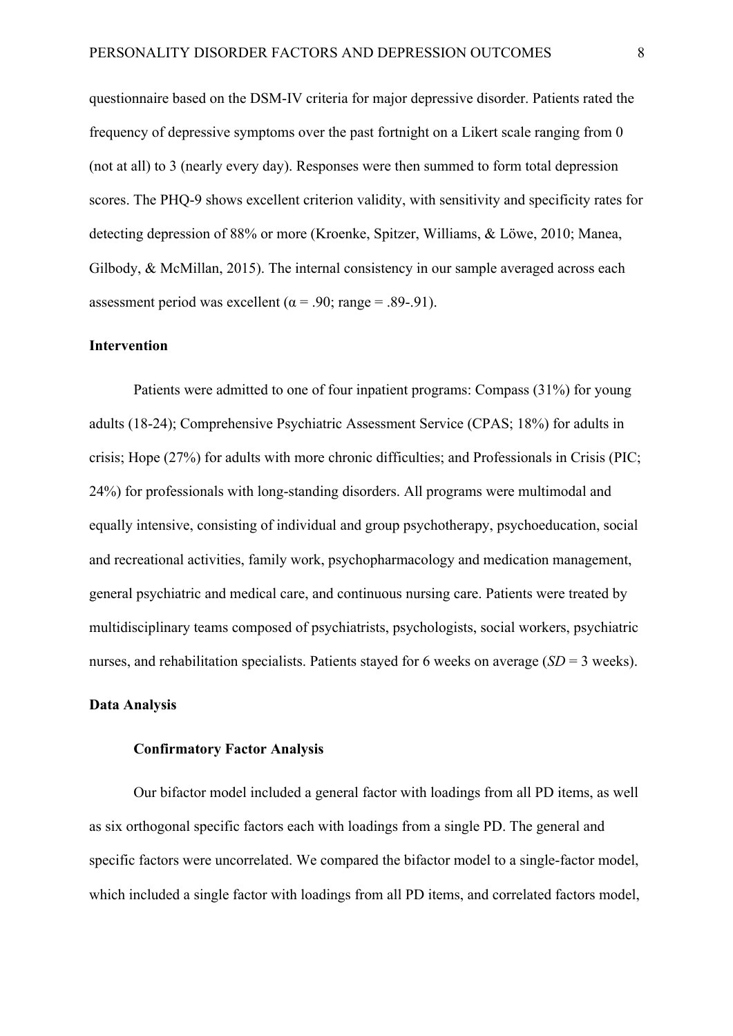questionnaire based on the DSM-IV criteria for major depressive disorder. Patients rated the frequency of depressive symptoms over the past fortnight on a Likert scale ranging from 0 (not at all) to 3 (nearly every day). Responses were then summed to form total depression scores. The PHQ-9 shows excellent criterion validity, with sensitivity and specificity rates for detecting depression of 88% or more (Kroenke, Spitzer, Williams, & Löwe, 2010; Manea, Gilbody, & McMillan, 2015). The internal consistency in our sample averaged across each assessment period was excellent ($\alpha = .90$; range = .89-.91).

## Intervention

Patients were admitted to one of four inpatient programs: Compass (31%) for young adults (18-24); Comprehensive Psychiatric Assessment Service (CPAS; 18%) for adults in crisis; Hope (27%) for adults with more chronic difficulties; and Professionals in Crisis (PIC; 24%) for professionals with long-standing disorders. All programs were multimodal and equally intensive, consisting of individual and group psychotherapy, psychoeducation, social and recreational activities, family work, psychopharmacology and medication management, general psychiatric and medical care, and continuous nursing care. Patients were treated by multidisciplinary teams composed of psychiatrists, psychologists, social workers, psychiatric nurses, and rehabilitation specialists. Patients stayed for 6 weeks on average (*SD* = 3 weeks).

## Data Analysis

### Confirmatory Factor Analysis

Our bifactor model included a general factor with loadings from all PD items, as well as six orthogonal specific factors each with loadings from a single PD. The general and specific factors were uncorrelated. We compared the bifactor model to a single-factor model, which included a single factor with loadings from all PD items, and correlated factors model,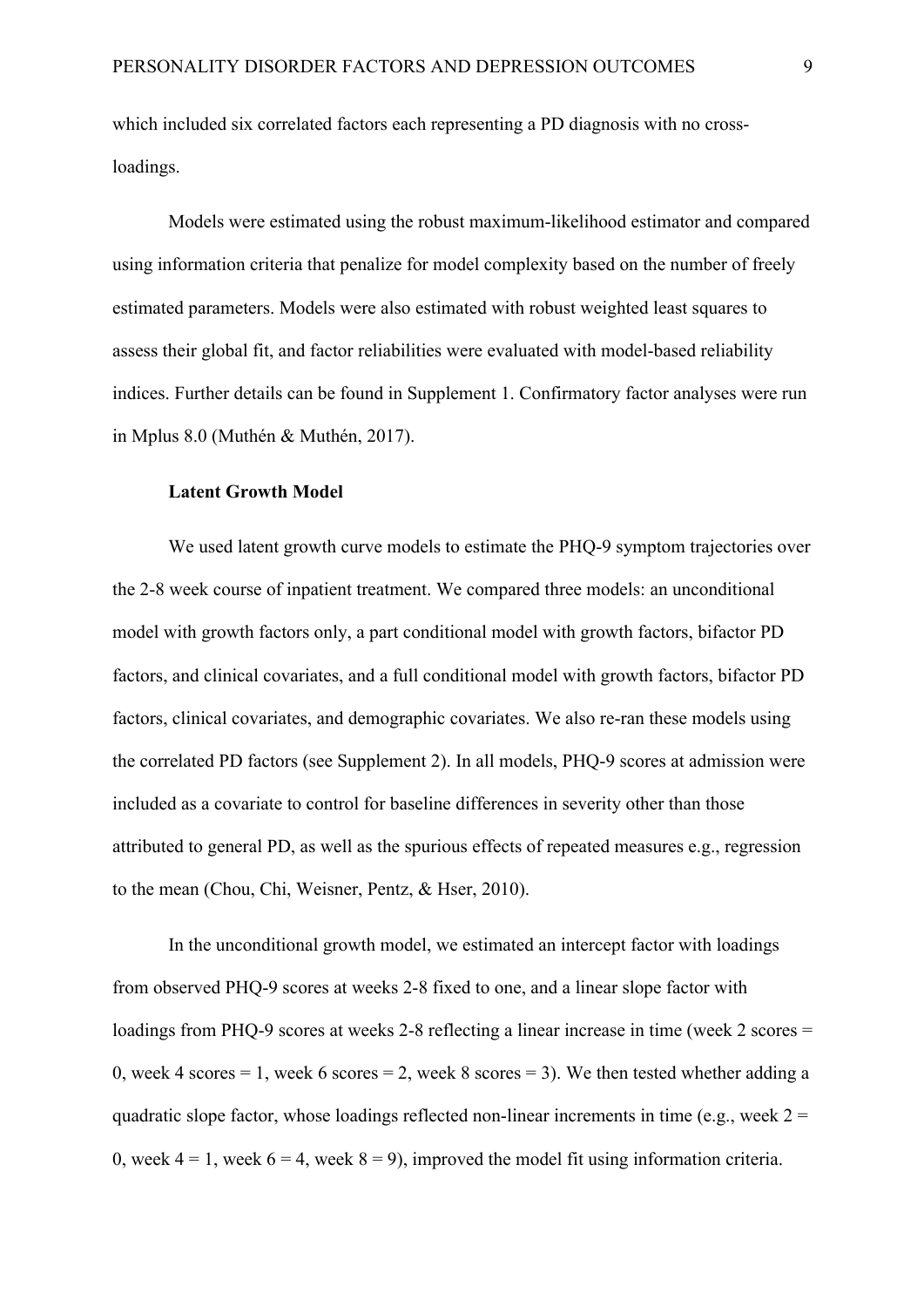which included six correlated factors each representing a PD diagnosis with no cross-loadings.

Models were estimated using the robust maximum-likelihood estimator and compared using information criteria that penalize for model complexity based on the number of freely estimated parameters. Models were also estimated with robust weighted least squares to assess their global fit, and factor reliabilities were evaluated with model-based reliability indices. Further details can be found in Supplement 1. Confirmatory factor analyses were run in Mplus 8.0 (Muthén & Muthén, 2017).

### Latent Growth Model

We used latent growth curve models to estimate the PHQ-9 symptom trajectories over the 2-8 week course of inpatient treatment. We compared three models: an unconditional model with growth factors only, a part conditional model with growth factors, bifactor PD factors, and clinical covariates, and a full conditional model with growth factors, bifactor PD factors, clinical covariates, and demographic covariates. We also re-ran these models using the correlated PD factors (see Supplement 2). In all models, PHQ-9 scores at admission were included as a covariate to control for baseline differences in severity other than those attributed to general PD, as well as the spurious effects of repeated measures e.g., regression to the mean (Chou, Chi, Weisner, Pentz, & Hser, 2010).

In the unconditional growth model, we estimated an intercept factor with loadings from observed PHQ-9 scores at weeks 2-8 fixed to one, and a linear slope factor with loadings from PHQ-9 scores at weeks 2-8 reflecting a linear increase in time (week 2 scores = 0, week 4 scores = 1, week 6 scores = 2, week 8 scores = 3). We then tested whether adding a quadratic slope factor, whose loadings reflected non-linear increments in time (e.g., week 2 = 0, week 4 = 1, week 6 = 4, week 8 = 9), improved the model fit using information criteria.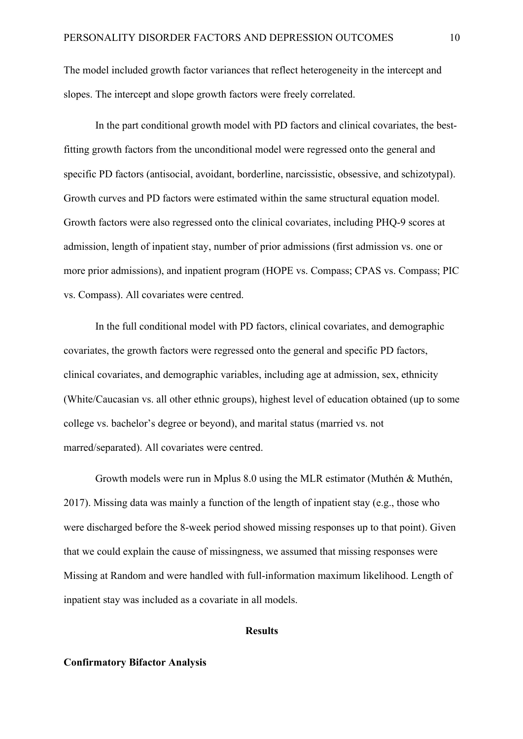The model included growth factor variances that reflect heterogeneity in the intercept and slopes. The intercept and slope growth factors were freely correlated.

In the part conditional growth model with PD factors and clinical covariates, the best-fitting growth factors from the unconditional model were regressed onto the general and specific PD factors (antisocial, avoidant, borderline, narcissistic, obsessive, and schizotypal). Growth curves and PD factors were estimated within the same structural equation model. Growth factors were also regressed onto the clinical covariates, including PHQ-9 scores at admission, length of inpatient stay, number of prior admissions (first admission vs. one or more prior admissions), and inpatient program (HOPE vs. Compass; CPAS vs. Compass; PIC vs. Compass). All covariates were centred.

In the full conditional model with PD factors, clinical covariates, and demographic covariates, the growth factors were regressed onto the general and specific PD factors, clinical covariates, and demographic variables, including age at admission, sex, ethnicity (White/Caucasian vs. all other ethnic groups), highest level of education obtained (up to some college vs. bachelor's degree or beyond), and marital status (married vs. not marred/separated). All covariates were centred.

Growth models were run in Mplus 8.0 using the MLR estimator (Muthén & Muthén, 2017). Missing data was mainly a function of the length of inpatient stay (e.g., those who were discharged before the 8-week period showed missing responses up to that point). Given that we could explain the cause of missingness, we assumed that missing responses were Missing at Random and were handled with full-information maximum likelihood. Length of inpatient stay was included as a covariate in all models.

## Results

### Confirmatory Bifactor Analysis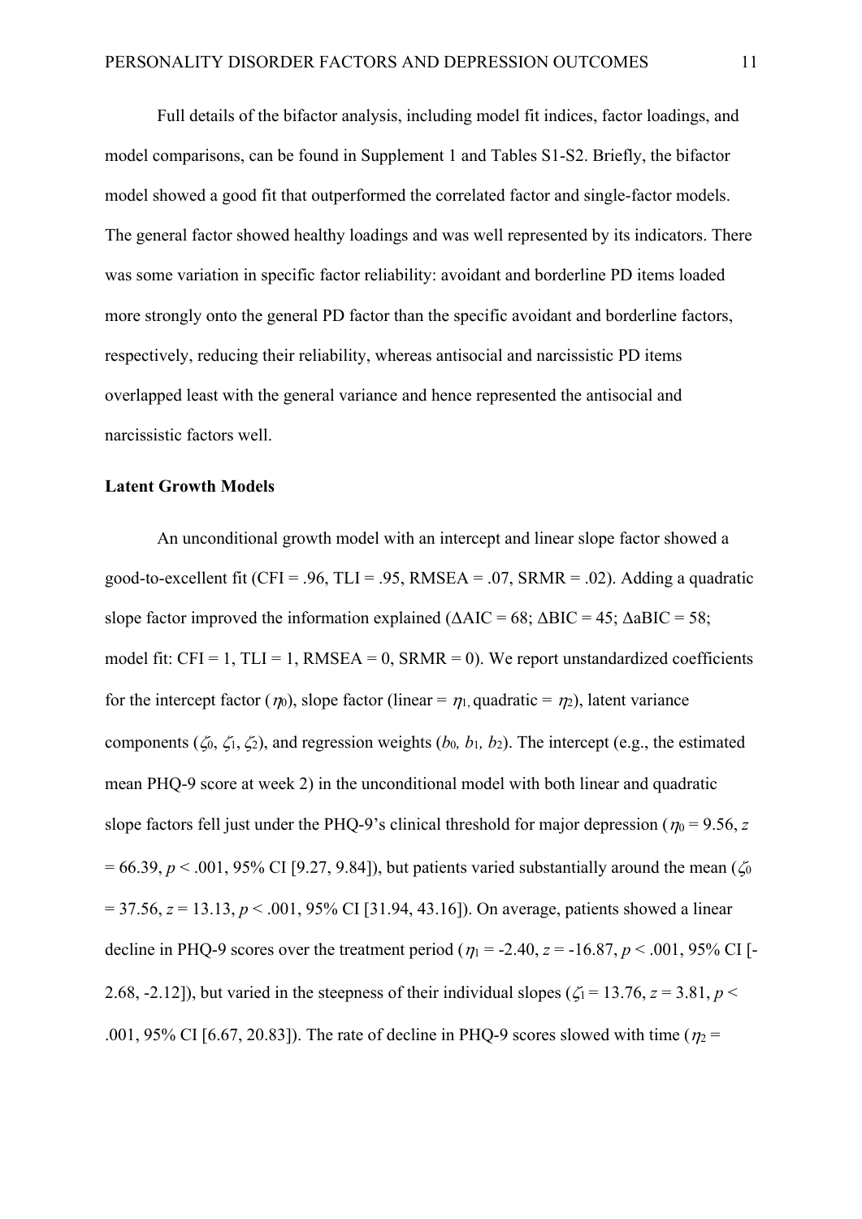Full details of the bifactor analysis, including model fit indices, factor loadings, and model comparisons, can be found in Supplement 1 and Tables S1-S2. Briefly, the bifactor model showed a good fit that outperformed the correlated factor and single-factor models. The general factor showed healthy loadings and was well represented by its indicators. There was some variation in specific factor reliability: avoidant and borderline PD items loaded more strongly onto the general PD factor than the specific avoidant and borderline factors, respectively, reducing their reliability, whereas antisocial and narcissistic PD items overlapped least with the general variance and hence represented the antisocial and narcissistic factors well.

### Latent Growth Models

An unconditional growth model with an intercept and linear slope factor showed a good-to-excellent fit (CFI = .96, TLI = .95, RMSEA = .07, SRMR = .02). Adding a quadratic slope factor improved the information explained ($\Delta$AIC = 68; $\Delta$BIC = 45; $\Delta$aBIC = 58; model fit: CFI = 1, TLI = 1, RMSEA = 0, SRMR = 0). We report unstandardized coefficients for the intercept factor ($\eta_0$), slope factor (linear = $\eta_1$, quadratic = $\eta_2$), latent variance components ($\zeta_0$, $\zeta_1$, $\zeta_2$), and regression weights ($b_0$, $b_1$, $b_2$). The intercept (e.g., the estimated mean PHQ-9 score at week 2) in the unconditional model with both linear and quadratic slope factors fell just under the PHQ-9's clinical threshold for major depression ($\eta_0$ = 9.56, $z$ = 66.39, $p$ < .001, 95% CI [9.27, 9.84]), but patients varied substantially around the mean ($\zeta_0$ = 37.56, $z$ = 13.13, $p$ < .001, 95% CI [31.94, 43.16]). On average, patients showed a linear decline in PHQ-9 scores over the treatment period ($\eta_1$ = -2.40, $z$ = -16.87, $p$ < .001, 95% CI [-2.68, -2.12]), but varied in the steepness of their individual slopes ($\zeta_1$ = 13.76, $z$ = 3.81, $p$ < .001, 95% CI [6.67, 20.83]). The rate of decline in PHQ-9 scores slowed with time ($\eta_2$ =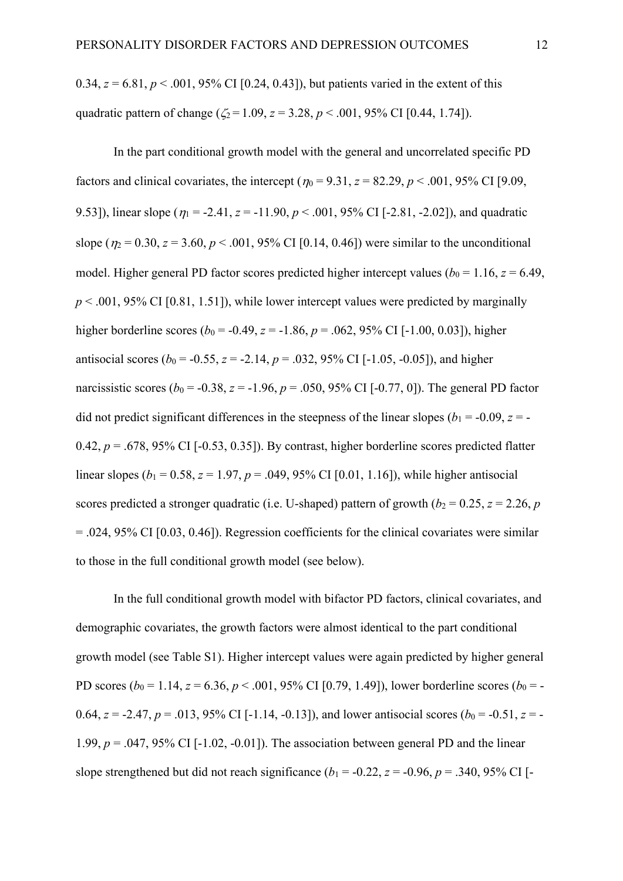0.34, $z$ = 6.81, $p$ < .001, 95% CI [0.24, 0.43]), but patients varied in the extent of this quadratic pattern of change ($\zeta_2$ = 1.09, $z$ = 3.28, $p$ < .001, 95% CI [0.44, 1.74]).

In the part conditional growth model with the general and uncorrelated specific PD factors and clinical covariates, the intercept ($\eta_0$ = 9.31, $z$ = 82.29, $p$ < .001, 95% CI [9.09, 9.53]), linear slope ($\eta_1$ = -2.41, $z$ = -11.90, $p$ < .001, 95% CI [-2.81, -2.02]), and quadratic slope ($\eta_2$ = 0.30, $z$ = 3.60, $p$ < .001, 95% CI [0.14, 0.46]) were similar to the unconditional model. Higher general PD factor scores predicted higher intercept values ($b_0$ = 1.16, $z$ = 6.49, $p$ < .001, 95% CI [0.81, 1.51]), while lower intercept values were predicted by marginally higher borderline scores ($b_0$ = -0.49, $z$ = -1.86, $p$ = .062, 95% CI [-1.00, 0.03]), higher antisocial scores ($b_0$ = -0.55, $z$ = -2.14, $p$ = .032, 95% CI [-1.05, -0.05]), and higher narcissistic scores ($b_0$ = -0.38, $z$ = -1.96, $p$ = .050, 95% CI [-0.77, 0]). The general PD factor did not predict significant differences in the steepness of the linear slopes ($b_1$ = -0.09, $z$ = -0.42, $p$ = .678, 95% CI [-0.53, 0.35]). By contrast, higher borderline scores predicted flatter linear slopes ($b_1$ = 0.58, $z$ = 1.97, $p$ = .049, 95% CI [0.01, 1.16]), while higher antisocial scores predicted a stronger quadratic (i.e. U-shaped) pattern of growth ($b_2$ = 0.25, $z$ = 2.26, $p$ = .024, 95% CI [0.03, 0.46]). Regression coefficients for the clinical covariates were similar to those in the full conditional growth model (see below).

In the full conditional growth model with bifactor PD factors, clinical covariates, and demographic covariates, the growth factors were almost identical to the part conditional growth model (see Table S1). Higher intercept values were again predicted by higher general PD scores ($b_0$ = 1.14, $z$ = 6.36, $p$ < .001, 95% CI [0.79, 1.49]), lower borderline scores ($b_0$ = -0.64, $z$ = -2.47, $p$ = .013, 95% CI [-1.14, -0.13]), and lower antisocial scores ($b_0$ = -0.51, $z$ = -1.99, $p$ = .047, 95% CI [-1.02, -0.01]). The association between general PD and the linear slope strengthened but did not reach significance ($b_1$ = -0.22, $z$ = -0.96, $p$ = .340, 95% CI [-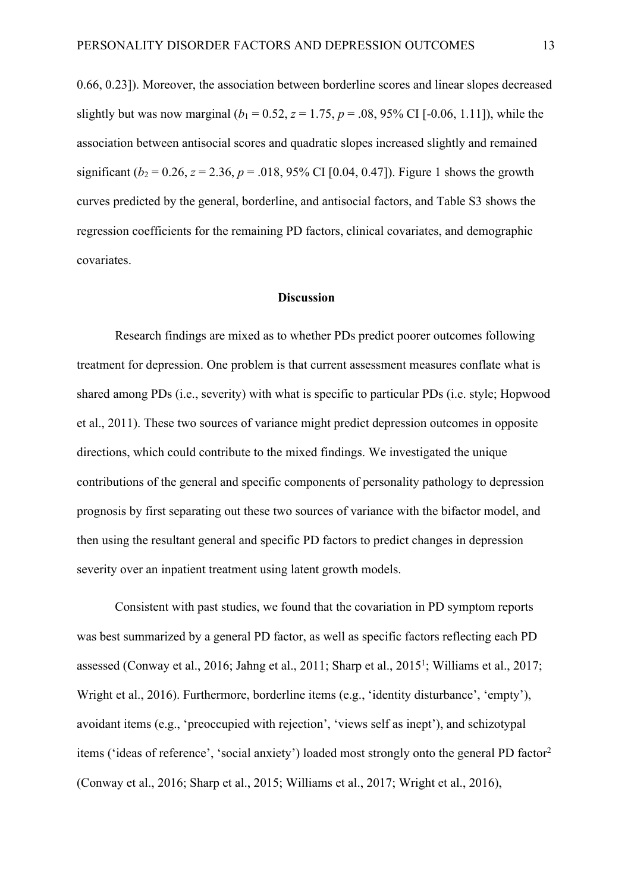0.66, 0.23]). Moreover, the association between borderline scores and linear slopes decreased slightly but was now marginal ($b_1 = 0.52$, $z = 1.75$, $p = .08$, 95% CI [-0.06, 1.11]), while the association between antisocial scores and quadratic slopes increased slightly and remained significant ($b_2 = 0.26$, $z = 2.36$, $p = .018$, 95% CI [0.04, 0.47]). Figure 1 shows the growth curves predicted by the general, borderline, and antisocial factors, and Table S3 shows the regression coefficients for the remaining PD factors, clinical covariates, and demographic covariates.

## Discussion

Research findings are mixed as to whether PDs predict poorer outcomes following treatment for depression. One problem is that current assessment measures conflate what is shared among PDs (i.e., severity) with what is specific to particular PDs (i.e. style; Hopwood et al., 2011). These two sources of variance might predict depression outcomes in opposite directions, which could contribute to the mixed findings. We investigated the unique contributions of the general and specific components of personality pathology to depression prognosis by first separating out these two sources of variance with the bifactor model, and then using the resultant general and specific PD factors to predict changes in depression severity over an inpatient treatment using latent growth models.

Consistent with past studies, we found that the covariation in PD symptom reports was best summarized by a general PD factor, as well as specific factors reflecting each PD assessed (Conway et al., 2016; Jahng et al., 2011; Sharp et al., 2015[1]; Williams et al., 2017; Wright et al., 2016). Furthermore, borderline items (e.g., 'identity disturbance', 'empty'), avoidant items (e.g., 'preoccupied with rejection', 'views self as inept'), and schizotypal items ('ideas of reference', 'social anxiety') loaded most strongly onto the general PD factor[2] (Conway et al., 2016; Sharp et al., 2015; Williams et al., 2017; Wright et al., 2016),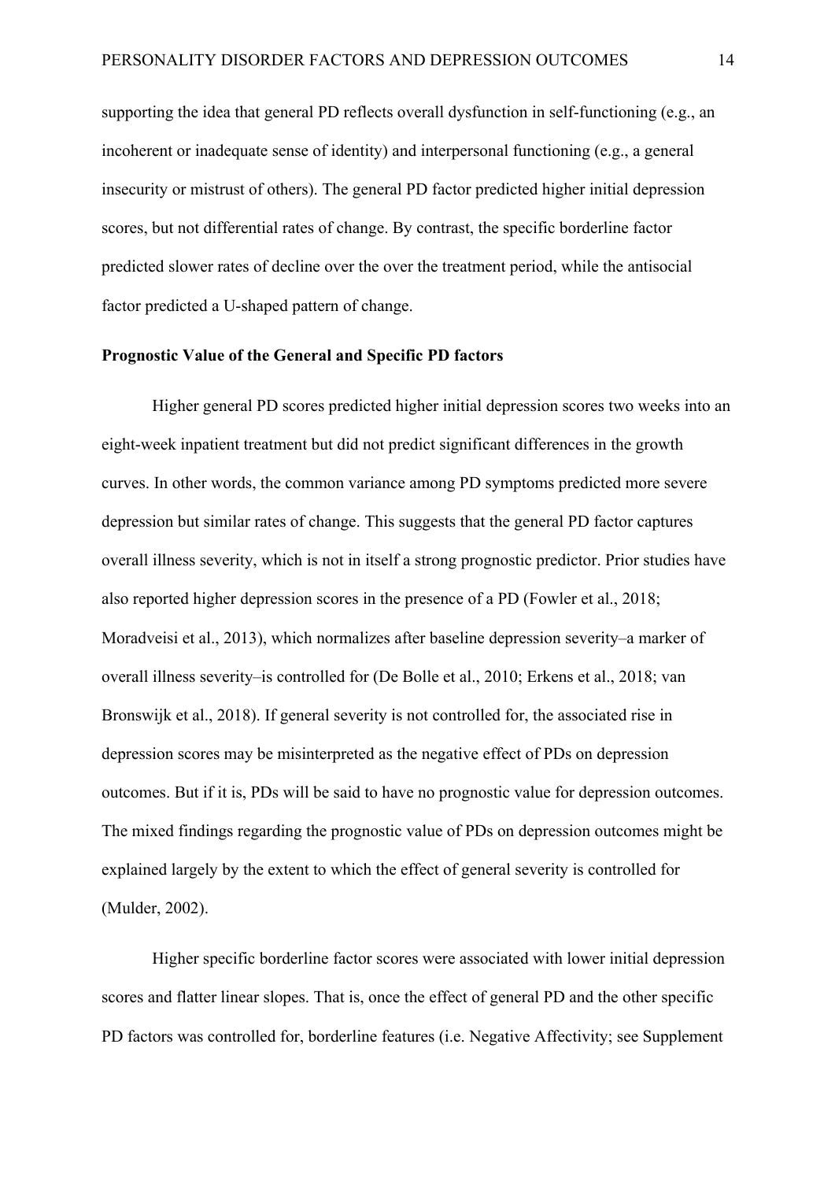supporting the idea that general PD reflects overall dysfunction in self-functioning (e.g., an incoherent or inadequate sense of identity) and interpersonal functioning (e.g., a general insecurity or mistrust of others). The general PD factor predicted higher initial depression scores, but not differential rates of change. By contrast, the specific borderline factor predicted slower rates of decline over the over the treatment period, while the antisocial factor predicted a U-shaped pattern of change.

**Prognostic Value of the General and Specific PD factors**

Higher general PD scores predicted higher initial depression scores two weeks into an eight-week inpatient treatment but did not predict significant differences in the growth curves. In other words, the common variance among PD symptoms predicted more severe depression but similar rates of change. This suggests that the general PD factor captures overall illness severity, which is not in itself a strong prognostic predictor. Prior studies have also reported higher depression scores in the presence of a PD (Fowler et al., 2018; Moradveisi et al., 2013), which normalizes after baseline depression severity–a marker of overall illness severity–is controlled for (De Bolle et al., 2010; Erkens et al., 2018; van Bronswijk et al., 2018). If general severity is not controlled for, the associated rise in depression scores may be misinterpreted as the negative effect of PDs on depression outcomes. But if it is, PDs will be said to have no prognostic value for depression outcomes. The mixed findings regarding the prognostic value of PDs on depression outcomes might be explained largely by the extent to which the effect of general severity is controlled for (Mulder, 2002).

Higher specific borderline factor scores were associated with lower initial depression scores and flatter linear slopes. That is, once the effect of general PD and the other specific PD factors was controlled for, borderline features (i.e. Negative Affectivity; see Supplement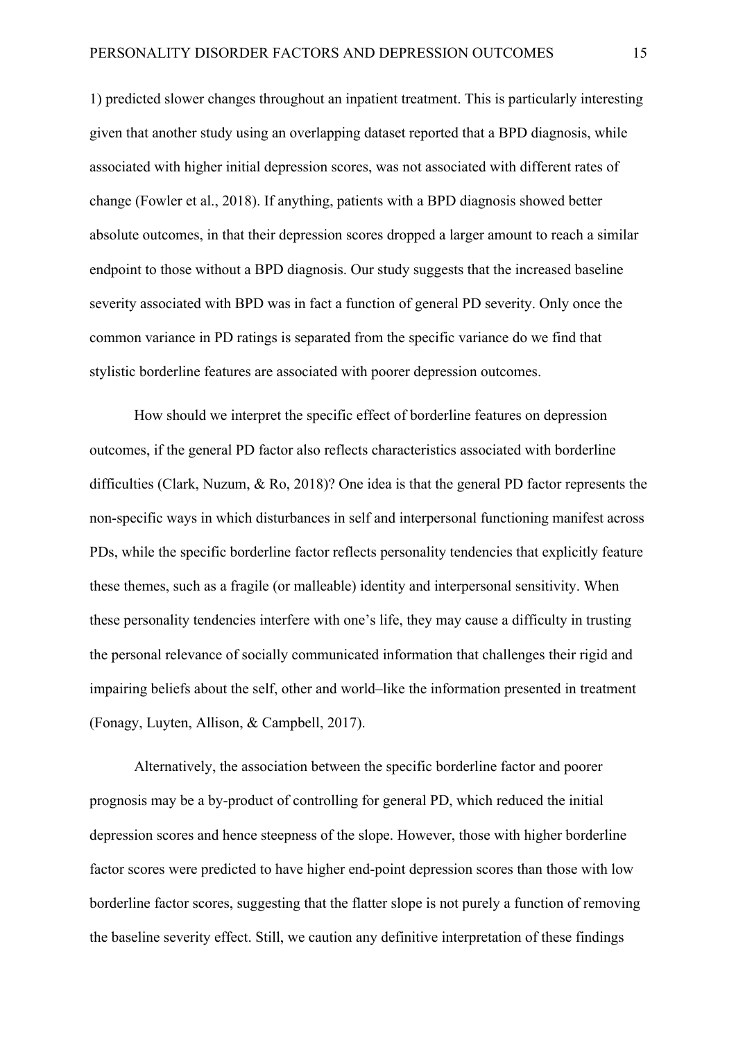1) predicted slower changes throughout an inpatient treatment. This is particularly interesting given that another study using an overlapping dataset reported that a BPD diagnosis, while associated with higher initial depression scores, was not associated with different rates of change (Fowler et al., 2018). If anything, patients with a BPD diagnosis showed better absolute outcomes, in that their depression scores dropped a larger amount to reach a similar endpoint to those without a BPD diagnosis. Our study suggests that the increased baseline severity associated with BPD was in fact a function of general PD severity. Only once the common variance in PD ratings is separated from the specific variance do we find that stylistic borderline features are associated with poorer depression outcomes.

How should we interpret the specific effect of borderline features on depression outcomes, if the general PD factor also reflects characteristics associated with borderline difficulties (Clark, Nuzum, & Ro, 2018)? One idea is that the general PD factor represents the non-specific ways in which disturbances in self and interpersonal functioning manifest across PDs, while the specific borderline factor reflects personality tendencies that explicitly feature these themes, such as a fragile (or malleable) identity and interpersonal sensitivity. When these personality tendencies interfere with one's life, they may cause a difficulty in trusting the personal relevance of socially communicated information that challenges their rigid and impairing beliefs about the self, other and world–like the information presented in treatment (Fonagy, Luyten, Allison, & Campbell, 2017).

Alternatively, the association between the specific borderline factor and poorer prognosis may be a by-product of controlling for general PD, which reduced the initial depression scores and hence steepness of the slope. However, those with higher borderline factor scores were predicted to have higher end-point depression scores than those with low borderline factor scores, suggesting that the flatter slope is not purely a function of removing the baseline severity effect. Still, we caution any definitive interpretation of these findings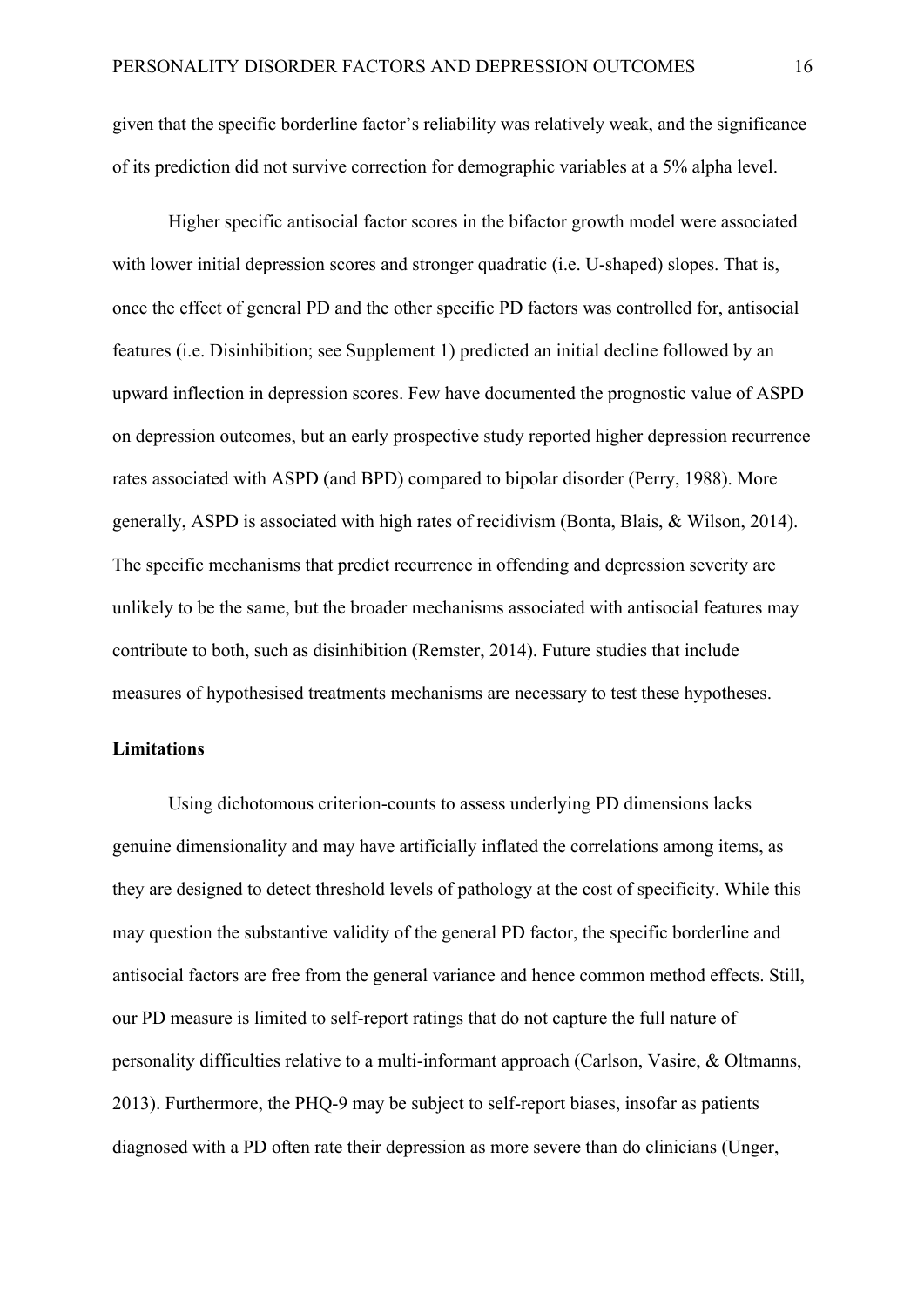given that the specific borderline factor's reliability was relatively weak, and the significance of its prediction did not survive correction for demographic variables at a 5% alpha level.

Higher specific antisocial factor scores in the bifactor growth model were associated with lower initial depression scores and stronger quadratic (i.e. U-shaped) slopes. That is, once the effect of general PD and the other specific PD factors was controlled for, antisocial features (i.e. Disinhibition; see Supplement 1) predicted an initial decline followed by an upward inflection in depression scores. Few have documented the prognostic value of ASPD on depression outcomes, but an early prospective study reported higher depression recurrence rates associated with ASPD (and BPD) compared to bipolar disorder (Perry, 1988). More generally, ASPD is associated with high rates of recidivism (Bonta, Blais, & Wilson, 2014). The specific mechanisms that predict recurrence in offending and depression severity are unlikely to be the same, but the broader mechanisms associated with antisocial features may contribute to both, such as disinhibition (Remster, 2014). Future studies that include measures of hypothesised treatments mechanisms are necessary to test these hypotheses.

**Limitations**

Using dichotomous criterion-counts to assess underlying PD dimensions lacks genuine dimensionality and may have artificially inflated the correlations among items, as they are designed to detect threshold levels of pathology at the cost of specificity. While this may question the substantive validity of the general PD factor, the specific borderline and antisocial factors are free from the general variance and hence common method effects. Still, our PD measure is limited to self-report ratings that do not capture the full nature of personality difficulties relative to a multi-informant approach (Carlson, Vasire, & Oltmanns, 2013). Furthermore, the PHQ-9 may be subject to self-report biases, insofar as patients diagnosed with a PD often rate their depression as more severe than do clinicians (Unger,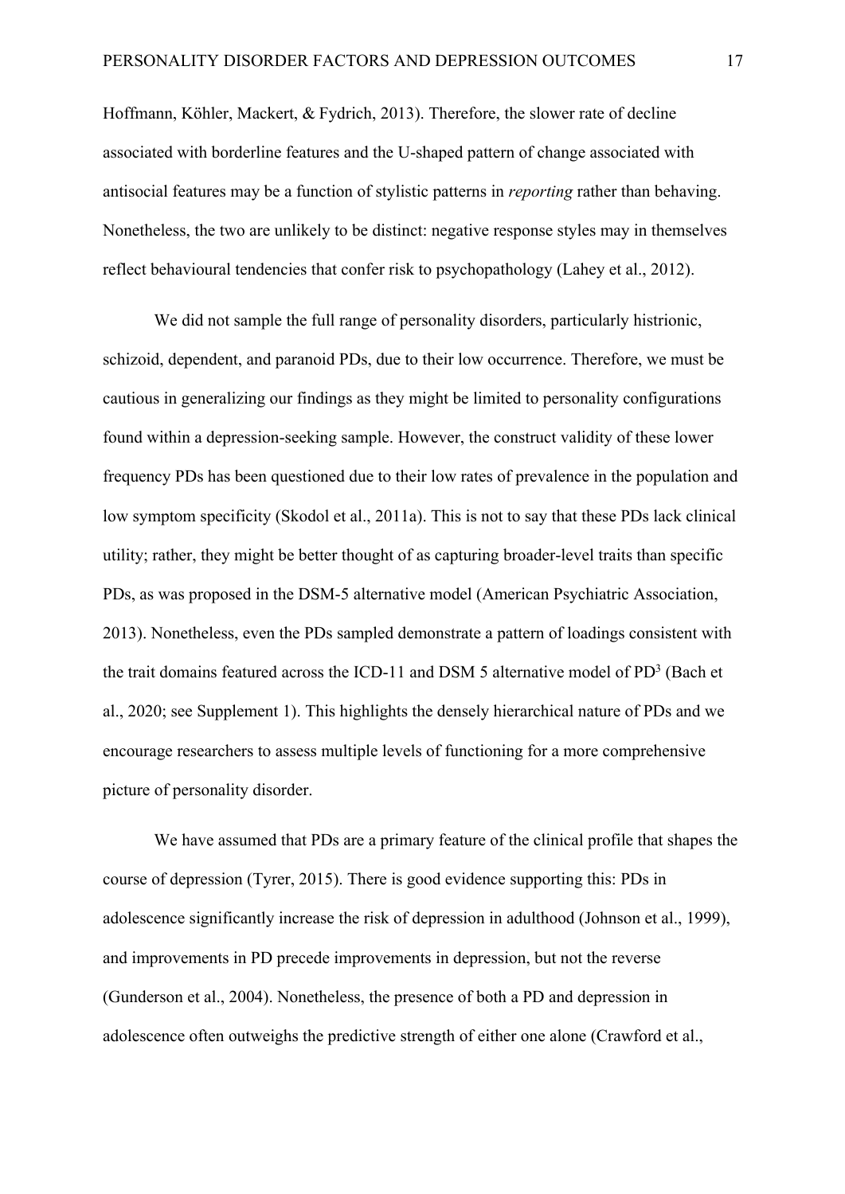Hoffmann, Köhler, Mackert, & Fydrich, 2013). Therefore, the slower rate of decline associated with borderline features and the U-shaped pattern of change associated with antisocial features may be a function of stylistic patterns in *reporting* rather than behaving. Nonetheless, the two are unlikely to be distinct: negative response styles may in themselves reflect behavioural tendencies that confer risk to psychopathology (Lahey et al., 2012).

We did not sample the full range of personality disorders, particularly histrionic, schizoid, dependent, and paranoid PDs, due to their low occurrence. Therefore, we must be cautious in generalizing our findings as they might be limited to personality configurations found within a depression-seeking sample. However, the construct validity of these lower frequency PDs has been questioned due to their low rates of prevalence in the population and low symptom specificity (Skodol et al., 2011a). This is not to say that these PDs lack clinical utility; rather, they might be better thought of as capturing broader-level traits than specific PDs, as was proposed in the DSM-5 alternative model (American Psychiatric Association, 2013). Nonetheless, even the PDs sampled demonstrate a pattern of loadings consistent with the trait domains featured across the ICD-11 and DSM 5 alternative model of PD[3] (Bach et al., 2020; see Supplement 1). This highlights the densely hierarchical nature of PDs and we encourage researchers to assess multiple levels of functioning for a more comprehensive picture of personality disorder.

We have assumed that PDs are a primary feature of the clinical profile that shapes the course of depression (Tyrer, 2015). There is good evidence supporting this: PDs in adolescence significantly increase the risk of depression in adulthood (Johnson et al., 1999), and improvements in PD precede improvements in depression, but not the reverse (Gunderson et al., 2004). Nonetheless, the presence of both a PD and depression in adolescence often outweighs the predictive strength of either one alone (Crawford et al.,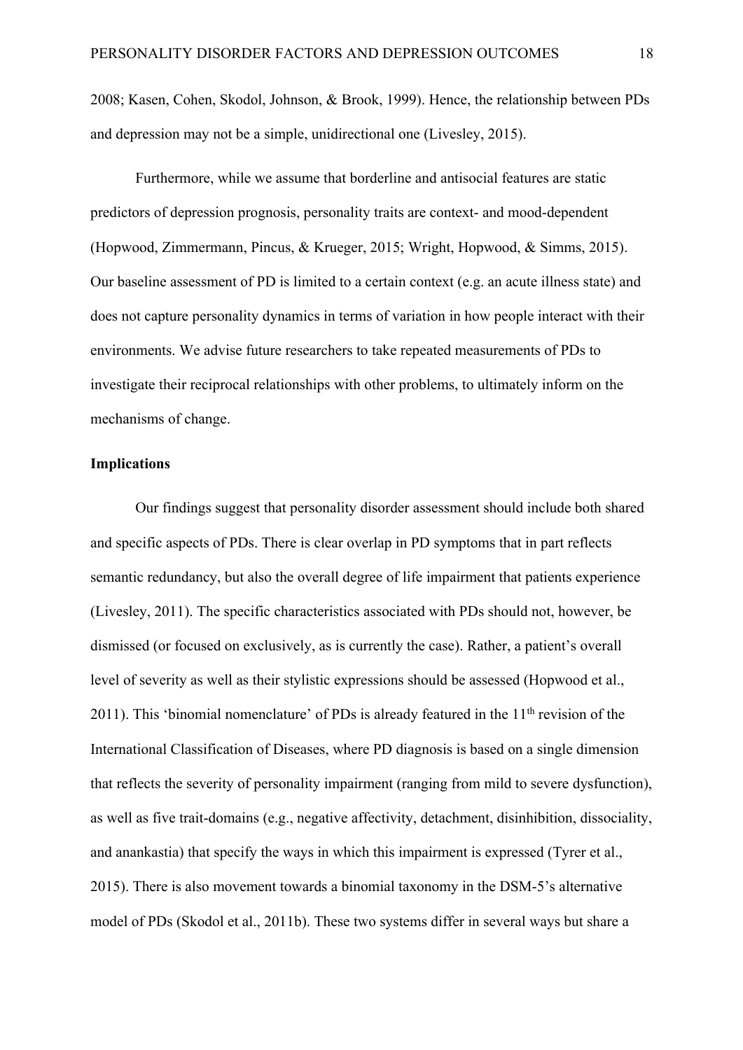2008; Kasen, Cohen, Skodol, Johnson, & Brook, 1999). Hence, the relationship between PDs and depression may not be a simple, unidirectional one (Livesley, 2015).

Furthermore, while we assume that borderline and antisocial features are static predictors of depression prognosis, personality traits are context- and mood-dependent (Hopwood, Zimmermann, Pincus, & Krueger, 2015; Wright, Hopwood, & Simms, 2015). Our baseline assessment of PD is limited to a certain context (e.g. an acute illness state) and does not capture personality dynamics in terms of variation in how people interact with their environments. We advise future researchers to take repeated measurements of PDs to investigate their reciprocal relationships with other problems, to ultimately inform on the mechanisms of change.

**Implications**

Our findings suggest that personality disorder assessment should include both shared and specific aspects of PDs. There is clear overlap in PD symptoms that in part reflects semantic redundancy, but also the overall degree of life impairment that patients experience (Livesley, 2011). The specific characteristics associated with PDs should not, however, be dismissed (or focused on exclusively, as is currently the case). Rather, a patient's overall level of severity as well as their stylistic expressions should be assessed (Hopwood et al., 2011). This 'binomial nomenclature' of PDs is already featured in the 11th revision of the International Classification of Diseases, where PD diagnosis is based on a single dimension that reflects the severity of personality impairment (ranging from mild to severe dysfunction), as well as five trait-domains (e.g., negative affectivity, detachment, disinhibition, dissociality, and anankastia) that specify the ways in which this impairment is expressed (Tyrer et al., 2015). There is also movement towards a binomial taxonomy in the DSM-5's alternative model of PDs (Skodol et al., 2011b). These two systems differ in several ways but share a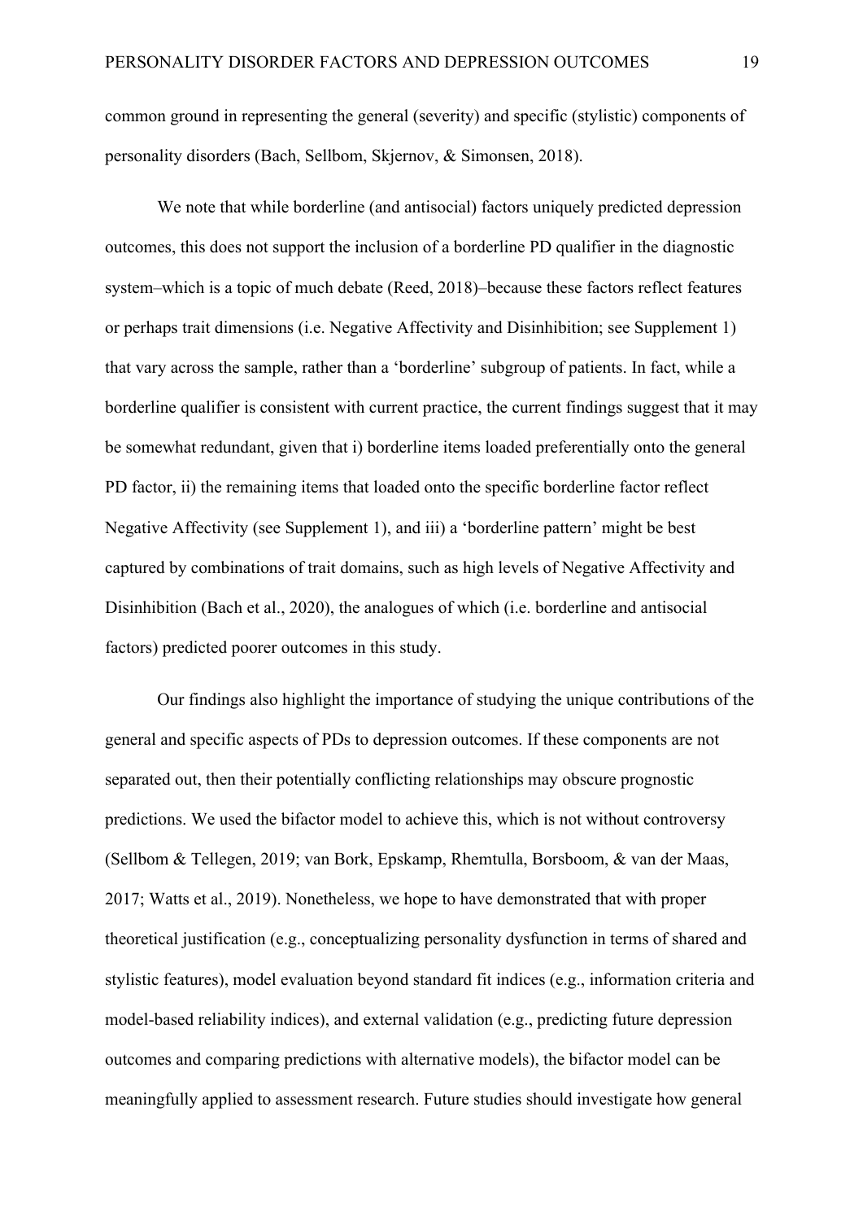common ground in representing the general (severity) and specific (stylistic) components of personality disorders (Bach, Sellbom, Skjernov, & Simonsen, 2018).

We note that while borderline (and antisocial) factors uniquely predicted depression outcomes, this does not support the inclusion of a borderline PD qualifier in the diagnostic system–which is a topic of much debate (Reed, 2018)–because these factors reflect features or perhaps trait dimensions (i.e. Negative Affectivity and Disinhibition; see Supplement 1) that vary across the sample, rather than a 'borderline' subgroup of patients. In fact, while a borderline qualifier is consistent with current practice, the current findings suggest that it may be somewhat redundant, given that i) borderline items loaded preferentially onto the general PD factor, ii) the remaining items that loaded onto the specific borderline factor reflect Negative Affectivity (see Supplement 1), and iii) a 'borderline pattern' might be best captured by combinations of trait domains, such as high levels of Negative Affectivity and Disinhibition (Bach et al., 2020), the analogues of which (i.e. borderline and antisocial factors) predicted poorer outcomes in this study.

Our findings also highlight the importance of studying the unique contributions of the general and specific aspects of PDs to depression outcomes. If these components are not separated out, then their potentially conflicting relationships may obscure prognostic predictions. We used the bifactor model to achieve this, which is not without controversy (Sellbom & Tellegen, 2019; van Bork, Epskamp, Rhemtulla, Borsboom, & van der Maas, 2017; Watts et al., 2019). Nonetheless, we hope to have demonstrated that with proper theoretical justification (e.g., conceptualizing personality dysfunction in terms of shared and stylistic features), model evaluation beyond standard fit indices (e.g., information criteria and model-based reliability indices), and external validation (e.g., predicting future depression outcomes and comparing predictions with alternative models), the bifactor model can be meaningfully applied to assessment research. Future studies should investigate how general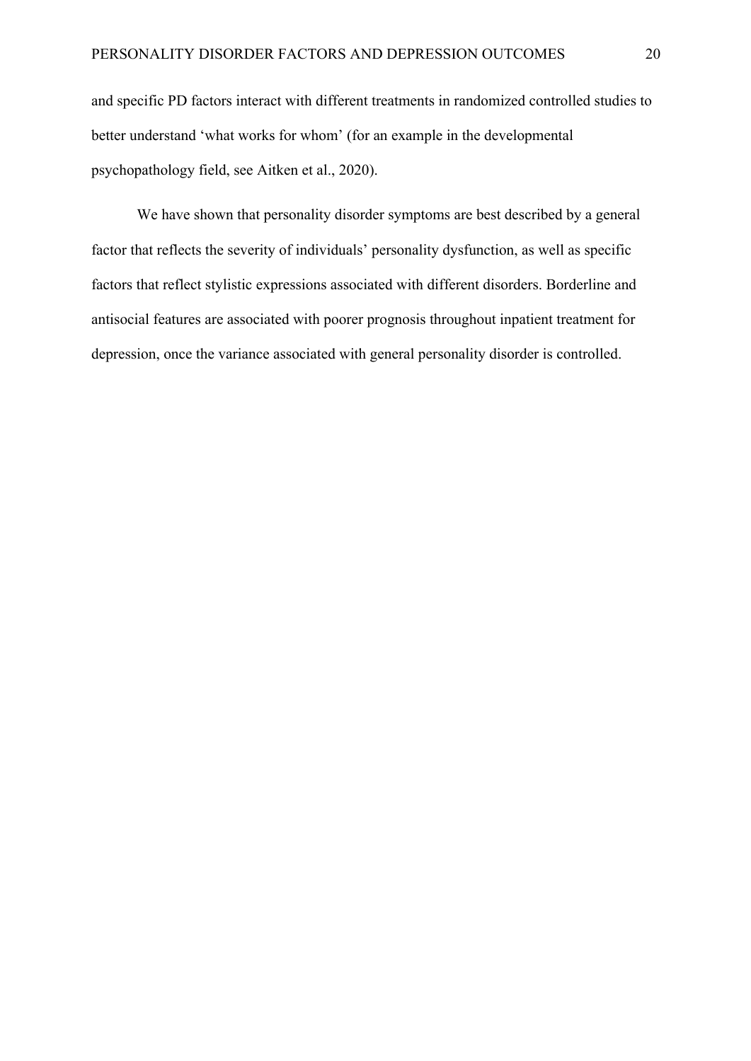and specific PD factors interact with different treatments in randomized controlled studies to better understand 'what works for whom' (for an example in the developmental psychopathology field, see Aitken et al., 2020).

We have shown that personality disorder symptoms are best described by a general factor that reflects the severity of individuals' personality dysfunction, as well as specific factors that reflect stylistic expressions associated with different disorders. Borderline and antisocial features are associated with poorer prognosis throughout inpatient treatment for depression, once the variance associated with general personality disorder is controlled.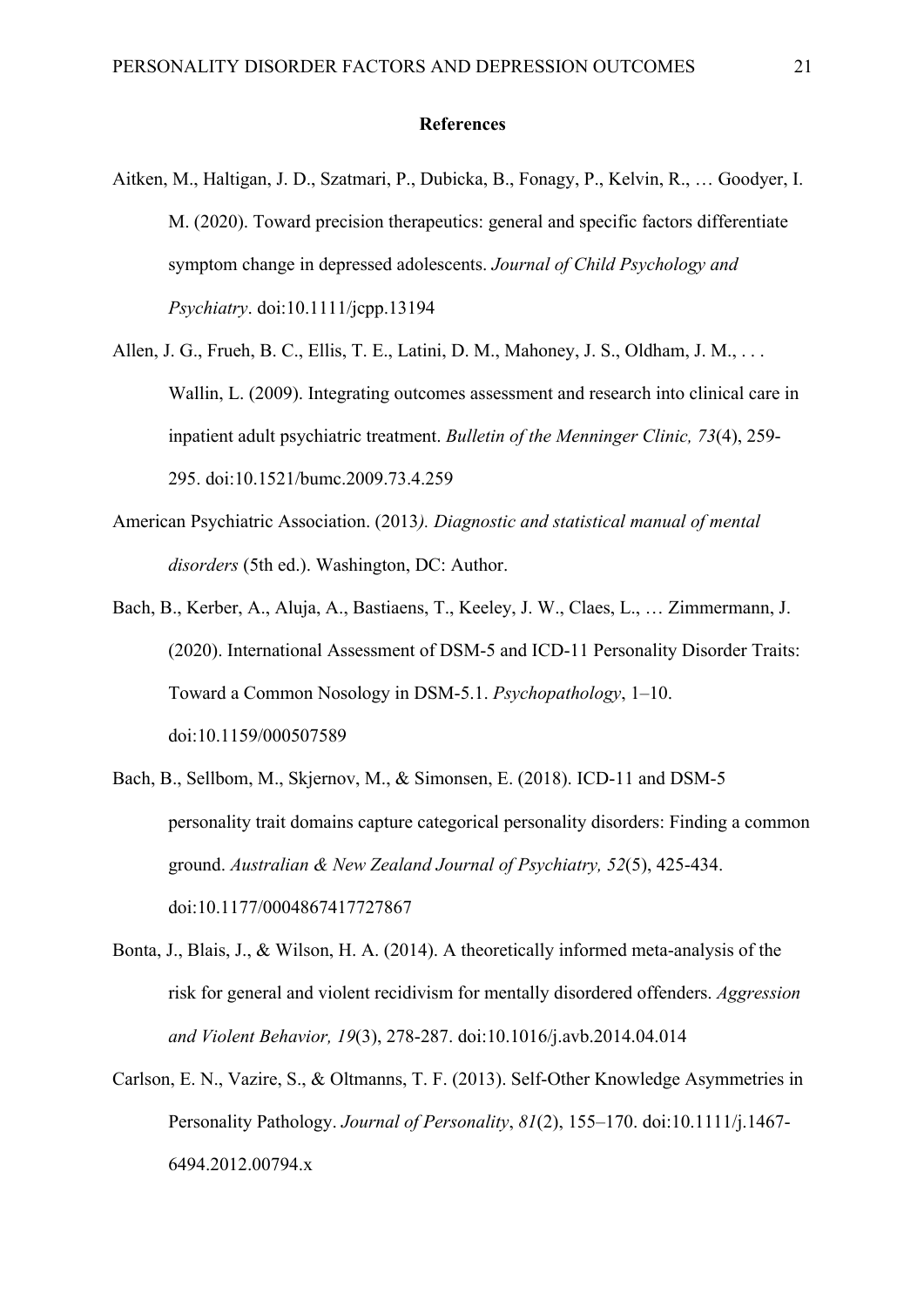# References

Aitken, M., Haltigan, J. D., Szatmari, P., Dubicka, B., Fonagy, P., Kelvin, R., … Goodyer, I. M. (2020). Toward precision therapeutics: general and specific factors differentiate symptom change in depressed adolescents. *Journal of Child Psychology and Psychiatry*. doi:10.1111/jcpp.13194

Allen, J. G., Frueh, B. C., Ellis, T. E., Latini, D. M., Mahoney, J. S., Oldham, J. M., . . . Wallin, L. (2009). Integrating outcomes assessment and research into clinical care in inpatient adult psychiatric treatment. *Bulletin of the Menninger Clinic, 73*(4), 259-295. doi:10.1521/bumc.2009.73.4.259

American Psychiatric Association. (2013*). Diagnostic and statistical manual of mental disorders* (5th ed.). Washington, DC: Author.

Bach, B., Kerber, A., Aluja, A., Bastiaens, T., Keeley, J. W., Claes, L., … Zimmermann, J. (2020). International Assessment of DSM-5 and ICD-11 Personality Disorder Traits: Toward a Common Nosology in DSM-5.1. *Psychopathology*, 1–10. doi:10.1159/000507589

Bach, B., Sellbom, M., Skjernov, M., & Simonsen, E. (2018). ICD-11 and DSM-5 personality trait domains capture categorical personality disorders: Finding a common ground. *Australian & New Zealand Journal of Psychiatry, 52*(5), 425-434. doi:10.1177/0004867417727867

Bonta, J., Blais, J., & Wilson, H. A. (2014). A theoretically informed meta-analysis of the risk for general and violent recidivism for mentally disordered offenders. *Aggression and Violent Behavior, 19*(3), 278-287. doi:10.1016/j.avb.2014.04.014

Carlson, E. N., Vazire, S., & Oltmanns, T. F. (2013). Self-Other Knowledge Asymmetries in Personality Pathology. *Journal of Personality*, *81*(2), 155–170. doi:10.1111/j.1467-6494.2012.00794.x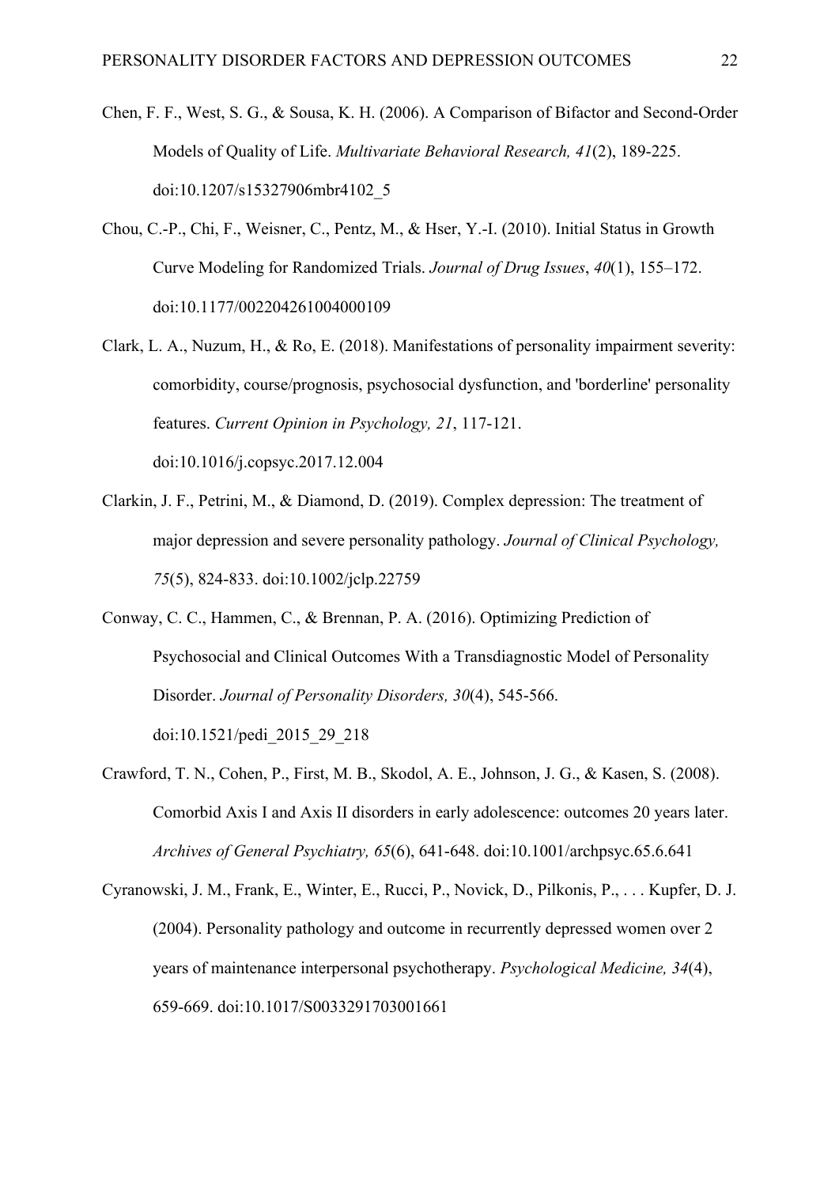Chen, F. F., West, S. G., & Sousa, K. H. (2006). A Comparison of Bifactor and Second-Order Models of Quality of Life. *Multivariate Behavioral Research, 41*(2), 189-225. doi:10.1207/s15327906mbr4102_5

Chou, C.-P., Chi, F., Weisner, C., Pentz, M., & Hser, Y.-I. (2010). Initial Status in Growth Curve Modeling for Randomized Trials. *Journal of Drug Issues*, *40*(1), 155–172. doi:10.1177/002204261004000109

Clark, L. A., Nuzum, H., & Ro, E. (2018). Manifestations of personality impairment severity: comorbidity, course/prognosis, psychosocial dysfunction, and 'borderline' personality features. *Current Opinion in Psychology, 21*, 117-121. doi:10.1016/j.copsyc.2017.12.004

Clarkin, J. F., Petrini, M., & Diamond, D. (2019). Complex depression: The treatment of major depression and severe personality pathology. *Journal of Clinical Psychology, 75*(5), 824-833. doi:10.1002/jclp.22759

Conway, C. C., Hammen, C., & Brennan, P. A. (2016). Optimizing Prediction of Psychosocial and Clinical Outcomes With a Transdiagnostic Model of Personality Disorder. *Journal of Personality Disorders, 30*(4), 545-566. doi:10.1521/pedi_2015_29_218

Crawford, T. N., Cohen, P., First, M. B., Skodol, A. E., Johnson, J. G., & Kasen, S. (2008). Comorbid Axis I and Axis II disorders in early adolescence: outcomes 20 years later. *Archives of General Psychiatry, 65*(6), 641-648. doi:10.1001/archpsyc.65.6.641

Cyranowski, J. M., Frank, E., Winter, E., Rucci, P., Novick, D., Pilkonis, P., . . . Kupfer, D. J. (2004). Personality pathology and outcome in recurrently depressed women over 2 years of maintenance interpersonal psychotherapy. *Psychological Medicine, 34*(4), 659-669. doi:10.1017/S0033291703001661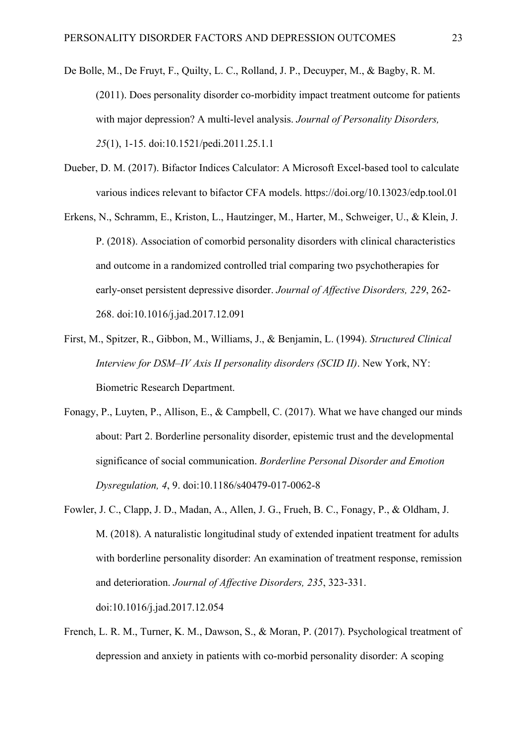De Bolle, M., De Fruyt, F., Quilty, L. C., Rolland, J. P., Decuyper, M., & Bagby, R. M. (2011). Does personality disorder co-morbidity impact treatment outcome for patients with major depression? A multi-level analysis. *Journal of Personality Disorders, 25*(1), 1-15. doi:10.1521/pedi.2011.25.1.1

Dueber, D. M. (2017). Bifactor Indices Calculator: A Microsoft Excel-based tool to calculate various indices relevant to bifactor CFA models. https://doi.org/10.13023/edp.tool.01

Erkens, N., Schramm, E., Kriston, L., Hautzinger, M., Harter, M., Schweiger, U., & Klein, J. P. (2018). Association of comorbid personality disorders with clinical characteristics and outcome in a randomized controlled trial comparing two psychotherapies for early-onset persistent depressive disorder. *Journal of Affective Disorders, 229*, 262-268. doi:10.1016/j.jad.2017.12.091

First, M., Spitzer, R., Gibbon, M., Williams, J., & Benjamin, L. (1994). *Structured Clinical Interview for DSM–IV Axis II personality disorders (SCID II)*. New York, NY: Biometric Research Department.

Fonagy, P., Luyten, P., Allison, E., & Campbell, C. (2017). What we have changed our minds about: Part 2. Borderline personality disorder, epistemic trust and the developmental significance of social communication. *Borderline Personal Disorder and Emotion Dysregulation, 4*, 9. doi:10.1186/s40479-017-0062-8

Fowler, J. C., Clapp, J. D., Madan, A., Allen, J. G., Frueh, B. C., Fonagy, P., & Oldham, J. M. (2018). A naturalistic longitudinal study of extended inpatient treatment for adults with borderline personality disorder: An examination of treatment response, remission and deterioration. *Journal of Affective Disorders, 235*, 323-331. doi:10.1016/j.jad.2017.12.054

French, L. R. M., Turner, K. M., Dawson, S., & Moran, P. (2017). Psychological treatment of depression and anxiety in patients with co-morbid personality disorder: A scoping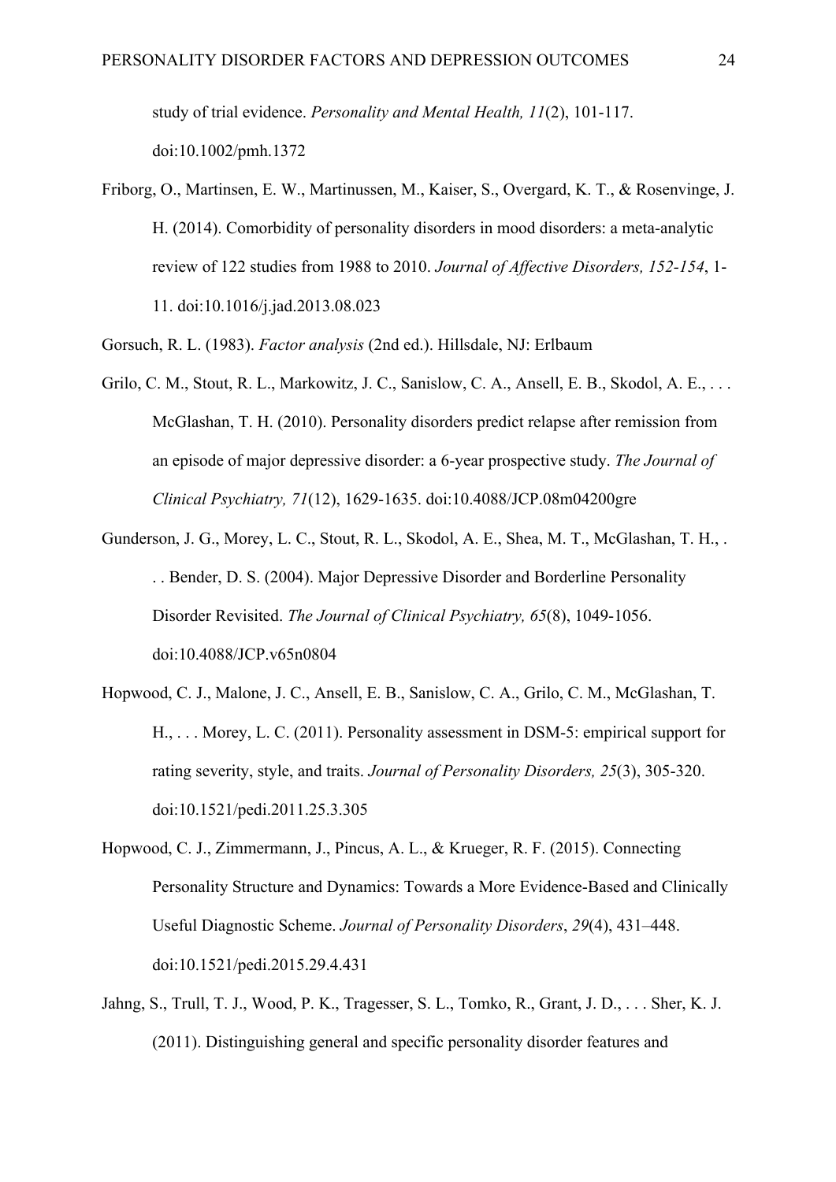study of trial evidence. *Personality and Mental Health, 11*(2), 101-117. doi:10.1002/pmh.1372

Friborg, O., Martinsen, E. W., Martinussen, M., Kaiser, S., Overgard, K. T., & Rosenvinge, J. H. (2014). Comorbidity of personality disorders in mood disorders: a meta-analytic review of 122 studies from 1988 to 2010. *Journal of Affective Disorders, 152-154*, 1-11. doi:10.1016/j.jad.2013.08.023

Gorsuch, R. L. (1983). *Factor analysis* (2nd ed.). Hillsdale, NJ: Erlbaum

Grilo, C. M., Stout, R. L., Markowitz, J. C., Sanislow, C. A., Ansell, E. B., Skodol, A. E., . . . McGlashan, T. H. (2010). Personality disorders predict relapse after remission from an episode of major depressive disorder: a 6-year prospective study. *The Journal of Clinical Psychiatry, 71*(12), 1629-1635. doi:10.4088/JCP.08m04200gre

Gunderson, J. G., Morey, L. C., Stout, R. L., Skodol, A. E., Shea, M. T., McGlashan, T. H., . . . Bender, D. S. (2004). Major Depressive Disorder and Borderline Personality Disorder Revisited. *The Journal of Clinical Psychiatry, 65*(8), 1049-1056. doi:10.4088/JCP.v65n0804

Hopwood, C. J., Malone, J. C., Ansell, E. B., Sanislow, C. A., Grilo, C. M., McGlashan, T. H., . . . Morey, L. C. (2011). Personality assessment in DSM-5: empirical support for rating severity, style, and traits. *Journal of Personality Disorders, 25*(3), 305-320. doi:10.1521/pedi.2011.25.3.305

Hopwood, C. J., Zimmermann, J., Pincus, A. L., & Krueger, R. F. (2015). Connecting Personality Structure and Dynamics: Towards a More Evidence-Based and Clinically Useful Diagnostic Scheme. *Journal of Personality Disorders*, *29*(4), 431–448. doi:10.1521/pedi.2015.29.4.431

Jahng, S., Trull, T. J., Wood, P. K., Tragesser, S. L., Tomko, R., Grant, J. D., . . . Sher, K. J. (2011). Distinguishing general and specific personality disorder features and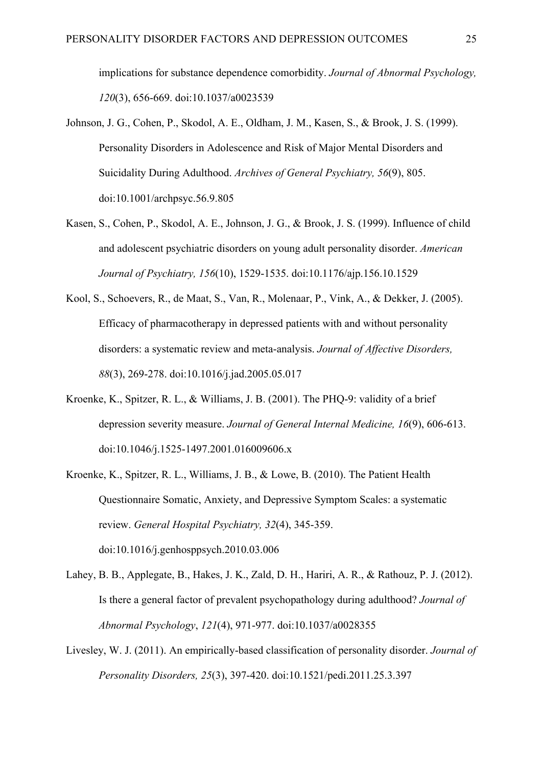implications for substance dependence comorbidity. *Journal of Abnormal Psychology, 120*(3), 656-669. doi:10.1037/a0023539

Johnson, J. G., Cohen, P., Skodol, A. E., Oldham, J. M., Kasen, S., & Brook, J. S. (1999). Personality Disorders in Adolescence and Risk of Major Mental Disorders and Suicidality During Adulthood. *Archives of General Psychiatry, 56*(9), 805. doi:10.1001/archpsyc.56.9.805

Kasen, S., Cohen, P., Skodol, A. E., Johnson, J. G., & Brook, J. S. (1999). Influence of child and adolescent psychiatric disorders on young adult personality disorder. *American Journal of Psychiatry, 156*(10), 1529-1535. doi:10.1176/ajp.156.10.1529

Kool, S., Schoevers, R., de Maat, S., Van, R., Molenaar, P., Vink, A., & Dekker, J. (2005). Efficacy of pharmacotherapy in depressed patients with and without personality disorders: a systematic review and meta-analysis. *Journal of Affective Disorders, 88*(3), 269-278. doi:10.1016/j.jad.2005.05.017

Kroenke, K., Spitzer, R. L., & Williams, J. B. (2001). The PHQ-9: validity of a brief depression severity measure. *Journal of General Internal Medicine, 16*(9), 606-613. doi:10.1046/j.1525-1497.2001.016009606.x

Kroenke, K., Spitzer, R. L., Williams, J. B., & Lowe, B. (2010). The Patient Health Questionnaire Somatic, Anxiety, and Depressive Symptom Scales: a systematic review. *General Hospital Psychiatry, 32*(4), 345-359. doi:10.1016/j.genhosppsych.2010.03.006

Lahey, B. B., Applegate, B., Hakes, J. K., Zald, D. H., Hariri, A. R., & Rathouz, P. J. (2012). Is there a general factor of prevalent psychopathology during adulthood? *Journal of Abnormal Psychology*, *121*(4), 971-977. doi:10.1037/a0028355

Livesley, W. J. (2011). An empirically-based classification of personality disorder. *Journal of Personality Disorders, 25*(3), 397-420. doi:10.1521/pedi.2011.25.3.397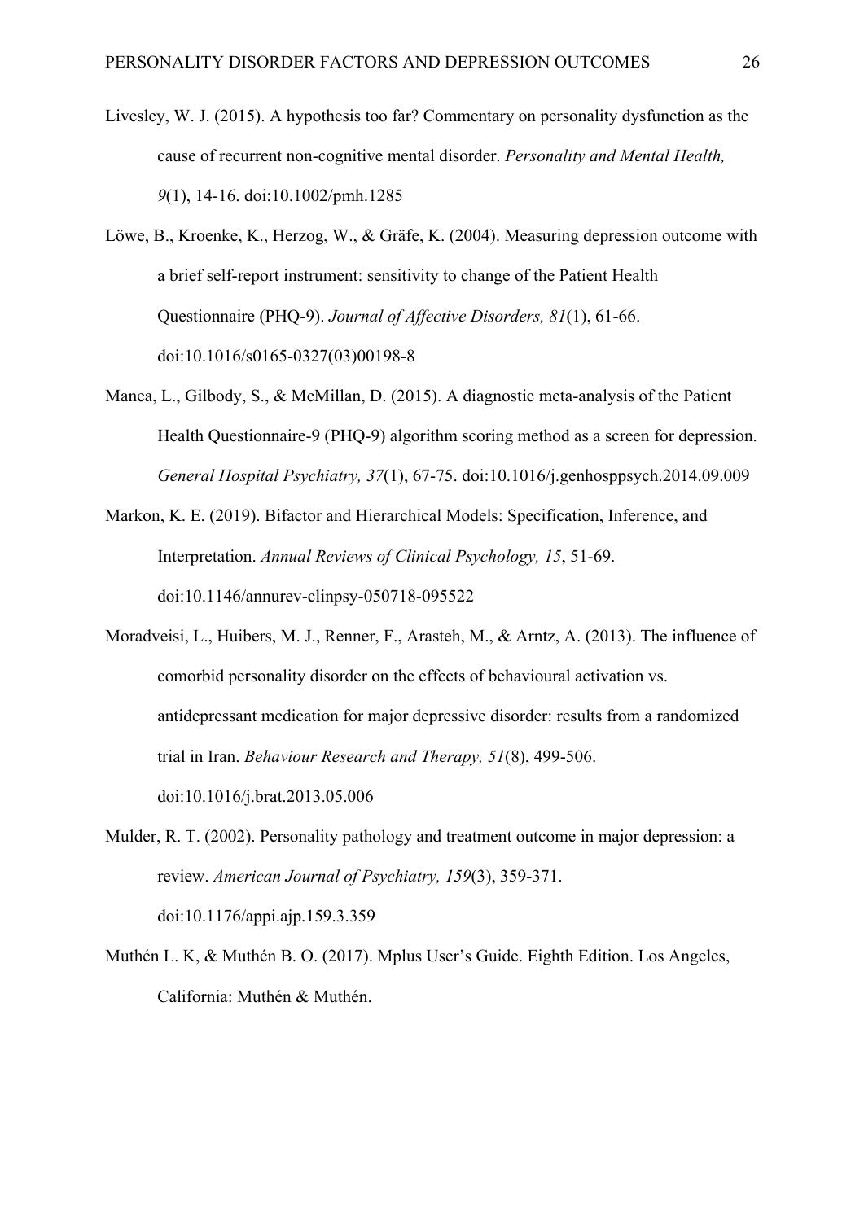Livesley, W. J. (2015). A hypothesis too far? Commentary on personality dysfunction as the cause of recurrent non-cognitive mental disorder. *Personality and Mental Health, 9*(1), 14-16. doi:10.1002/pmh.1285

Löwe, B., Kroenke, K., Herzog, W., & Gräfe, K. (2004). Measuring depression outcome with a brief self-report instrument: sensitivity to change of the Patient Health Questionnaire (PHQ-9). *Journal of Affective Disorders, 81*(1), 61-66. doi:10.1016/s0165-0327(03)00198-8

Manea, L., Gilbody, S., & McMillan, D. (2015). A diagnostic meta-analysis of the Patient Health Questionnaire-9 (PHQ-9) algorithm scoring method as a screen for depression. *General Hospital Psychiatry, 37*(1), 67-75. doi:10.1016/j.genhosppsych.2014.09.009

Markon, K. E. (2019). Bifactor and Hierarchical Models: Specification, Inference, and Interpretation. *Annual Reviews of Clinical Psychology, 15*, 51-69. doi:10.1146/annurev-clinpsy-050718-095522

Moradveisi, L., Huibers, M. J., Renner, F., Arasteh, M., & Arntz, A. (2013). The influence of comorbid personality disorder on the effects of behavioural activation vs. antidepressant medication for major depressive disorder: results from a randomized trial in Iran. *Behaviour Research and Therapy, 51*(8), 499-506. doi:10.1016/j.brat.2013.05.006

Mulder, R. T. (2002). Personality pathology and treatment outcome in major depression: a review. *American Journal of Psychiatry, 159*(3), 359-371. doi:10.1176/appi.ajp.159.3.359

Muthén L. K, & Muthén B. O. (2017). Mplus User's Guide. Eighth Edition. Los Angeles, California: Muthén & Muthén.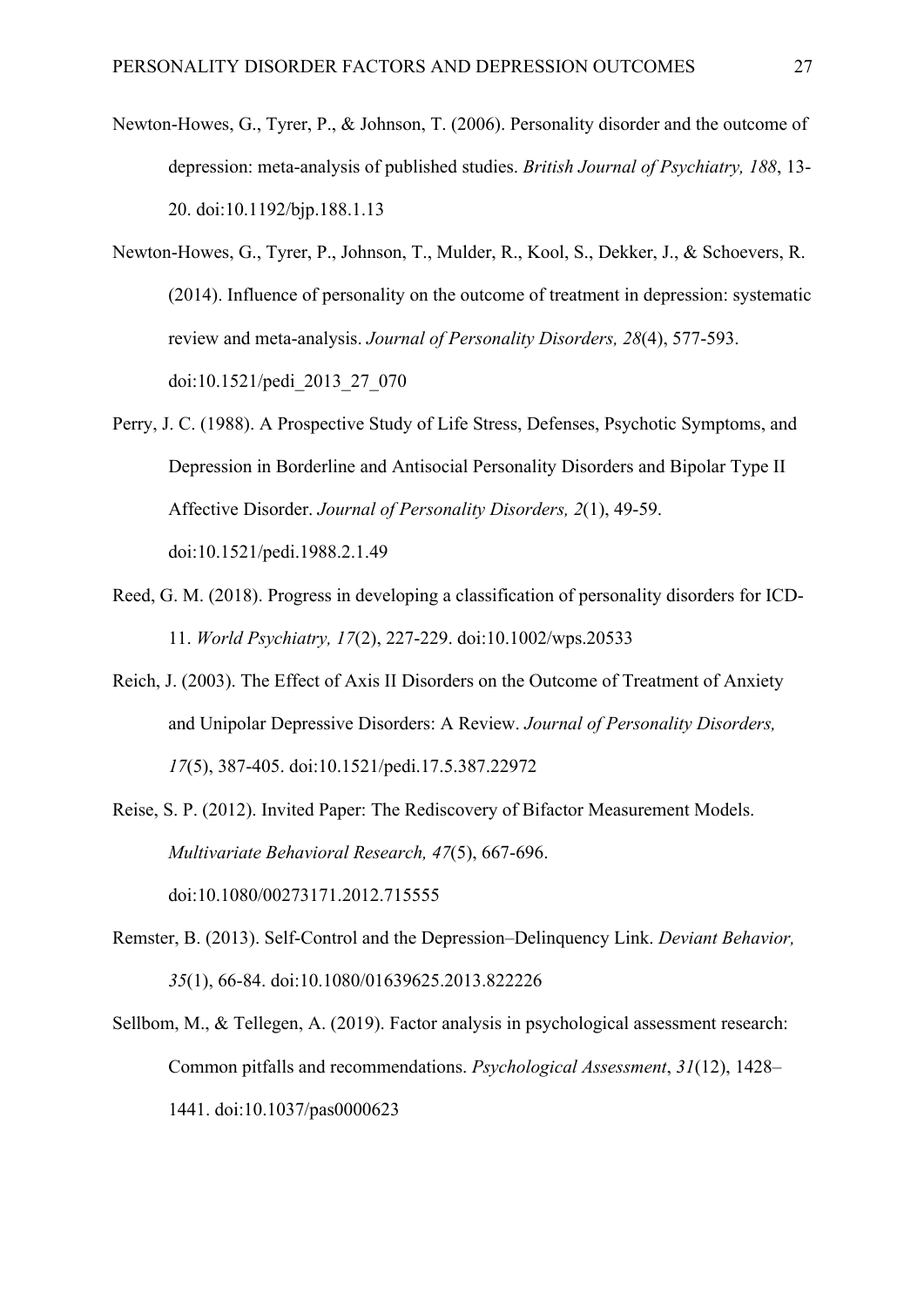Newton-Howes, G., Tyrer, P., & Johnson, T. (2006). Personality disorder and the outcome of depression: meta-analysis of published studies. *British Journal of Psychiatry, 188*, 13-20. doi:10.1192/bjp.188.1.13

Newton-Howes, G., Tyrer, P., Johnson, T., Mulder, R., Kool, S., Dekker, J., & Schoevers, R. (2014). Influence of personality on the outcome of treatment in depression: systematic review and meta-analysis. *Journal of Personality Disorders, 28*(4), 577-593. doi:10.1521/pedi_2013_27_070

Perry, J. C. (1988). A Prospective Study of Life Stress, Defenses, Psychotic Symptoms, and Depression in Borderline and Antisocial Personality Disorders and Bipolar Type II Affective Disorder. *Journal of Personality Disorders, 2*(1), 49-59. doi:10.1521/pedi.1988.2.1.49

Reed, G. M. (2018). Progress in developing a classification of personality disorders for ICD-11. *World Psychiatry, 17*(2), 227-229. doi:10.1002/wps.20533

Reich, J. (2003). The Effect of Axis II Disorders on the Outcome of Treatment of Anxiety and Unipolar Depressive Disorders: A Review. *Journal of Personality Disorders, 17*(5), 387-405. doi:10.1521/pedi.17.5.387.22972

Reise, S. P. (2012). Invited Paper: The Rediscovery of Bifactor Measurement Models. *Multivariate Behavioral Research, 47*(5), 667-696. doi:10.1080/00273171.2012.715555

Remster, B. (2013). Self-Control and the Depression–Delinquency Link. *Deviant Behavior, 35*(1), 66-84. doi:10.1080/01639625.2013.822226

Sellbom, M., & Tellegen, A. (2019). Factor analysis in psychological assessment research: Common pitfalls and recommendations. *Psychological Assessment*, *31*(12), 1428–1441. doi:10.1037/pas0000623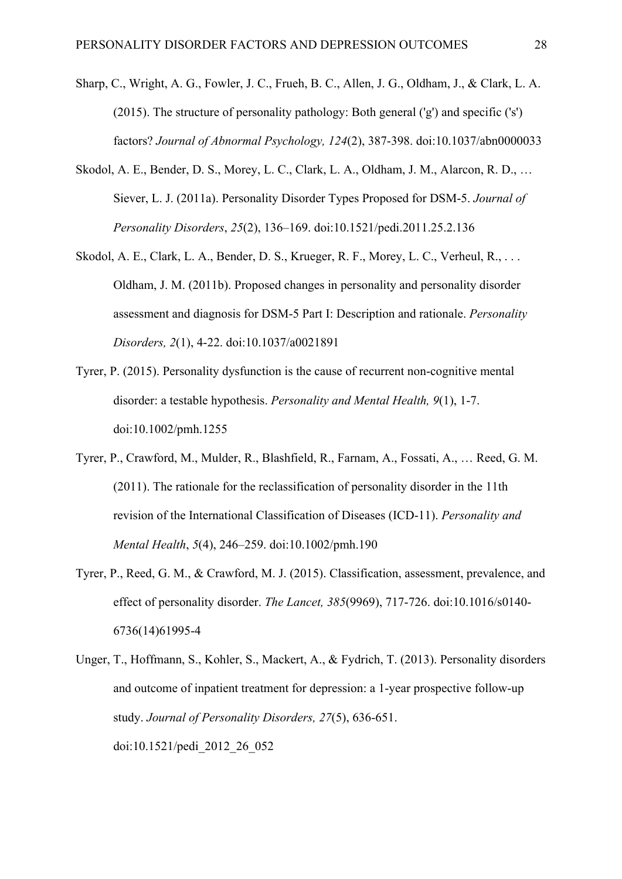Sharp, C., Wright, A. G., Fowler, J. C., Frueh, B. C., Allen, J. G., Oldham, J., & Clark, L. A. (2015). The structure of personality pathology: Both general ('g') and specific ('s') factors? *Journal of Abnormal Psychology, 124*(2), 387-398. doi:10.1037/abn0000033

Skodol, A. E., Bender, D. S., Morey, L. C., Clark, L. A., Oldham, J. M., Alarcon, R. D., … Siever, L. J. (2011a). Personality Disorder Types Proposed for DSM-5. *Journal of Personality Disorders*, *25*(2), 136–169. doi:10.1521/pedi.2011.25.2.136

Skodol, A. E., Clark, L. A., Bender, D. S., Krueger, R. F., Morey, L. C., Verheul, R., . . . Oldham, J. M. (2011b). Proposed changes in personality and personality disorder assessment and diagnosis for DSM-5 Part I: Description and rationale. *Personality Disorders, 2*(1), 4-22. doi:10.1037/a0021891

Tyrer, P. (2015). Personality dysfunction is the cause of recurrent non-cognitive mental disorder: a testable hypothesis. *Personality and Mental Health, 9*(1), 1-7. doi:10.1002/pmh.1255

Tyrer, P., Crawford, M., Mulder, R., Blashfield, R., Farnam, A., Fossati, A., … Reed, G. M. (2011). The rationale for the reclassification of personality disorder in the 11th revision of the International Classification of Diseases (ICD-11). *Personality and Mental Health*, *5*(4), 246–259. doi:10.1002/pmh.190

Tyrer, P., Reed, G. M., & Crawford, M. J. (2015). Classification, assessment, prevalence, and effect of personality disorder. *The Lancet, 385*(9969), 717-726. doi:10.1016/s0140-6736(14)61995-4

Unger, T., Hoffmann, S., Kohler, S., Mackert, A., & Fydrich, T. (2013). Personality disorders and outcome of inpatient treatment for depression: a 1-year prospective follow-up study. *Journal of Personality Disorders, 27*(5), 636-651. doi:10.1521/pedi_2012_26_052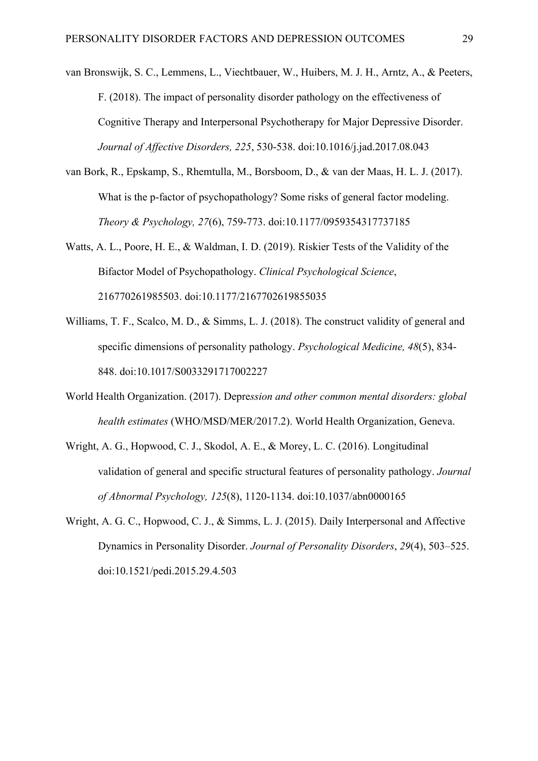van Bronswijk, S. C., Lemmens, L., Viechtbauer, W., Huibers, M. J. H., Arntz, A., & Peeters, F. (2018). The impact of personality disorder pathology on the effectiveness of Cognitive Therapy and Interpersonal Psychotherapy for Major Depressive Disorder. *Journal of Affective Disorders, 225*, 530-538. doi:10.1016/j.jad.2017.08.043

van Bork, R., Epskamp, S., Rhemtulla, M., Borsboom, D., & van der Maas, H. L. J. (2017). What is the p-factor of psychopathology? Some risks of general factor modeling. *Theory & Psychology, 27*(6), 759-773. doi:10.1177/0959354317737185

Watts, A. L., Poore, H. E., & Waldman, I. D. (2019). Riskier Tests of the Validity of the Bifactor Model of Psychopathology. *Clinical Psychological Science*, 216770261985503. doi:10.1177/2167702619855035

Williams, T. F., Scalco, M. D., & Simms, L. J. (2018). The construct validity of general and specific dimensions of personality pathology. *Psychological Medicine, 48*(5), 834-848. doi:10.1017/S0033291717002227

World Health Organization. (2017). Depre*ssion and other common mental disorders: global health estimates* (WHO/MSD/MER/2017.2). World Health Organization, Geneva.

Wright, A. G., Hopwood, C. J., Skodol, A. E., & Morey, L. C. (2016). Longitudinal validation of general and specific structural features of personality pathology. *Journal of Abnormal Psychology, 125*(8), 1120-1134. doi:10.1037/abn0000165

Wright, A. G. C., Hopwood, C. J., & Simms, L. J. (2015). Daily Interpersonal and Affective Dynamics in Personality Disorder. *Journal of Personality Disorders*, *29*(4), 503–525. doi:10.1521/pedi.2015.29.4.503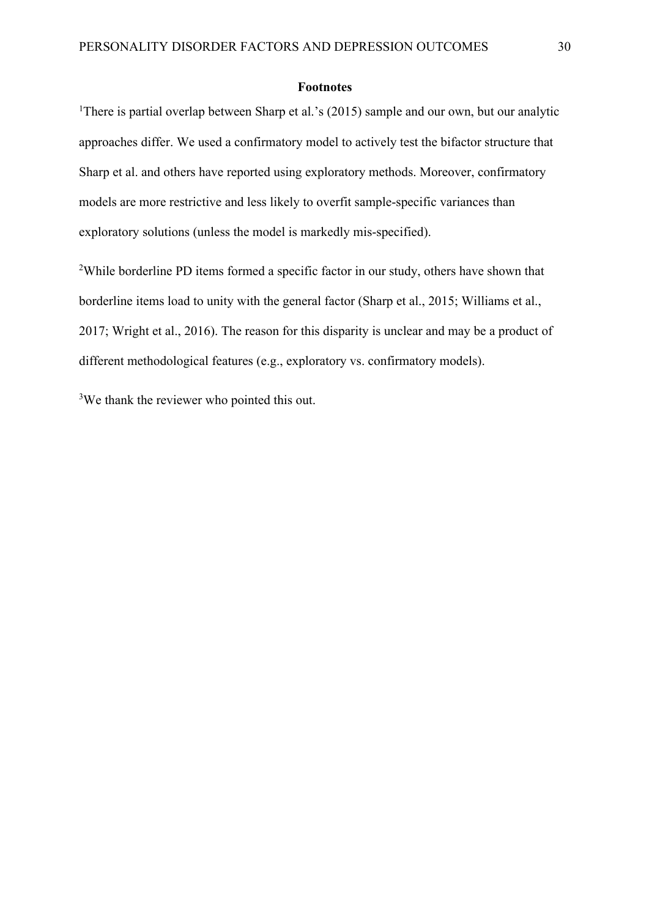# Footnotes

[1]There is partial overlap between Sharp et al.'s (2015) sample and our own, but our analytic approaches differ. We used a confirmatory model to actively test the bifactor structure that Sharp et al. and others have reported using exploratory methods. Moreover, confirmatory models are more restrictive and less likely to overfit sample-specific variances than exploratory solutions (unless the model is markedly mis-specified).

[2]While borderline PD items formed a specific factor in our study, others have shown that borderline items load to unity with the general factor (Sharp et al., 2015; Williams et al., 2017; Wright et al., 2016). The reason for this disparity is unclear and may be a product of different methodological features (e.g., exploratory vs. confirmatory models).

[3]We thank the reviewer who pointed this out.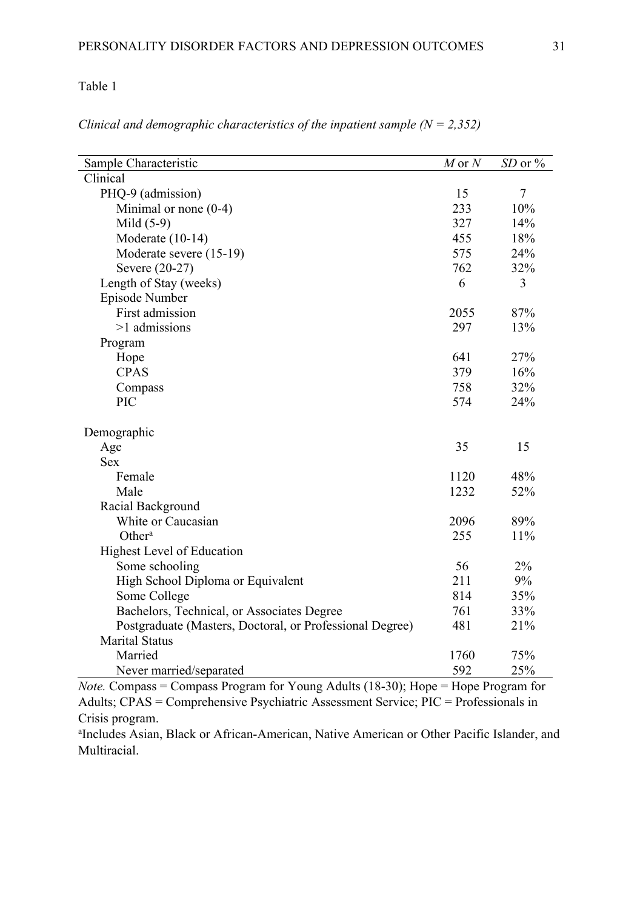Table 1

*Clinical and demographic characteristics of the inpatient sample (N = 2,352)*

| Sample Characteristic | *M* or *N* | *SD* or % |
|---|---|---|
| Clinical | | |
| PHQ-9 (admission) | 15 | 7 |
| Minimal or none (0-4) | 233 | 10% |
| Mild (5-9) | 327 | 14% |
| Moderate (10-14) | 455 | 18% |
| Moderate severe (15-19) | 575 | 24% |
| Severe (20-27) | 762 | 32% |
| Length of Stay (weeks) | 6 | 3 |
| Episode Number | | |
| First admission | 2055 | 87% |
| >1 admissions | 297 | 13% |
| Program | | |
| Hope | 641 | 27% |
| CPAS | 379 | 16% |
| Compass | 758 | 32% |
| PIC | 574 | 24% |
| Demographic | | |
| Age | 35 | 15 |
| Sex | | |
| Female | 1120 | 48% |
| Male | 1232 | 52% |
| Racial Background | | |
| White or Caucasian | 2096 | 89% |
| Other[a] | 255 | 11% |
| Highest Level of Education | | |
| Some schooling | 56 | 2% |
| High School Diploma or Equivalent | 211 | 9% |
| Some College | 814 | 35% |
| Bachelors, Technical, or Associates Degree | 761 | 33% |
| Postgraduate (Masters, Doctoral, or Professional Degree) | 481 | 21% |
| Marital Status | | |
| Married | 1760 | 75% |
| Never married/separated | 592 | 25% |

*Note.* Compass = Compass Program for Young Adults (18-30); Hope = Hope Program for Adults; CPAS = Comprehensive Psychiatric Assessment Service; PIC = Professionals in Crisis program.

[a]Includes Asian, Black or African-American, Native American or Other Pacific Islander, and Multiracial.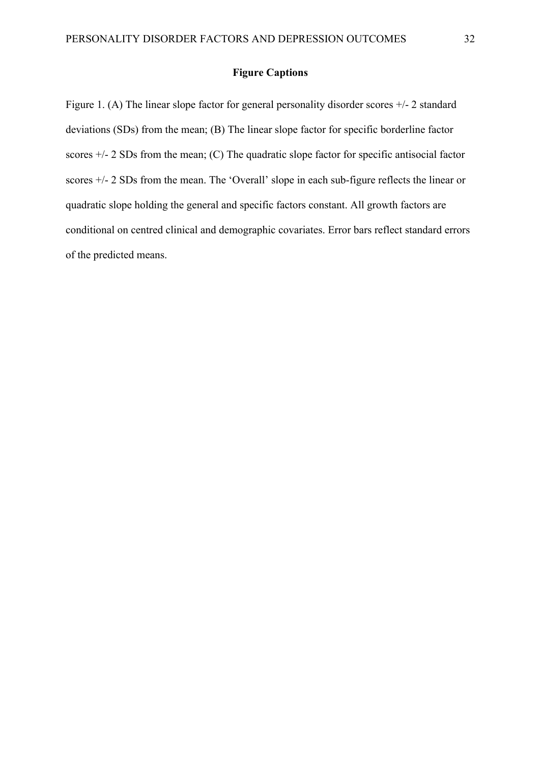# Figure Captions

Figure 1. (A) The linear slope factor for general personality disorder scores +/- 2 standard deviations (SDs) from the mean; (B) The linear slope factor for specific borderline factor scores +/- 2 SDs from the mean; (C) The quadratic slope factor for specific antisocial factor scores +/- 2 SDs from the mean. The 'Overall' slope in each sub-figure reflects the linear or quadratic slope holding the general and specific factors constant. All growth factors are conditional on centred clinical and demographic covariates. Error bars reflect standard errors of the predicted means.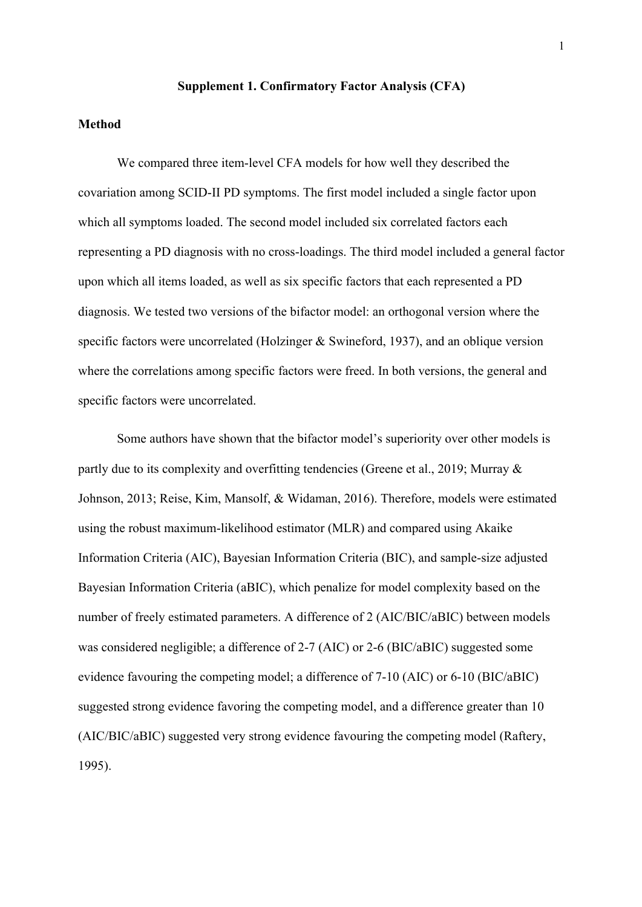**Supplement 1. Confirmatory Factor Analysis (CFA)**

**Method**

We compared three item-level CFA models for how well they described the covariation among SCID-II PD symptoms. The first model included a single factor upon which all symptoms loaded. The second model included six correlated factors each representing a PD diagnosis with no cross-loadings. The third model included a general factor upon which all items loaded, as well as six specific factors that each represented a PD diagnosis. We tested two versions of the bifactor model: an orthogonal version where the specific factors were uncorrelated (Holzinger & Swineford, 1937), and an oblique version where the correlations among specific factors were freed. In both versions, the general and specific factors were uncorrelated.

Some authors have shown that the bifactor model's superiority over other models is partly due to its complexity and overfitting tendencies (Greene et al., 2019; Murray & Johnson, 2013; Reise, Kim, Mansolf, & Widaman, 2016). Therefore, models were estimated using the robust maximum-likelihood estimator (MLR) and compared using Akaike Information Criteria (AIC), Bayesian Information Criteria (BIC), and sample-size adjusted Bayesian Information Criteria (aBIC), which penalize for model complexity based on the number of freely estimated parameters. A difference of 2 (AIC/BIC/aBIC) between models was considered negligible; a difference of 2-7 (AIC) or 2-6 (BIC/aBIC) suggested some evidence favouring the competing model; a difference of 7-10 (AIC) or 6-10 (BIC/aBIC) suggested strong evidence favoring the competing model, and a difference greater than 10 (AIC/BIC/aBIC) suggested very strong evidence favouring the competing model (Raftery, 1995).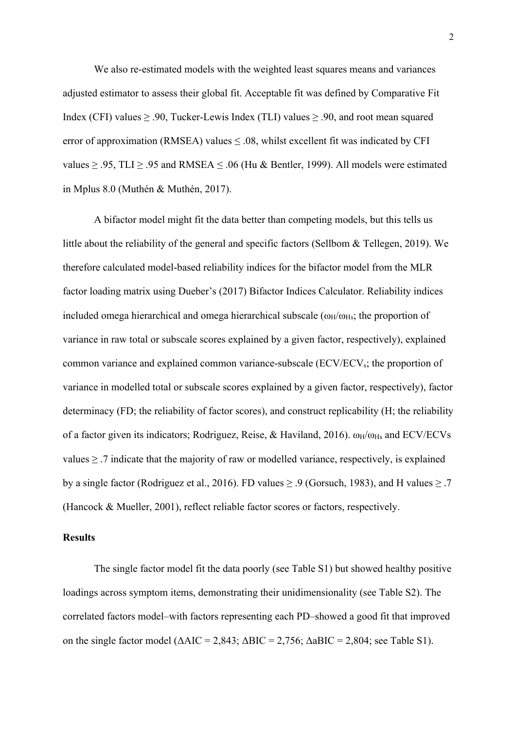We also re-estimated models with the weighted least squares means and variances adjusted estimator to assess their global fit. Acceptable fit was defined by Comparative Fit Index (CFI) values ≥ .90, Tucker-Lewis Index (TLI) values ≥ .90, and root mean squared error of approximation (RMSEA) values ≤ .08, whilst excellent fit was indicated by CFI values ≥ .95, TLI ≥ .95 and RMSEA ≤ .06 (Hu & Bentler, 1999). All models were estimated in Mplus 8.0 (Muthén & Muthén, 2017).

A bifactor model might fit the data better than competing models, but this tells us little about the reliability of the general and specific factors (Sellbom & Tellegen, 2019). We therefore calculated model-based reliability indices for the bifactor model from the MLR factor loading matrix using Dueber's (2017) Bifactor Indices Calculator. Reliability indices included omega hierarchical and omega hierarchical subscale ($\omega_H$/$\omega_{Hs}$; the proportion of variance in raw total or subscale scores explained by a given factor, respectively), explained common variance and explained common variance-subscale (ECV/$ECV_s$; the proportion of variance in modelled total or subscale scores explained by a given factor, respectively), factor determinacy (FD; the reliability of factor scores), and construct replicability (H; the reliability of a factor given its indicators; Rodriguez, Reise, & Haviland, 2016). $\omega_H$/$\omega_{Hs}$ and ECV/ECVs values ≥ .7 indicate that the majority of raw or modelled variance, respectively, is explained by a single factor (Rodriguez et al., 2016). FD values ≥ .9 (Gorsuch, 1983), and H values ≥ .7 (Hancock & Mueller, 2001), reflect reliable factor scores or factors, respectively.

**Results**

The single factor model fit the data poorly (see Table S1) but showed healthy positive loadings across symptom items, demonstrating their unidimensionality (see Table S2). The correlated factors model–with factors representing each PD–showed a good fit that improved on the single factor model (ΔAIC = 2,843; ΔBIC = 2,756; ΔaBIC = 2,804; see Table S1).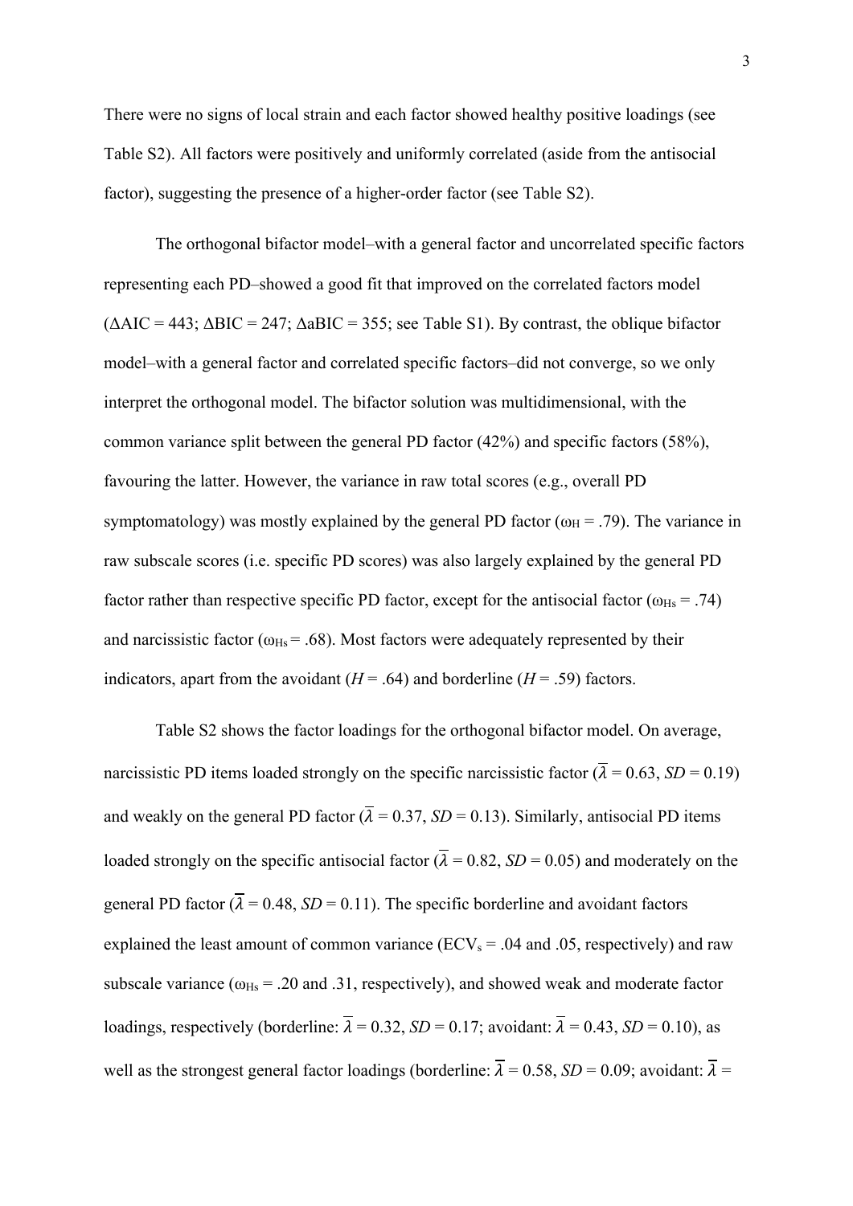There were no signs of local strain and each factor showed healthy positive loadings (see Table S2). All factors were positively and uniformly correlated (aside from the antisocial factor), suggesting the presence of a higher-order factor (see Table S2).

The orthogonal bifactor model–with a general factor and uncorrelated specific factors representing each PD–showed a good fit that improved on the correlated factors model ($\Delta$AIC = 443; $\Delta$BIC = 247; $\Delta$aBIC = 355; see Table S1). By contrast, the oblique bifactor model–with a general factor and correlated specific factors–did not converge, so we only interpret the orthogonal model. The bifactor solution was multidimensional, with the common variance split between the general PD factor (42%) and specific factors (58%), favouring the latter. However, the variance in raw total scores (e.g., overall PD symptomatology) was mostly explained by the general PD factor ($\omega_H$ = .79). The variance in raw subscale scores (i.e. specific PD scores) was also largely explained by the general PD factor rather than respective specific PD factor, except for the antisocial factor ($\omega_{Hs}$ = .74) and narcissistic factor ($\omega_{Hs}$ = .68). Most factors were adequately represented by their indicators, apart from the avoidant (*H* = .64) and borderline (*H* = .59) factors.

Table S2 shows the factor loadings for the orthogonal bifactor model. On average, narcissistic PD items loaded strongly on the specific narcissistic factor ($\overline{\lambda}$ = 0.63, *SD* = 0.19) and weakly on the general PD factor ($\overline{\lambda}$ = 0.37, *SD* = 0.13). Similarly, antisocial PD items loaded strongly on the specific antisocial factor ($\overline{\lambda}$ = 0.82, *SD* = 0.05) and moderately on the general PD factor ($\overline{\lambda}$ = 0.48, *SD* = 0.11). The specific borderline and avoidant factors explained the least amount of common variance ($ECV_s$ = .04 and .05, respectively) and raw subscale variance ($\omega_{Hs}$ = .20 and .31, respectively), and showed weak and moderate factor loadings, respectively (borderline: $\overline{\lambda}$ = 0.32, *SD* = 0.17; avoidant: $\overline{\lambda}$ = 0.43, *SD* = 0.10), as well as the strongest general factor loadings (borderline: $\overline{\lambda}$ = 0.58, *SD* = 0.09; avoidant: $\overline{\lambda}$ =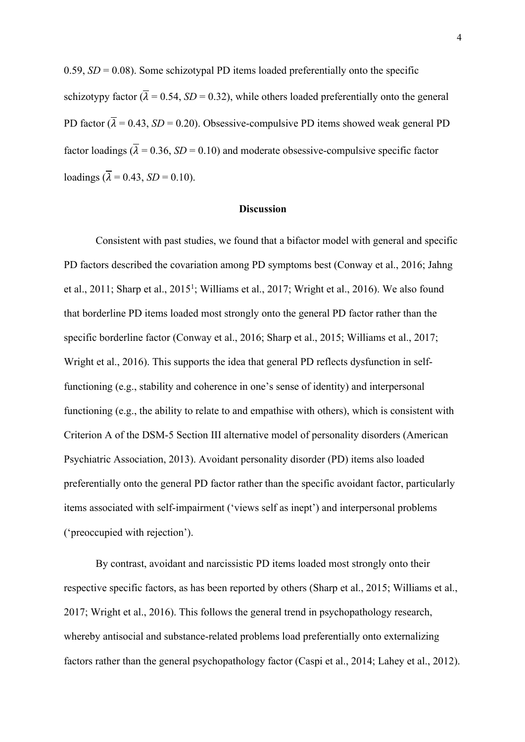0.59, *SD* = 0.08). Some schizotypal PD items loaded preferentially onto the specific schizotypy factor ($\overline{\lambda}$ = 0.54, *SD* = 0.32), while others loaded preferentially onto the general PD factor ($\overline{\lambda}$ = 0.43, *SD* = 0.20). Obsessive-compulsive PD items showed weak general PD factor loadings ($\overline{\lambda}$ = 0.36, *SD* = 0.10) and moderate obsessive-compulsive specific factor loadings ($\overline{\lambda}$ = 0.43, *SD* = 0.10).

## Discussion

Consistent with past studies, we found that a bifactor model with general and specific PD factors described the covariation among PD symptoms best (Conway et al., 2016; Jahng et al., 2011; Sharp et al., 2015[1]; Williams et al., 2017; Wright et al., 2016). We also found that borderline PD items loaded most strongly onto the general PD factor rather than the specific borderline factor (Conway et al., 2016; Sharp et al., 2015; Williams et al., 2017; Wright et al., 2016). This supports the idea that general PD reflects dysfunction in self-functioning (e.g., stability and coherence in one's sense of identity) and interpersonal functioning (e.g., the ability to relate to and empathise with others), which is consistent with Criterion A of the DSM-5 Section III alternative model of personality disorders (American Psychiatric Association, 2013). Avoidant personality disorder (PD) items also loaded preferentially onto the general PD factor rather than the specific avoidant factor, particularly items associated with self-impairment ('views self as inept') and interpersonal problems ('preoccupied with rejection').

By contrast, avoidant and narcissistic PD items loaded most strongly onto their respective specific factors, as has been reported by others (Sharp et al., 2015; Williams et al., 2017; Wright et al., 2016). This follows the general trend in psychopathology research, whereby antisocial and substance-related problems load preferentially onto externalizing factors rather than the general psychopathology factor (Caspi et al., 2014; Lahey et al., 2012).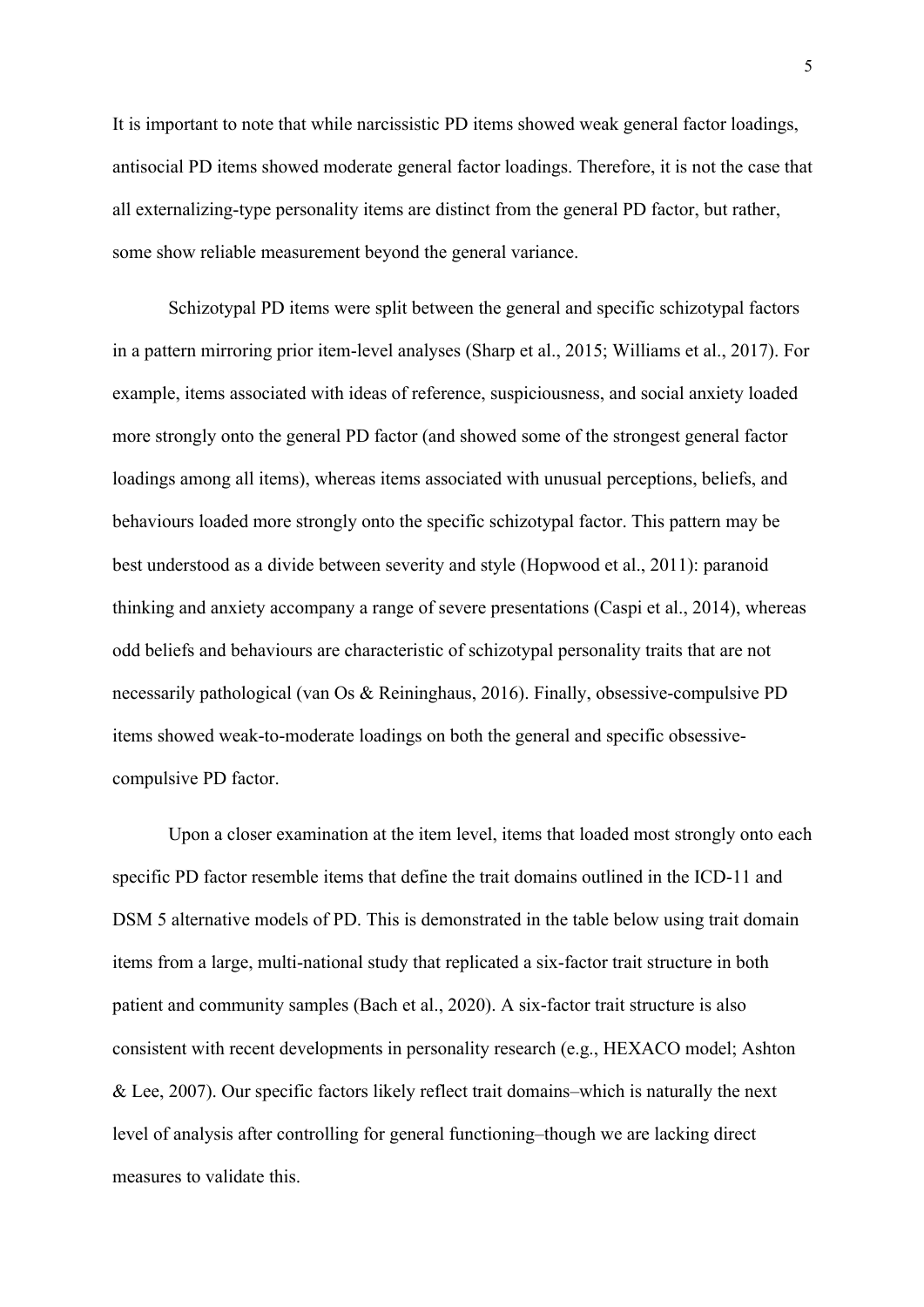It is important to note that while narcissistic PD items showed weak general factor loadings, antisocial PD items showed moderate general factor loadings. Therefore, it is not the case that all externalizing-type personality items are distinct from the general PD factor, but rather, some show reliable measurement beyond the general variance.

Schizotypal PD items were split between the general and specific schizotypal factors in a pattern mirroring prior item-level analyses (Sharp et al., 2015; Williams et al., 2017). For example, items associated with ideas of reference, suspiciousness, and social anxiety loaded more strongly onto the general PD factor (and showed some of the strongest general factor loadings among all items), whereas items associated with unusual perceptions, beliefs, and behaviours loaded more strongly onto the specific schizotypal factor. This pattern may be best understood as a divide between severity and style (Hopwood et al., 2011): paranoid thinking and anxiety accompany a range of severe presentations (Caspi et al., 2014), whereas odd beliefs and behaviours are characteristic of schizotypal personality traits that are not necessarily pathological (van Os & Reininghaus, 2016). Finally, obsessive-compulsive PD items showed weak-to-moderate loadings on both the general and specific obsessive-compulsive PD factor.

Upon a closer examination at the item level, items that loaded most strongly onto each specific PD factor resemble items that define the trait domains outlined in the ICD-11 and DSM 5 alternative models of PD. This is demonstrated in the table below using trait domain items from a large, multi-national study that replicated a six-factor trait structure in both patient and community samples (Bach et al., 2020). A six-factor trait structure is also consistent with recent developments in personality research (e.g., HEXACO model; Ashton & Lee, 2007). Our specific factors likely reflect trait domains–which is naturally the next level of analysis after controlling for general functioning–though we are lacking direct measures to validate this.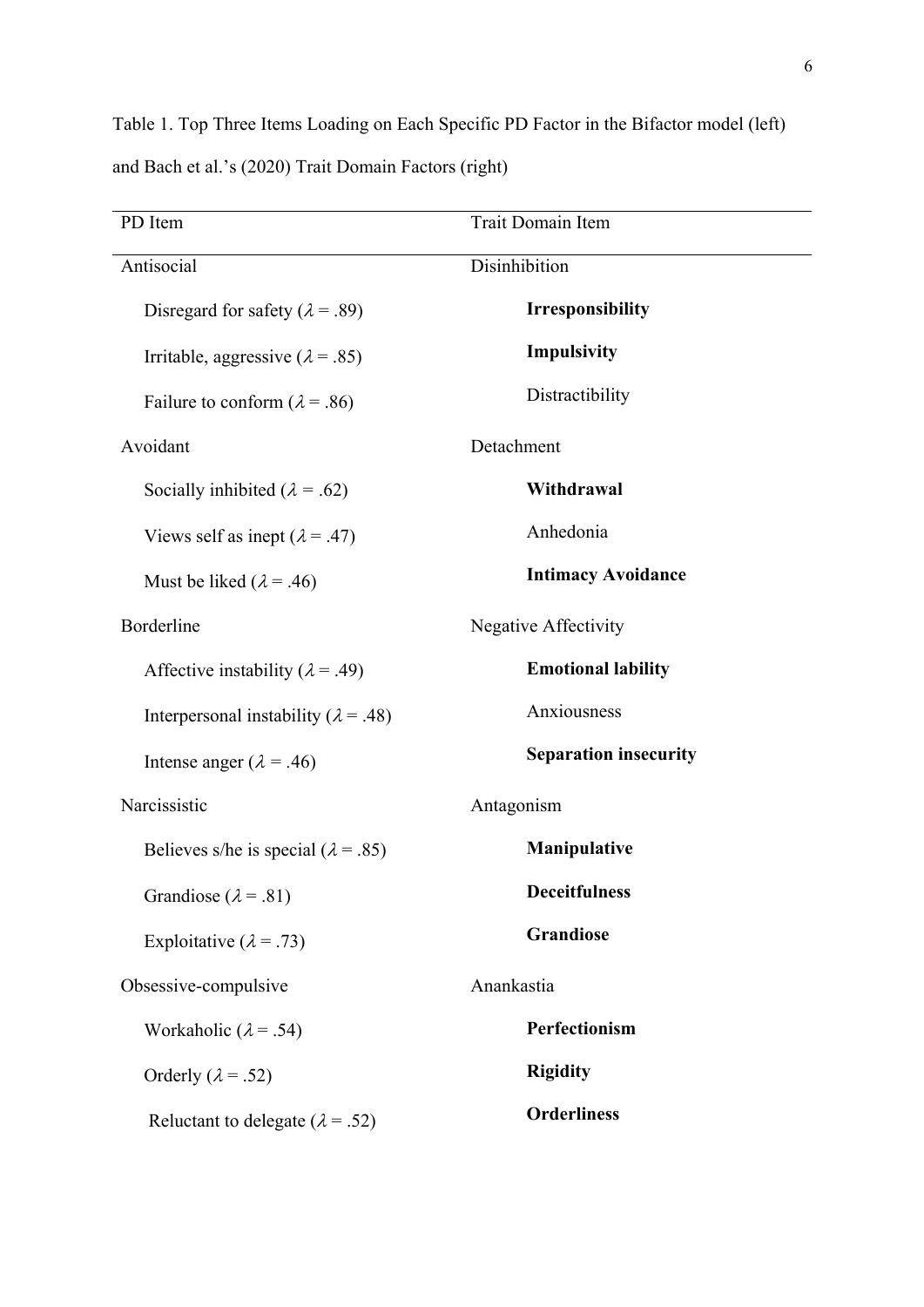Table 1. Top Three Items Loading on Each Specific PD Factor in the Bifactor model (left) and Bach et al.'s (2020) Trait Domain Factors (right)

| PD Item | Trait Domain Item |
|---|---|
| Antisocial | Disinhibition |
| Disregard for safety ($\lambda = .89$) | **Irresponsibility** |
| Irritable, aggressive ($\lambda = .85$) | **Impulsivity** |
| Failure to conform ($\lambda = .86$) | Distractibility |
| Avoidant | Detachment |
| Socially inhibited ($\lambda = .62$) | **Withdrawal** |
| Views self as inept ($\lambda = .47$) | Anhedonia |
| Must be liked ($\lambda = .46$) | **Intimacy Avoidance** |
| Borderline | Negative Affectivity |
| Affective instability ($\lambda = .49$) | **Emotional lability** |
| Interpersonal instability ($\lambda = .48$) | Anxiousness |
| Intense anger ($\lambda = .46$) | **Separation insecurity** |
| Narcissistic | Antagonism |
| Believes s/he is special ($\lambda = .85$) | **Manipulative** |
| Grandiose ($\lambda = .81$) | **Deceitfulness** |
| Exploitative ($\lambda = .73$) | **Grandiose** |
| Obsessive-compulsive | Anankastia |
| Workaholic ($\lambda = .54$) | **Perfectionism** |
| Orderly ($\lambda = .52$) | **Rigidity** |
| Reluctant to delegate ($\lambda = .52$) | **Orderliness** |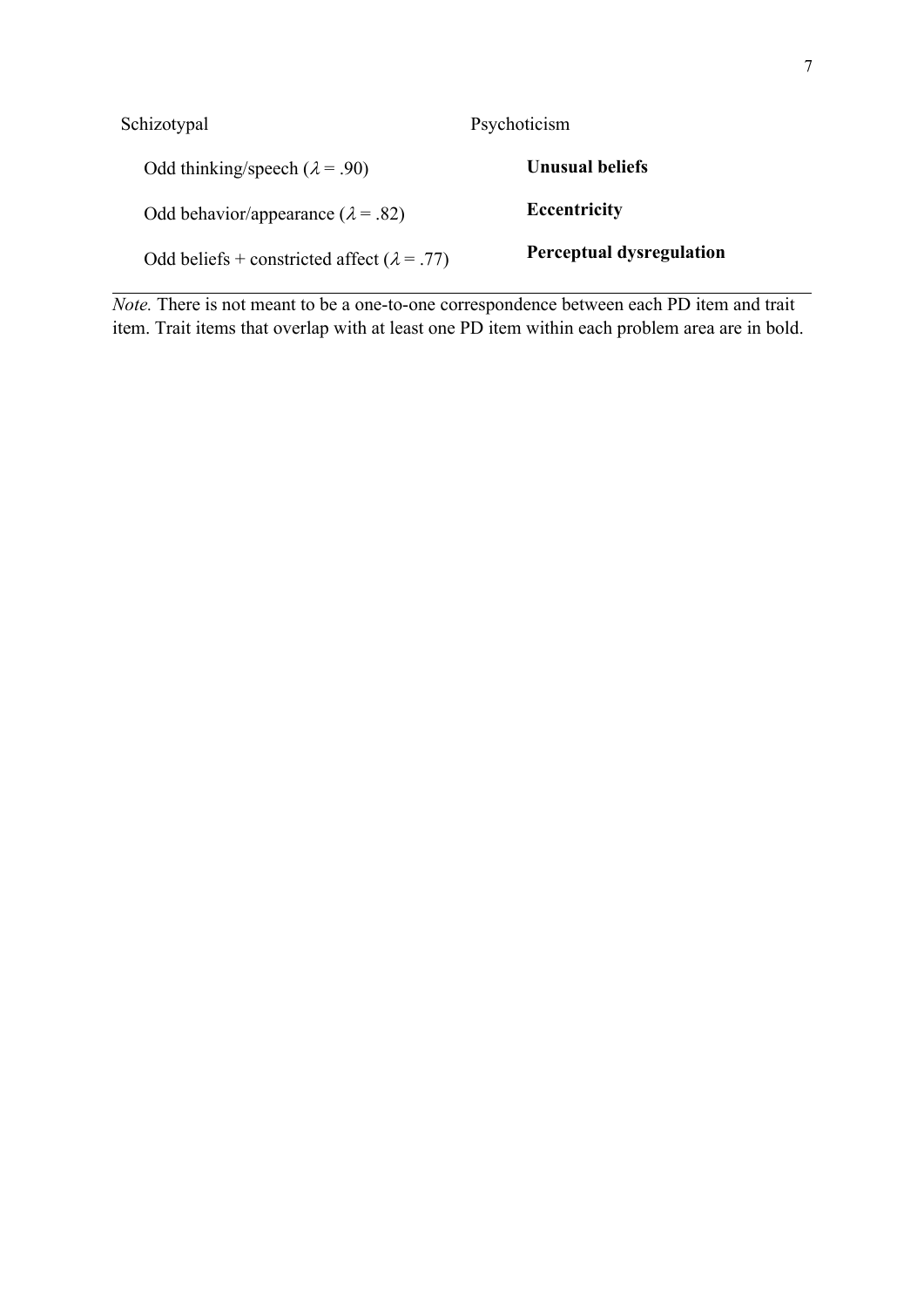| | |
|---|---|
| Schizotypal | Psychoticism |
| Odd thinking/speech ($\lambda$ = .90) | **Unusual beliefs** |
| Odd behavior/appearance ($\lambda$ = .82) | **Eccentricity** |
| Odd beliefs + constricted affect ($\lambda$ = .77) | **Perceptual dysregulation** |

*Note.* There is not meant to be a one-to-one correspondence between each PD item and trait item. Trait items that overlap with at least one PD item within each problem area are in bold.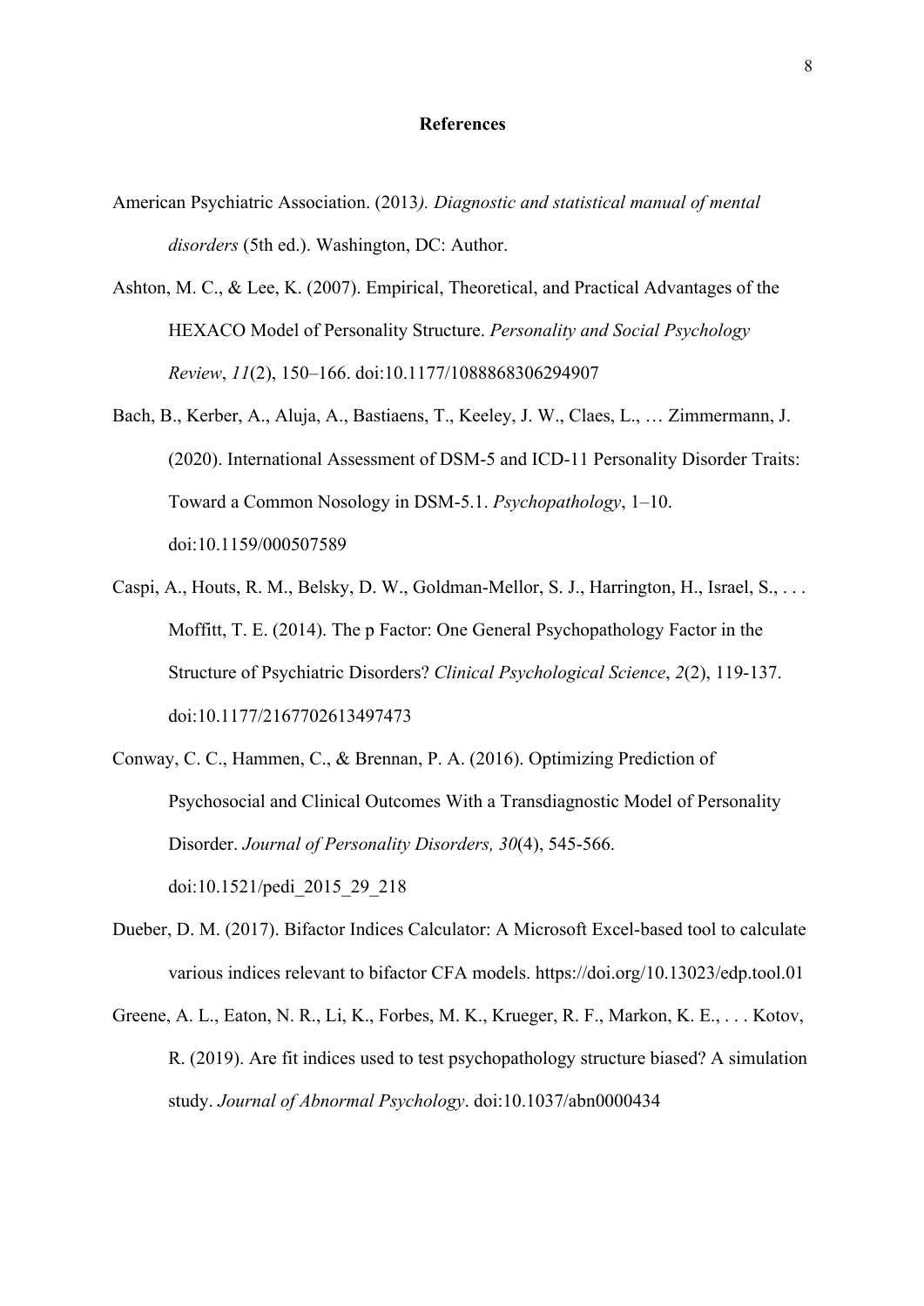## References

American Psychiatric Association. (2013). *Diagnostic and statistical manual of mental disorders* (5th ed.). Washington, DC: Author.

Ashton, M. C., & Lee, K. (2007). Empirical, Theoretical, and Practical Advantages of the HEXACO Model of Personality Structure. *Personality and Social Psychology Review*, *11*(2), 150–166. doi:10.1177/1088868306294907

Bach, B., Kerber, A., Aluja, A., Bastiaens, T., Keeley, J. W., Claes, L., … Zimmermann, J. (2020). International Assessment of DSM-5 and ICD-11 Personality Disorder Traits: Toward a Common Nosology in DSM-5.1. *Psychopathology*, 1–10. doi:10.1159/000507589

Caspi, A., Houts, R. M., Belsky, D. W., Goldman-Mellor, S. J., Harrington, H., Israel, S., . . . Moffitt, T. E. (2014). The p Factor: One General Psychopathology Factor in the Structure of Psychiatric Disorders? *Clinical Psychological Science*, *2*(2), 119-137. doi:10.1177/2167702613497473

Conway, C. C., Hammen, C., & Brennan, P. A. (2016). Optimizing Prediction of Psychosocial and Clinical Outcomes With a Transdiagnostic Model of Personality Disorder. *Journal of Personality Disorders, 30*(4), 545-566. doi:10.1521/pedi_2015_29_218

Dueber, D. M. (2017). Bifactor Indices Calculator: A Microsoft Excel-based tool to calculate various indices relevant to bifactor CFA models. https://doi.org/10.13023/edp.tool.01

Greene, A. L., Eaton, N. R., Li, K., Forbes, M. K., Krueger, R. F., Markon, K. E., . . . Kotov, R. (2019). Are fit indices used to test psychopathology structure biased? A simulation study. *Journal of Abnormal Psychology*. doi:10.1037/abn0000434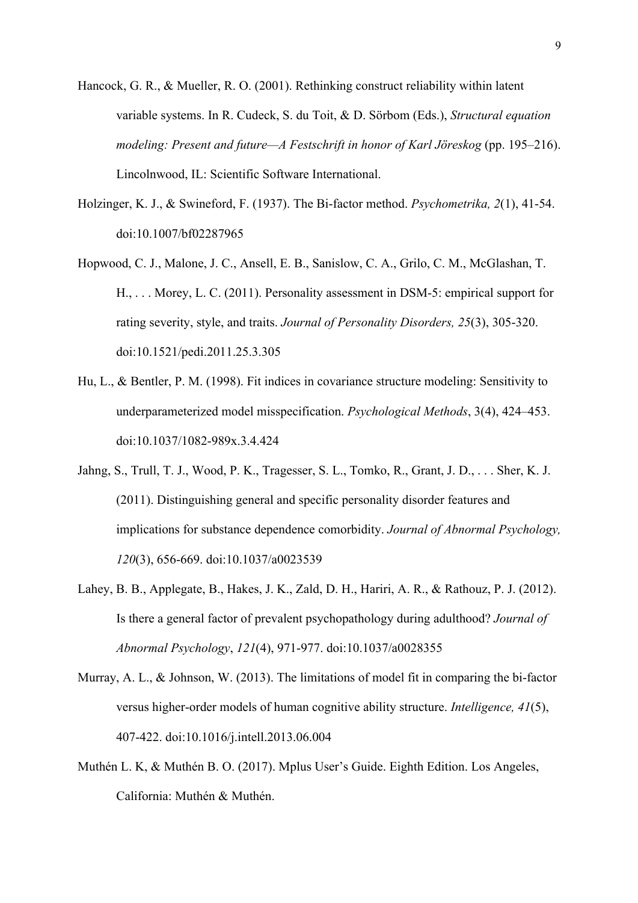Hancock, G. R., & Mueller, R. O. (2001). Rethinking construct reliability within latent variable systems. In R. Cudeck, S. du Toit, & D. Sörbom (Eds.), *Structural equation modeling: Present and future—A Festschrift in honor of Karl Jöreskog* (pp. 195–216). Lincolnwood, IL: Scientific Software International.

Holzinger, K. J., & Swineford, F. (1937). The Bi-factor method. *Psychometrika, 2*(1), 41-54. doi:10.1007/bf02287965

Hopwood, C. J., Malone, J. C., Ansell, E. B., Sanislow, C. A., Grilo, C. M., McGlashan, T. H., . . . Morey, L. C. (2011). Personality assessment in DSM-5: empirical support for rating severity, style, and traits. *Journal of Personality Disorders, 25*(3), 305-320. doi:10.1521/pedi.2011.25.3.305

Hu, L., & Bentler, P. M. (1998). Fit indices in covariance structure modeling: Sensitivity to underparameterized model misspecification. *Psychological Methods*, 3(4), 424–453. doi:10.1037/1082-989x.3.4.424

Jahng, S., Trull, T. J., Wood, P. K., Tragesser, S. L., Tomko, R., Grant, J. D., . . . Sher, K. J. (2011). Distinguishing general and specific personality disorder features and implications for substance dependence comorbidity. *Journal of Abnormal Psychology, 120*(3), 656-669. doi:10.1037/a0023539

Lahey, B. B., Applegate, B., Hakes, J. K., Zald, D. H., Hariri, A. R., & Rathouz, P. J. (2012). Is there a general factor of prevalent psychopathology during adulthood? *Journal of Abnormal Psychology*, *121*(4), 971-977. doi:10.1037/a0028355

Murray, A. L., & Johnson, W. (2013). The limitations of model fit in comparing the bi-factor versus higher-order models of human cognitive ability structure. *Intelligence, 41*(5), 407-422. doi:10.1016/j.intell.2013.06.004

Muthén L. K, & Muthén B. O. (2017). Mplus User's Guide. Eighth Edition. Los Angeles, California: Muthén & Muthén.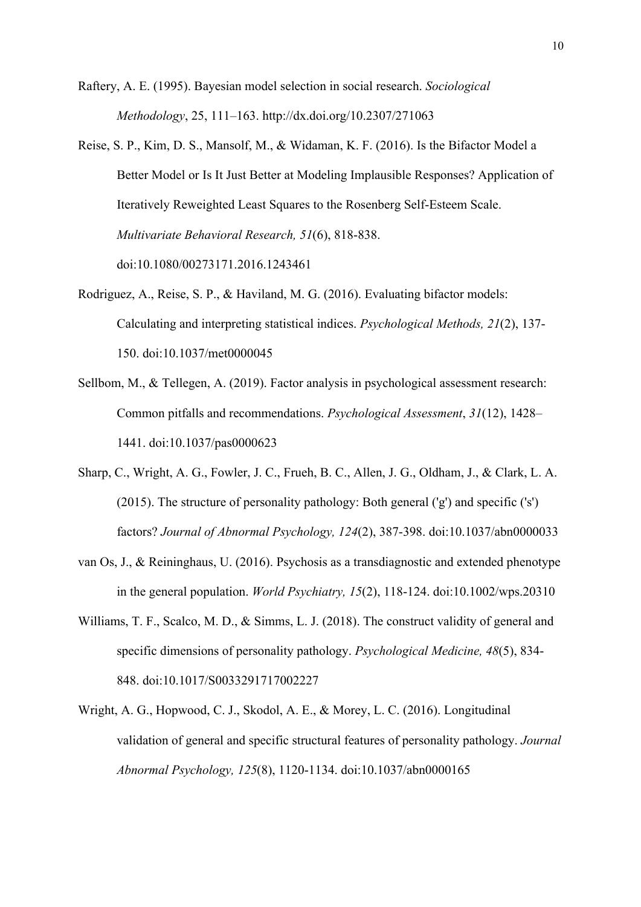Raftery, A. E. (1995). Bayesian model selection in social research. *Sociological Methodology*, 25, 111–163. http://dx.doi.org/10.2307/271063

Reise, S. P., Kim, D. S., Mansolf, M., & Widaman, K. F. (2016). Is the Bifactor Model a Better Model or Is It Just Better at Modeling Implausible Responses? Application of Iteratively Reweighted Least Squares to the Rosenberg Self-Esteem Scale. *Multivariate Behavioral Research, 51*(6), 818-838. doi:10.1080/00273171.2016.1243461

Rodriguez, A., Reise, S. P., & Haviland, M. G. (2016). Evaluating bifactor models: Calculating and interpreting statistical indices. *Psychological Methods, 21*(2), 137-150. doi:10.1037/met0000045

Sellbom, M., & Tellegen, A. (2019). Factor analysis in psychological assessment research: Common pitfalls and recommendations. *Psychological Assessment*, *31*(12), 1428–1441. doi:10.1037/pas0000623

Sharp, C., Wright, A. G., Fowler, J. C., Frueh, B. C., Allen, J. G., Oldham, J., & Clark, L. A. (2015). The structure of personality pathology: Both general ('g') and specific ('s') factors? *Journal of Abnormal Psychology, 124*(2), 387-398. doi:10.1037/abn0000033

van Os, J., & Reininghaus, U. (2016). Psychosis as a transdiagnostic and extended phenotype in the general population. *World Psychiatry, 15*(2), 118-124. doi:10.1002/wps.20310

Williams, T. F., Scalco, M. D., & Simms, L. J. (2018). The construct validity of general and specific dimensions of personality pathology. *Psychological Medicine, 48*(5), 834-848. doi:10.1017/S0033291717002227

Wright, A. G., Hopwood, C. J., Skodol, A. E., & Morey, L. C. (2016). Longitudinal validation of general and specific structural features of personality pathology. *Journal Abnormal Psychology, 125*(8), 1120-1134. doi:10.1037/abn0000165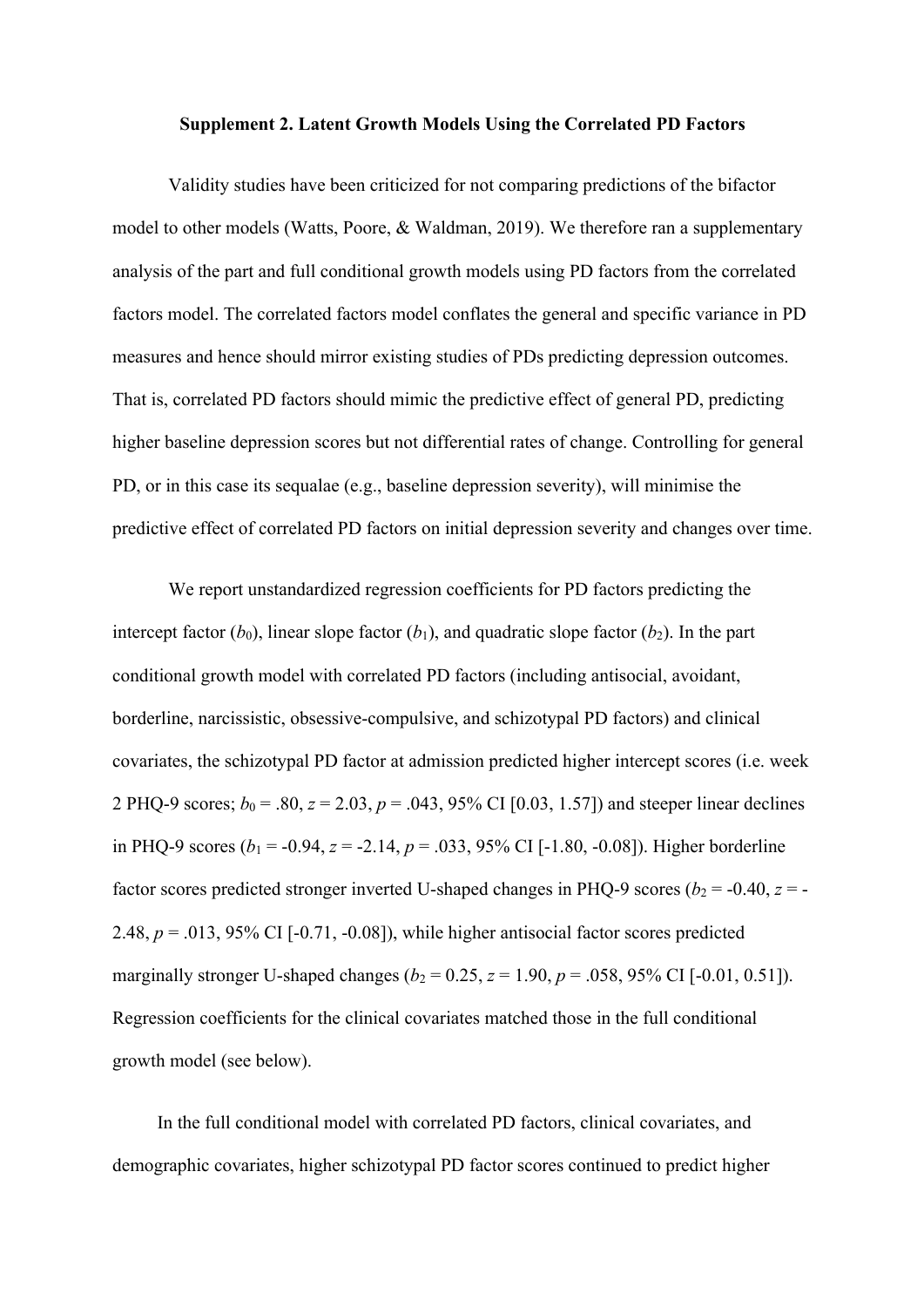**Supplement 2. Latent Growth Models Using the Correlated PD Factors**

Validity studies have been criticized for not comparing predictions of the bifactor model to other models (Watts, Poore, & Waldman, 2019). We therefore ran a supplementary analysis of the part and full conditional growth models using PD factors from the correlated factors model. The correlated factors model conflates the general and specific variance in PD measures and hence should mirror existing studies of PDs predicting depression outcomes. That is, correlated PD factors should mimic the predictive effect of general PD, predicting higher baseline depression scores but not differential rates of change. Controlling for general PD, or in this case its sequalae (e.g., baseline depression severity), will minimise the predictive effect of correlated PD factors on initial depression severity and changes over time.

We report unstandardized regression coefficients for PD factors predicting the intercept factor ($b_0$), linear slope factor ($b_1$), and quadratic slope factor ($b_2$). In the part conditional growth model with correlated PD factors (including antisocial, avoidant, borderline, narcissistic, obsessive-compulsive, and schizotypal PD factors) and clinical covariates, the schizotypal PD factor at admission predicted higher intercept scores (i.e. week 2 PHQ-9 scores; $b_0$ = .80, $z$ = 2.03, $p$ = .043, 95% CI [0.03, 1.57]) and steeper linear declines in PHQ-9 scores ($b_1$ = -0.94, $z$ = -2.14, $p$ = .033, 95% CI [-1.80, -0.08]). Higher borderline factor scores predicted stronger inverted U-shaped changes in PHQ-9 scores ($b_2$ = -0.40, $z$ = -2.48, $p$ = .013, 95% CI [-0.71, -0.08]), while higher antisocial factor scores predicted marginally stronger U-shaped changes ($b_2$ = 0.25, $z$ = 1.90, $p$ = .058, 95% CI [-0.01, 0.51]). Regression coefficients for the clinical covariates matched those in the full conditional growth model (see below).

In the full conditional model with correlated PD factors, clinical covariates, and demographic covariates, higher schizotypal PD factor scores continued to predict higher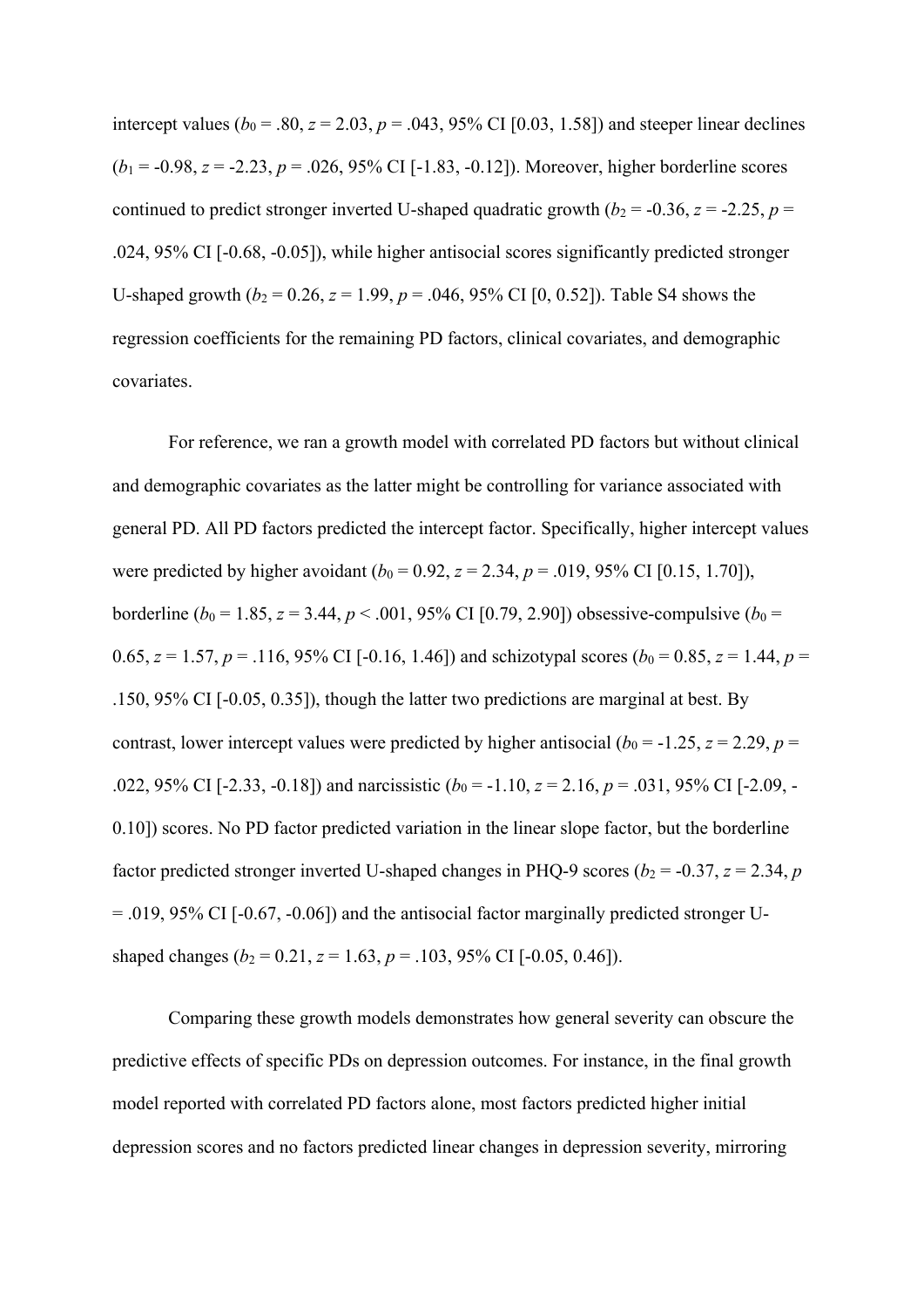intercept values ($b_0 = .80$, $z = 2.03$, $p = .043$, 95% CI [0.03, 1.58]) and steeper linear declines ($b_1 = -0.98$, $z = -2.23$, $p = .026$, 95% CI [-1.83, -0.12]). Moreover, higher borderline scores continued to predict stronger inverted U-shaped quadratic growth ($b_2 = -0.36$, $z = -2.25$, $p = .024$, 95% CI [-0.68, -0.05]), while higher antisocial scores significantly predicted stronger U-shaped growth ($b_2 = 0.26$, $z = 1.99$, $p = .046$, 95% CI [0, 0.52]). Table S4 shows the regression coefficients for the remaining PD factors, clinical covariates, and demographic covariates.

For reference, we ran a growth model with correlated PD factors but without clinical and demographic covariates as the latter might be controlling for variance associated with general PD. All PD factors predicted the intercept factor. Specifically, higher intercept values were predicted by higher avoidant ($b_0 = 0.92$, $z = 2.34$, $p = .019$, 95% CI [0.15, 1.70]), borderline ($b_0 = 1.85$, $z = 3.44$, $p < .001$, 95% CI [0.79, 2.90]) obsessive-compulsive ($b_0 = 0.65$, $z = 1.57$, $p = .116$, 95% CI [-0.16, 1.46]) and schizotypal scores ($b_0 = 0.85$, $z = 1.44$, $p = .150$, 95% CI [-0.05, 0.35]), though the latter two predictions are marginal at best. By contrast, lower intercept values were predicted by higher antisocial ($b_0 = -1.25$, $z = 2.29$, $p = .022$, 95% CI [-2.33, -0.18]) and narcissistic ($b_0 = -1.10$, $z = 2.16$, $p = .031$, 95% CI [-2.09, -0.10]) scores. No PD factor predicted variation in the linear slope factor, but the borderline factor predicted stronger inverted U-shaped changes in PHQ-9 scores ($b_2 = -0.37$, $z = 2.34$, $p = .019$, 95% CI [-0.67, -0.06]) and the antisocial factor marginally predicted stronger U-shaped changes ($b_2 = 0.21$, $z = 1.63$, $p = .103$, 95% CI [-0.05, 0.46]).

Comparing these growth models demonstrates how general severity can obscure the predictive effects of specific PDs on depression outcomes. For instance, in the final growth model reported with correlated PD factors alone, most factors predicted higher initial depression scores and no factors predicted linear changes in depression severity, mirroring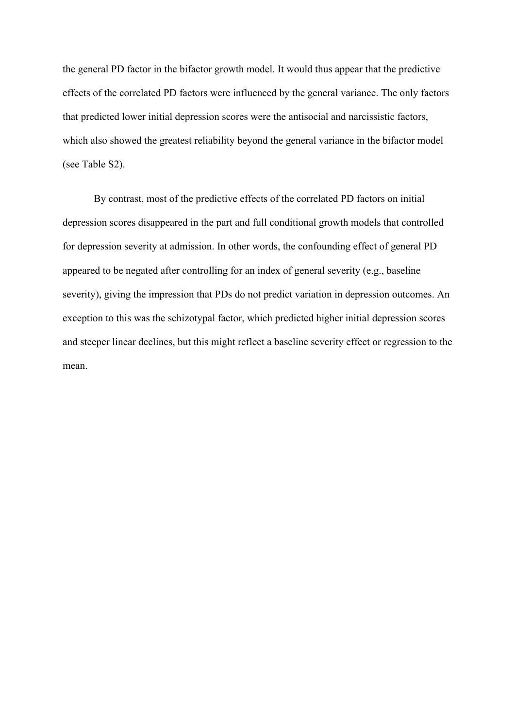the general PD factor in the bifactor growth model. It would thus appear that the predictive effects of the correlated PD factors were influenced by the general variance. The only factors that predicted lower initial depression scores were the antisocial and narcissistic factors, which also showed the greatest reliability beyond the general variance in the bifactor model (see Table S2).

By contrast, most of the predictive effects of the correlated PD factors on initial depression scores disappeared in the part and full conditional growth models that controlled for depression severity at admission. In other words, the confounding effect of general PD appeared to be negated after controlling for an index of general severity (e.g., baseline severity), giving the impression that PDs do not predict variation in depression outcomes. An exception to this was the schizotypal factor, which predicted higher initial depression scores and steeper linear declines, but this might reflect a baseline severity effect or regression to the mean.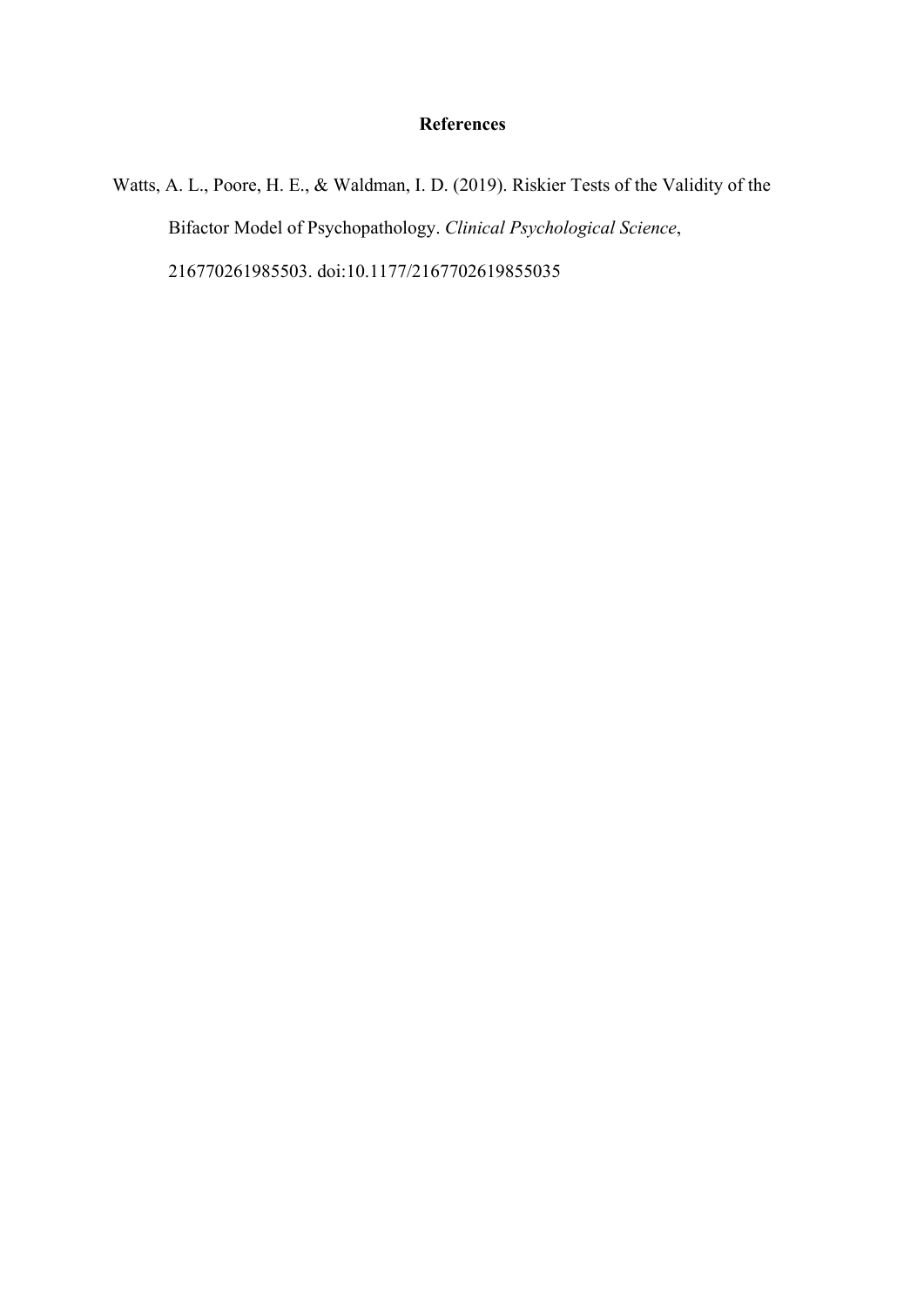## References

Watts, A. L., Poore, H. E., & Waldman, I. D. (2019). Riskier Tests of the Validity of the Bifactor Model of Psychopathology. *Clinical Psychological Science*, 216770261985503. doi:10.1177/2167702619855035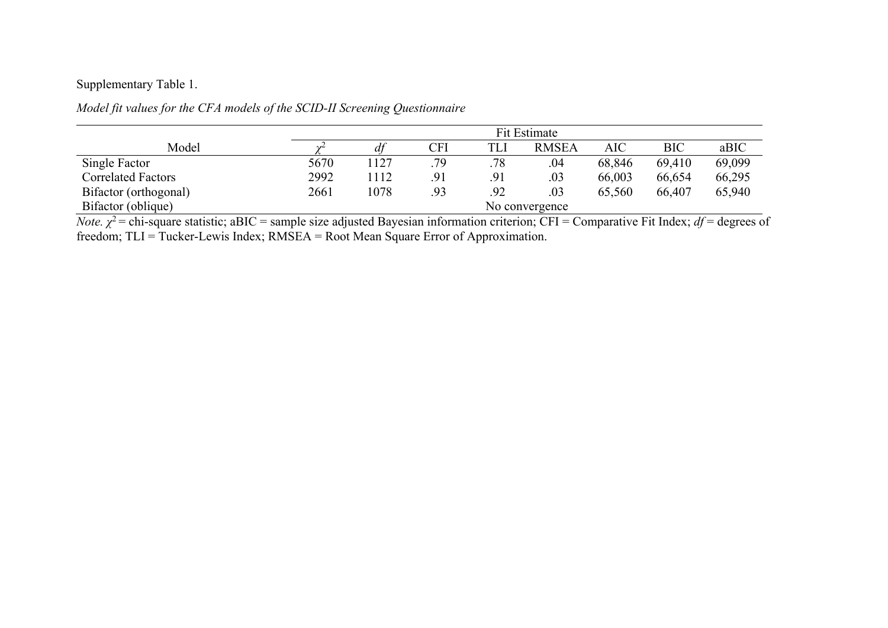Supplementary Table 1.

*Model fit values for the CFA models of the SCID-II Screening Questionnaire*

| Model | Fit Estimate | | | | | | | |
|---|---|---|---|---|---|---|---|---|
| | $\chi^2$ | *df* | CFI | TLI | RMSEA | AIC | BIC | aBIC |
| Single Factor | 5670 | 1127 | .79 | .78 | .04 | 68,846 | 69,410 | 69,099 |
| Correlated Factors | 2992 | 1112 | .91 | .91 | .03 | 66,003 | 66,654 | 66,295 |
| Bifactor (orthogonal) | 2661 | 1078 | .93 | .92 | .03 | 65,560 | 66,407 | 65,940 |
| Bifactor (oblique) | No convergence | | | | | | | |

*Note.* $\chi^2$ = chi-square statistic; aBIC = sample size adjusted Bayesian information criterion; CFI = Comparative Fit Index; *df* = degrees of freedom; TLI = Tucker-Lewis Index; RMSEA = Root Mean Square Error of Approximation.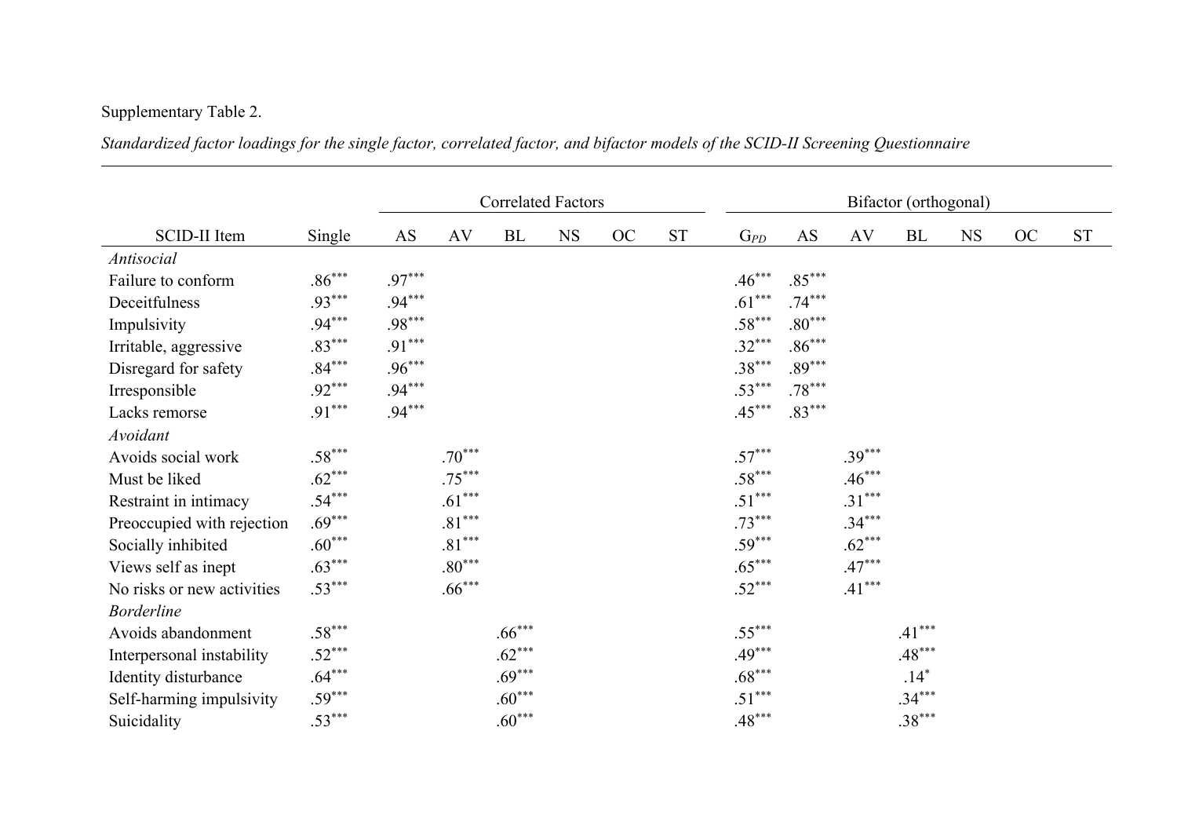Supplementary Table 2.

*Standardized factor loadings for the single factor, correlated factor, and bifactor models of the SCID-II Screening Questionnaire*

| | | Correlated Factors | | | | | | Bifactor (orthogonal) | | | | | | |
|---|---|---|---|---|---|---|---|---|---|---|---|---|---|---|
| SCID-II Item | Single | AS | AV | BL | NS | OC | ST | $G_{PD}$ | AS | AV | BL | NS | OC | ST |
| *Antisocial* | | | | | | | | | | | | | | |
| Failure to conform | .86*** | .97*** | | | | | | .46*** | .85*** | | | | | |
| Deceitfulness | .93*** | .94*** | | | | | | .61*** | .74*** | | | | | |
| Impulsivity | .94*** | .98*** | | | | | | .58*** | .80*** | | | | | |
| Irritable, aggressive | .83*** | .91*** | | | | | | .32*** | .86*** | | | | | |
| Disregard for safety | .84*** | .96*** | | | | | | .38*** | .89*** | | | | | |
| Irresponsible | .92*** | .94*** | | | | | | .53*** | .78*** | | | | | |
| Lacks remorse | .91*** | .94*** | | | | | | .45*** | .83*** | | | | | |
| *Avoidant* | | | | | | | | | | | | | | |
| Avoids social work | .58*** | | .70*** | | | | | .57*** | | .39*** | | | | |
| Must be liked | .62*** | | .75*** | | | | | .58*** | | .46*** | | | | |
| Restraint in intimacy | .54*** | | .61*** | | | | | .51*** | | .31*** | | | | |
| Preoccupied with rejection | .69*** | | .81*** | | | | | .73*** | | .34*** | | | | |
| Socially inhibited | .60*** | | .81*** | | | | | .59*** | | .62*** | | | | |
| Views self as inept | .63*** | | .80*** | | | | | .65*** | | .47*** | | | | |
| No risks or new activities | .53*** | | .66*** | | | | | .52*** | | .41*** | | | | |
| *Borderline* | | | | | | | | | | | | | | |
| Avoids abandonment | .58*** | | | .66*** | | | | .55*** | | | .41*** | | | |
| Interpersonal instability | .52*** | | | .62*** | | | | .49*** | | | .48*** | | | |
| Identity disturbance | .64*** | | | .69*** | | | | .68*** | | | .14* | | | |
| Self-harming impulsivity | .59*** | | | .60*** | | | | .51*** | | | .34*** | | | |
| Suicidality | .53*** | | | .60*** | | | | .48*** | | | .38*** | | | |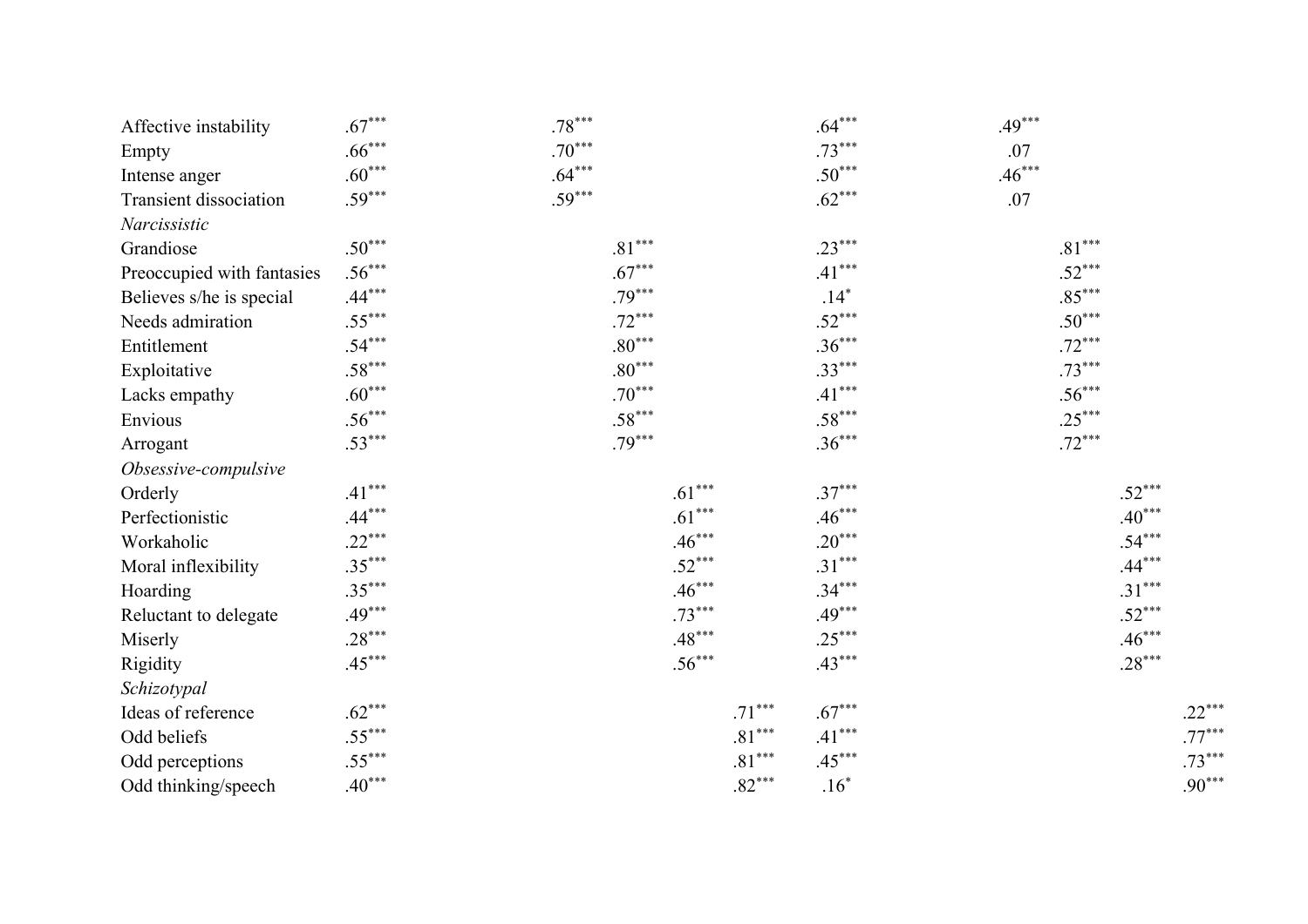| | | | | | | | | | | |
|---|---|---|---|---|---|---|---|---|---|---|
| Affective instability | .67*** | .78*** | | | | .64*** | .49*** | | | |
| Empty | .66*** | .70*** | | | | .73*** | .07 | | | |
| Intense anger | .60*** | .64*** | | | | .50*** | .46*** | | | |
| Transient dissociation | .59*** | .59*** | | | | .62*** | .07 | | | |
| *Narcissistic* | | | | | | | | | | |
| Grandiose | .50*** | | .81*** | | | .23*** | | .81*** | | |
| Preoccupied with fantasies | .56*** | | .67*** | | | .41*** | | .52*** | | |
| Believes s/he is special | .44*** | | .79*** | | | .14* | | .85*** | | |
| Needs admiration | .55*** | | .72*** | | | .52*** | | .50*** | | |
| Entitlement | .54*** | | .80*** | | | .36*** | | .72*** | | |
| Exploitative | .58*** | | .80*** | | | .33*** | | .73*** | | |
| Lacks empathy | .60*** | | .70*** | | | .41*** | | .56*** | | |
| Envious | .56*** | | .58*** | | | .58*** | | .25*** | | |
| Arrogant | .53*** | | .79*** | | | .36*** | | .72*** | | |
| *Obsessive-compulsive* | | | | | | | | | | |
| Orderly | .41*** | | | .61*** | | .37*** | | | .52*** | |
| Perfectionistic | .44*** | | | .61*** | | .46*** | | | .40*** | |
| Workaholic | .22*** | | | .46*** | | .20*** | | | .54*** | |
| Moral inflexibility | .35*** | | | .52*** | | .31*** | | | .44*** | |
| Hoarding | .35*** | | | .46*** | | .34*** | | | .31*** | |
| Reluctant to delegate | .49*** | | | .73*** | | .49*** | | | .52*** | |
| Miserly | .28*** | | | .48*** | | .25*** | | | .46*** | |
| Rigidity | .45*** | | | .56*** | | .43*** | | | .28*** | |
| *Schizotypal* | | | | | | | | | | |
| Ideas of reference | .62*** | | | | .71*** | .67*** | | | | .22*** |
| Odd beliefs | .55*** | | | | .81*** | .41*** | | | | .77*** |
| Odd perceptions | .55*** | | | | .81*** | .45*** | | | | .73*** |
| Odd thinking/speech | .40*** | | | | .82*** | .16* | | | | .90*** |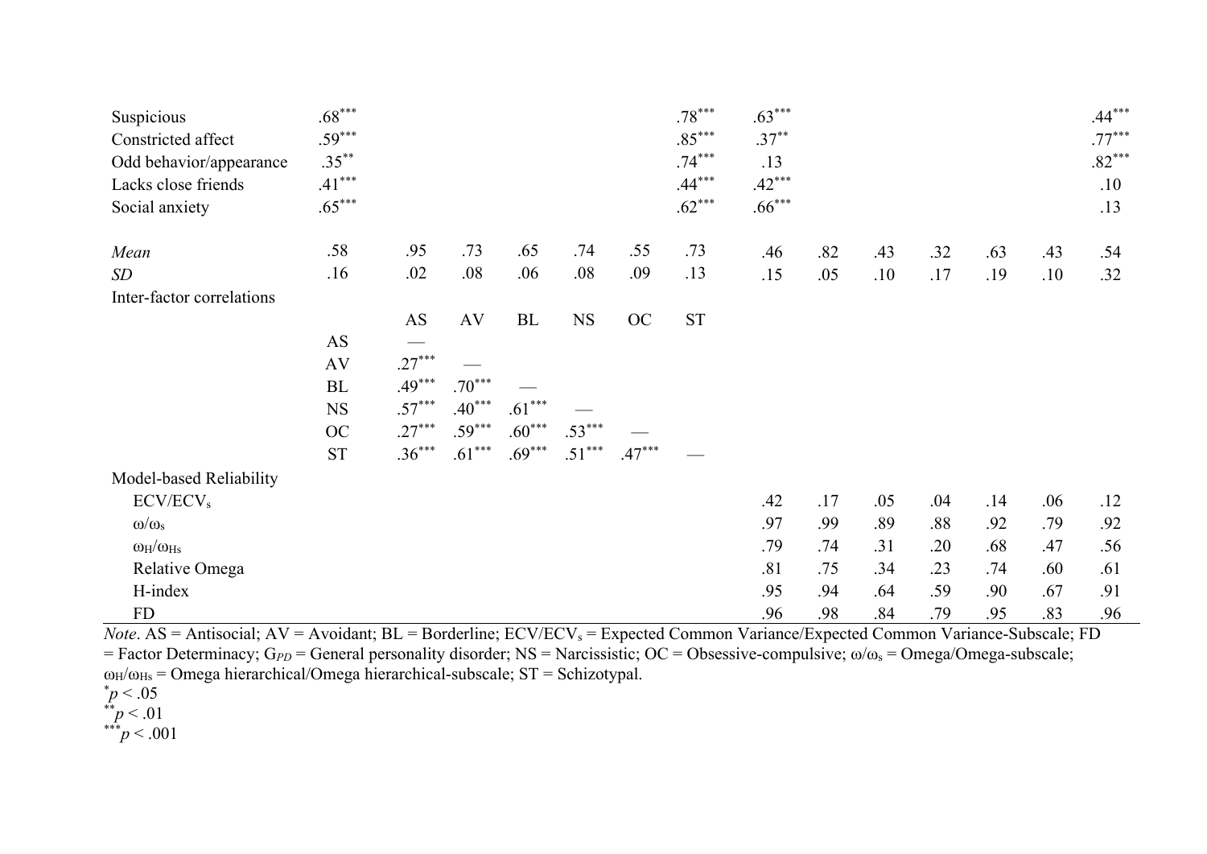| | | | | | | | | | | | | | | |
|---|---|---|---|---|---|---|---|---|---|---|---|---|---|---|
| Suspicious | .68*** | | | | | | .78*** | .63*** | | | | | | .44*** |
| Constricted affect | .59*** | | | | | | .85*** | .37** | | | | | | .77*** |
| Odd behavior/appearance | .35** | | | | | | .74*** | .13 | | | | | | .82*** |
| Lacks close friends | .41*** | | | | | | .44*** | .42*** | | | | | | .10 |
| Social anxiety | .65*** | | | | | | .62*** | .66*** | | | | | | .13 |
| *Mean* | .58 | .95 | .73 | .65 | .74 | .55 | .73 | .46 | .82 | .43 | .32 | .63 | .43 | .54 |
| *SD* | .16 | .02 | .08 | .06 | .08 | .09 | .13 | .15 | .05 | .10 | .17 | .19 | .10 | .32 |
| Inter-factor correlations | | | | | | | | | | | | | | |
| | | AS | AV | BL | NS | OC | ST | | | | | | | |
| | AS | — | | | | | | | | | | | | |
| | AV | .27*** | — | | | | | | | | | | | |
| | BL | .49*** | .70*** | — | | | | | | | | | | |
| | NS | .57*** | .40*** | .61*** | — | | | | | | | | | |
| | OC | .27*** | .59*** | .60*** | .53*** | — | | | | | | | | |
| | ST | .36*** | .61*** | .69*** | .51*** | .47*** | — | | | | | | | |
| Model-based Reliability | | | | | | | | | | | | | | |
| ECV/ECV$_s$ | | | | | | | | .42 | .17 | .05 | .04 | .14 | .06 | .12 |
| $\omega/\omega_s$ | | | | | | | | .97 | .99 | .89 | .88 | .92 | .79 | .92 |
| $\omega_H/\omega_{Hs}$ | | | | | | | | .79 | .74 | .31 | .20 | .68 | .47 | .56 |
| Relative Omega | | | | | | | | .81 | .75 | .34 | .23 | .74 | .60 | .61 |
| H-index | | | | | | | | .95 | .94 | .64 | .59 | .90 | .67 | .91 |
| FD | | | | | | | | .96 | .98 | .84 | .79 | .95 | .83 | .96 |

*Note*. AS = Antisocial; AV = Avoidant; BL = Borderline; ECV/ECV$_s$ = Expected Common Variance/Expected Common Variance-Subscale; FD = Factor Determinacy; $G_{PD}$ = General personality disorder; NS = Narcissistic; OC = Obsessive-compulsive; $\omega/\omega_s$ = Omega/Omega-subscale; $\omega_H/\omega_{Hs}$ = Omega hierarchical/Omega hierarchical-subscale; ST = Schizotypal.

\* $p < .05$

\*\* $p < .01$

\*\*\* $p < .001$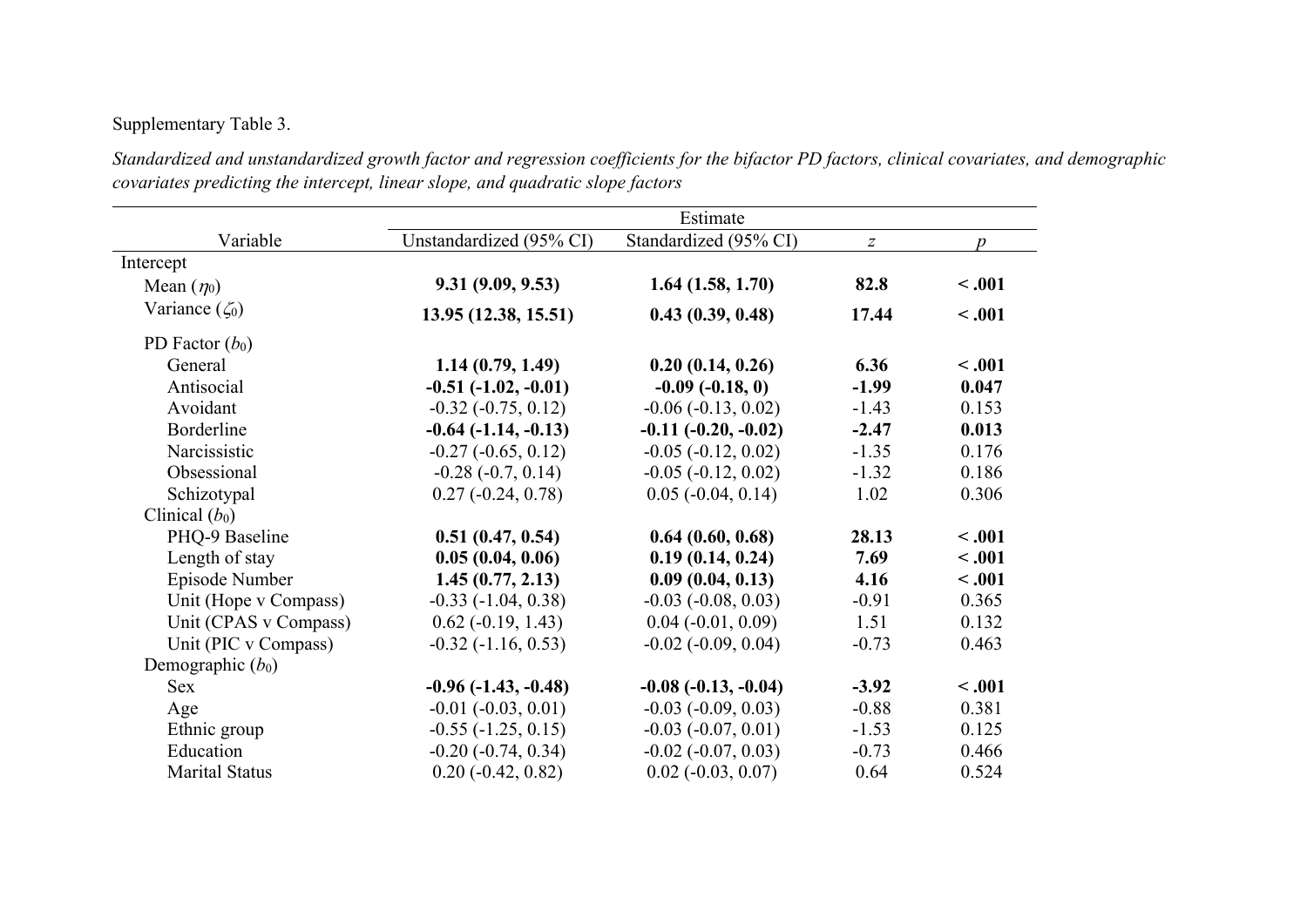Supplementary Table 3.

*Standardized and unstandardized growth factor and regression coefficients for the bifactor PD factors, clinical covariates, and demographic covariates predicting the intercept, linear slope, and quadratic slope factors*

| | Estimate | | | |
|---|---|---|---|---|
| Variable | Unstandardized (95% CI) | Standardized (95% CI) | $z$ | $p$ |
| Intercept | | | | |
| Mean ($\eta_0$) | **9.31 (9.09, 9.53)** | **1.64 (1.58, 1.70)** | **82.8** | **< .001** |
| Variance ($\zeta_0$) | **13.95 (12.38, 15.51)** | **0.43 (0.39, 0.48)** | **17.44** | **< .001** |
| PD Factor ($b_0$) | | | | |
| General | **1.14 (0.79, 1.49)** | **0.20 (0.14, 0.26)** | **6.36** | **< .001** |
| Antisocial | **-0.51 (-1.02, -0.01)** | **-0.09 (-0.18, 0)** | **-1.99** | **0.047** |
| Avoidant | -0.32 (-0.75, 0.12) | -0.06 (-0.13, 0.02) | -1.43 | 0.153 |
| Borderline | **-0.64 (-1.14, -0.13)** | **-0.11 (-0.20, -0.02)** | **-2.47** | **0.013** |
| Narcissistic | -0.27 (-0.65, 0.12) | -0.05 (-0.12, 0.02) | -1.35 | 0.176 |
| Obsessional | -0.28 (-0.7, 0.14) | -0.05 (-0.12, 0.02) | -1.32 | 0.186 |
| Schizotypal | 0.27 (-0.24, 0.78) | 0.05 (-0.04, 0.14) | 1.02 | 0.306 |
| Clinical ($b_0$) | | | | |
| PHQ-9 Baseline | **0.51 (0.47, 0.54)** | **0.64 (0.60, 0.68)** | **28.13** | **< .001** |
| Length of stay | **0.05 (0.04, 0.06)** | **0.19 (0.14, 0.24)** | **7.69** | **< .001** |
| Episode Number | **1.45 (0.77, 2.13)** | **0.09 (0.04, 0.13)** | **4.16** | **< .001** |
| Unit (Hope v Compass) | -0.33 (-1.04, 0.38) | -0.03 (-0.08, 0.03) | -0.91 | 0.365 |
| Unit (CPAS v Compass) | 0.62 (-0.19, 1.43) | 0.04 (-0.01, 0.09) | 1.51 | 0.132 |
| Unit (PIC v Compass) | -0.32 (-1.16, 0.53) | -0.02 (-0.09, 0.04) | -0.73 | 0.463 |
| Demographic ($b_0$) | | | | |
| Sex | **-0.96 (-1.43, -0.48)** | **-0.08 (-0.13, -0.04)** | **-3.92** | **< .001** |
| Age | -0.01 (-0.03, 0.01) | -0.03 (-0.09, 0.03) | -0.88 | 0.381 |
| Ethnic group | -0.55 (-1.25, 0.15) | -0.03 (-0.07, 0.01) | -1.53 | 0.125 |
| Education | -0.20 (-0.74, 0.34) | -0.02 (-0.07, 0.03) | -0.73 | 0.466 |
| Marital Status | 0.20 (-0.42, 0.82) | 0.02 (-0.03, 0.07) | 0.64 | 0.524 |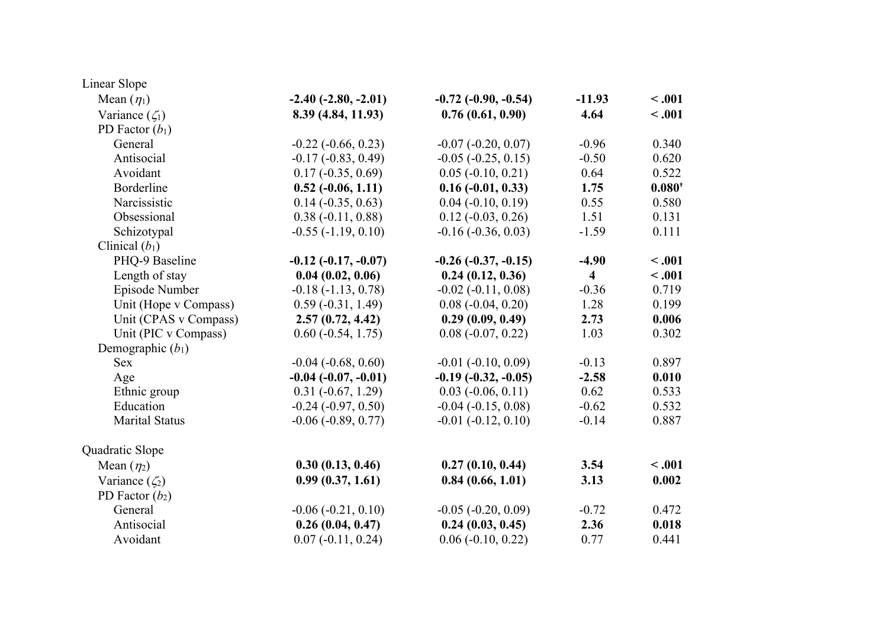| | | | | |
|---|---|---|---|---|
| Linear Slope | | | | |
| Mean ($\eta_1$) | **-2.40 (-2.80, -2.01)** | **-0.72 (-0.90, -0.54)** | **-11.93** | **< .001** |
| Variance ($\zeta_1$) | **8.39 (4.84, 11.93)** | **0.76 (0.61, 0.90)** | **4.64** | **< .001** |
| PD Factor ($b_1$) | | | | |
| General | -0.22 (-0.66, 0.23) | -0.07 (-0.20, 0.07) | -0.96 | 0.340 |
| Antisocial | -0.17 (-0.83, 0.49) | -0.05 (-0.25, 0.15) | -0.50 | 0.620 |
| Avoidant | 0.17 (-0.35, 0.69) | 0.05 (-0.10, 0.21) | 0.64 | 0.522 |
| Borderline | **0.52 (-0.06, 1.11)** | **0.16 (-0.01, 0.33)** | **1.75** | **0.080**[†] |
| Narcissistic | 0.14 (-0.35, 0.63) | 0.04 (-0.10, 0.19) | 0.55 | 0.580 |
| Obsessional | 0.38 (-0.11, 0.88) | 0.12 (-0.03, 0.26) | 1.51 | 0.131 |
| Schizotypal | -0.55 (-1.19, 0.10) | -0.16 (-0.36, 0.03) | -1.59 | 0.111 |
| Clinical ($b_1$) | | | | |
| PHQ-9 Baseline | **-0.12 (-0.17, -0.07)** | **-0.26 (-0.37, -0.15)** | **-4.90** | **< .001** |
| Length of stay | **0.04 (0.02, 0.06)** | **0.24 (0.12, 0.36)** | **4** | **< .001** |
| Episode Number | -0.18 (-1.13, 0.78) | -0.02 (-0.11, 0.08) | -0.36 | 0.719 |
| Unit (Hope v Compass) | 0.59 (-0.31, 1.49) | 0.08 (-0.04, 0.20) | 1.28 | 0.199 |
| Unit (CPAS v Compass) | **2.57 (0.72, 4.42)** | **0.29 (0.09, 0.49)** | **2.73** | **0.006** |
| Unit (PIC v Compass) | 0.60 (-0.54, 1.75) | 0.08 (-0.07, 0.22) | 1.03 | 0.302 |
| Demographic ($b_1$) | | | | |
| Sex | -0.04 (-0.68, 0.60) | -0.01 (-0.10, 0.09) | -0.13 | 0.897 |
| Age | **-0.04 (-0.07, -0.01)** | **-0.19 (-0.32, -0.05)** | **-2.58** | **0.010** |
| Ethnic group | 0.31 (-0.67, 1.29) | 0.03 (-0.06, 0.11) | 0.62 | 0.533 |
| Education | -0.24 (-0.97, 0.50) | -0.04 (-0.15, 0.08) | -0.62 | 0.532 |
| Marital Status | -0.06 (-0.89, 0.77) | -0.01 (-0.12, 0.10) | -0.14 | 0.887 |
| | | | | |
| Quadratic Slope | | | | |
| Mean ($\eta_2$) | **0.30 (0.13, 0.46)** | **0.27 (0.10, 0.44)** | **3.54** | **< .001** |
| Variance ($\zeta_2$) | **0.99 (0.37, 1.61)** | **0.84 (0.66, 1.01)** | **3.13** | **0.002** |
| PD Factor ($b_2$) | | | | |
| General | -0.06 (-0.21, 0.10) | -0.05 (-0.20, 0.09) | -0.72 | 0.472 |
| Antisocial | **0.26 (0.04, 0.47)** | **0.24 (0.03, 0.45)** | **2.36** | **0.018** |
| Avoidant | 0.07 (-0.11, 0.24) | 0.06 (-0.10, 0.22) | 0.77 | 0.441 |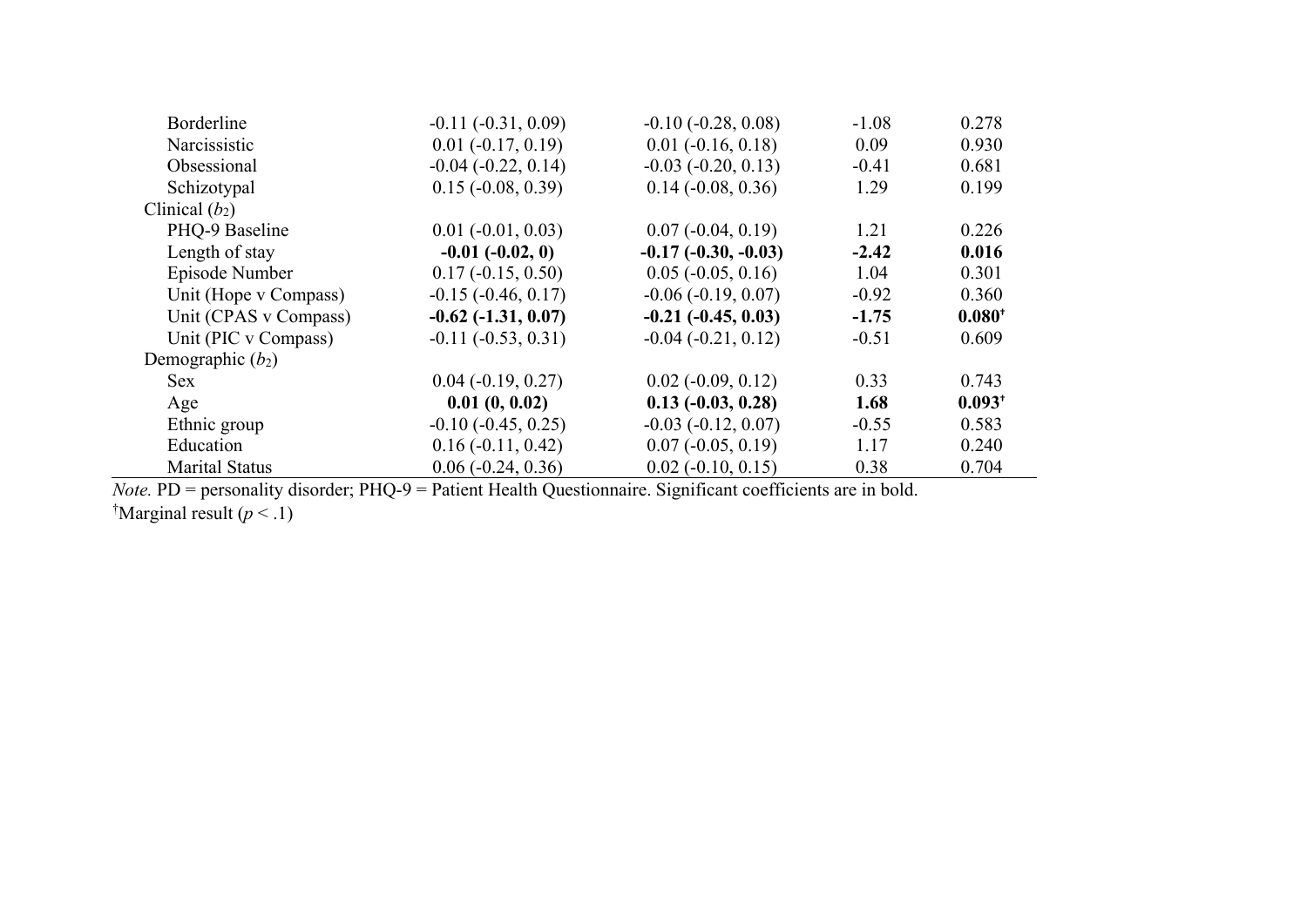| | | | | |
|---|---|---|---|---|
| Borderline | -0.11 (-0.31, 0.09) | -0.10 (-0.28, 0.08) | -1.08 | 0.278 |
| Narcissistic | 0.01 (-0.17, 0.19) | 0.01 (-0.16, 0.18) | 0.09 | 0.930 |
| Obsessional | -0.04 (-0.22, 0.14) | -0.03 (-0.20, 0.13) | -0.41 | 0.681 |
| Schizotypal | 0.15 (-0.08, 0.39) | 0.14 (-0.08, 0.36) | 1.29 | 0.199 |
| Clinical ($b_2$) | | | | |
| PHQ-9 Baseline | 0.01 (-0.01, 0.03) | 0.07 (-0.04, 0.19) | 1.21 | 0.226 |
| Length of stay | **-0.01 (-0.02, 0)** | **-0.17 (-0.30, -0.03)** | **-2.42** | **0.016** |
| Episode Number | 0.17 (-0.15, 0.50) | 0.05 (-0.05, 0.16) | 1.04 | 0.301 |
| Unit (Hope v Compass) | -0.15 (-0.46, 0.17) | -0.06 (-0.19, 0.07) | -0.92 | 0.360 |
| Unit (CPAS v Compass) | **-0.62 (-1.31, 0.07)** | **-0.21 (-0.45, 0.03)** | **-1.75** | **0.080[†]** |
| Unit (PIC v Compass) | -0.11 (-0.53, 0.31) | -0.04 (-0.21, 0.12) | -0.51 | 0.609 |
| Demographic ($b_2$) | | | | |
| Sex | 0.04 (-0.19, 0.27) | 0.02 (-0.09, 0.12) | 0.33 | 0.743 |
| Age | **0.01 (0, 0.02)** | **0.13 (-0.03, 0.28)** | **1.68** | **0.093[†]** |
| Ethnic group | -0.10 (-0.45, 0.25) | -0.03 (-0.12, 0.07) | -0.55 | 0.583 |
| Education | 0.16 (-0.11, 0.42) | 0.07 (-0.05, 0.19) | 1.17 | 0.240 |
| Marital Status | 0.06 (-0.24, 0.36) | 0.02 (-0.10, 0.15) | 0.38 | 0.704 |

*Note.* PD = personality disorder; PHQ-9 = Patient Health Questionnaire. Significant coefficients are in bold.

[†]Marginal result ($p < .1$)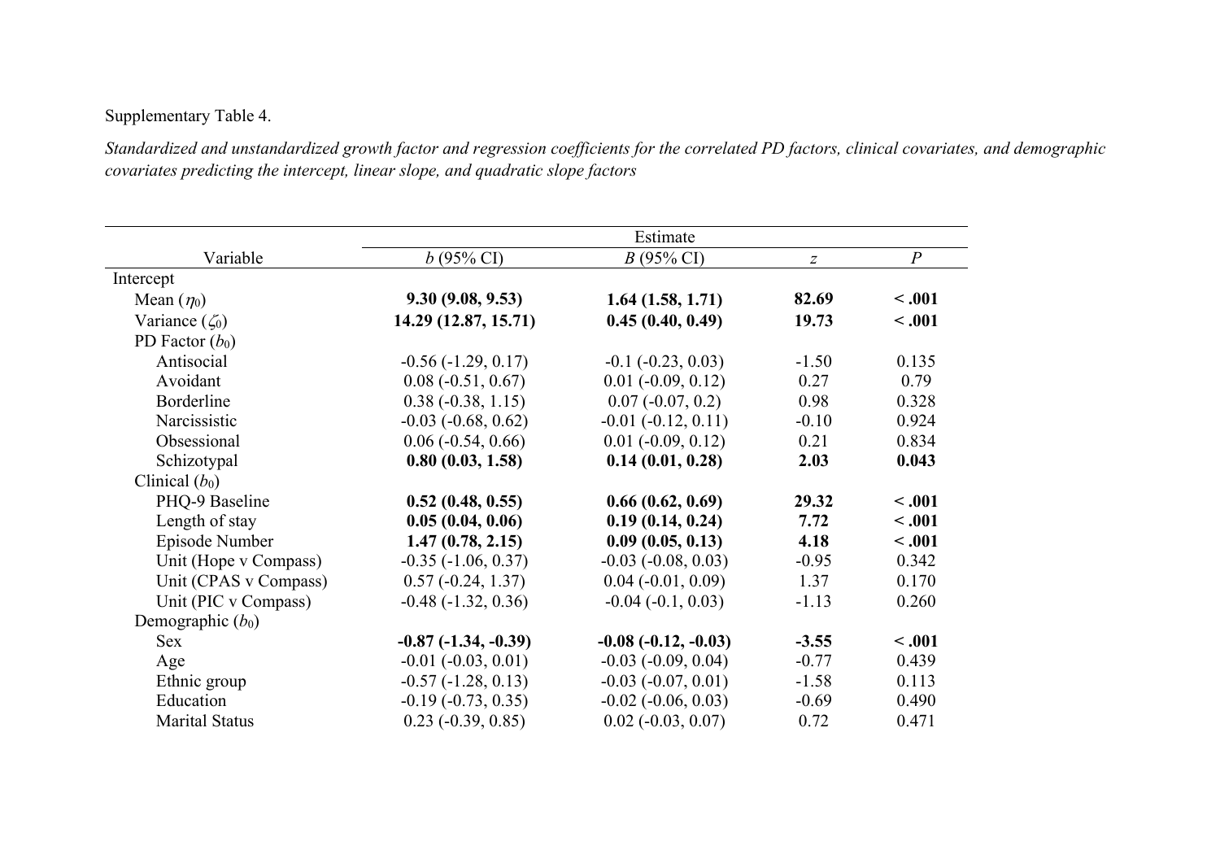Supplementary Table 4.

*Standardized and unstandardized growth factor and regression coefficients for the correlated PD factors, clinical covariates, and demographic covariates predicting the intercept, linear slope, and quadratic slope factors*

| | Estimate | | | |
|---|---|---|---|---|
| Variable | $b$ (95% CI) | $B$ (95% CI) | $z$ | $P$ |
| Intercept | | | | |
| Mean ($\eta_0$) | **9.30 (9.08, 9.53)** | **1.64 (1.58, 1.71)** | **82.69** | **< .001** |
| Variance ($\zeta_0$) | **14.29 (12.87, 15.71)** | **0.45 (0.40, 0.49)** | **19.73** | **< .001** |
| PD Factor ($b_0$) | | | | |
| Antisocial | -0.56 (-1.29, 0.17) | -0.1 (-0.23, 0.03) | -1.50 | 0.135 |
| Avoidant | 0.08 (-0.51, 0.67) | 0.01 (-0.09, 0.12) | 0.27 | 0.79 |
| Borderline | 0.38 (-0.38, 1.15) | 0.07 (-0.07, 0.2) | 0.98 | 0.328 |
| Narcissistic | -0.03 (-0.68, 0.62) | -0.01 (-0.12, 0.11) | -0.10 | 0.924 |
| Obsessional | 0.06 (-0.54, 0.66) | 0.01 (-0.09, 0.12) | 0.21 | 0.834 |
| Schizotypal | **0.80 (0.03, 1.58)** | **0.14 (0.01, 0.28)** | **2.03** | **0.043** |
| Clinical ($b_0$) | | | | |
| PHQ-9 Baseline | **0.52 (0.48, 0.55)** | **0.66 (0.62, 0.69)** | **29.32** | **< .001** |
| Length of stay | **0.05 (0.04, 0.06)** | **0.19 (0.14, 0.24)** | **7.72** | **< .001** |
| Episode Number | **1.47 (0.78, 2.15)** | **0.09 (0.05, 0.13)** | **4.18** | **< .001** |
| Unit (Hope v Compass) | -0.35 (-1.06, 0.37) | -0.03 (-0.08, 0.03) | -0.95 | 0.342 |
| Unit (CPAS v Compass) | 0.57 (-0.24, 1.37) | 0.04 (-0.01, 0.09) | 1.37 | 0.170 |
| Unit (PIC v Compass) | -0.48 (-1.32, 0.36) | -0.04 (-0.1, 0.03) | -1.13 | 0.260 |
| Demographic ($b_0$) | | | | |
| Sex | **-0.87 (-1.34, -0.39)** | **-0.08 (-0.12, -0.03)** | **-3.55** | **< .001** |
| Age | -0.01 (-0.03, 0.01) | -0.03 (-0.09, 0.04) | -0.77 | 0.439 |
| Ethnic group | -0.57 (-1.28, 0.13) | -0.03 (-0.07, 0.01) | -1.58 | 0.113 |
| Education | -0.19 (-0.73, 0.35) | -0.02 (-0.06, 0.03) | -0.69 | 0.490 |
| Marital Status | 0.23 (-0.39, 0.85) | 0.02 (-0.03, 0.07) | 0.72 | 0.471 |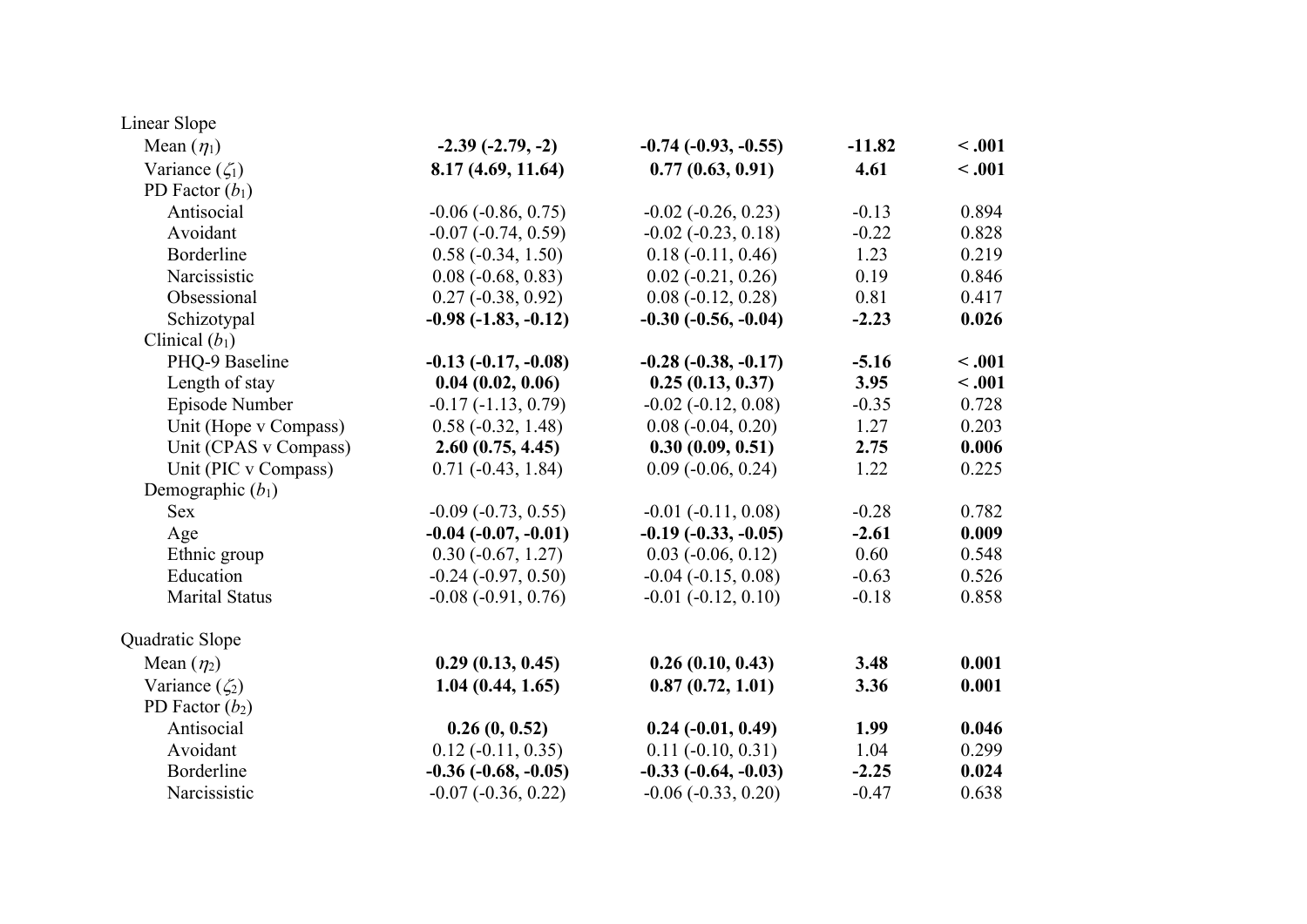| | | | | |
|---|---|---|---|---|
| Linear Slope | | | | |
| Mean ($\eta_1$) | **-2.39 (-2.79, -2)** | **-0.74 (-0.93, -0.55)** | **-11.82** | **< .001** |
| Variance ($\zeta_1$) | **8.17 (4.69, 11.64)** | **0.77 (0.63, 0.91)** | **4.61** | **< .001** |
| PD Factor ($b_1$) | | | | |
| Antisocial | -0.06 (-0.86, 0.75) | -0.02 (-0.26, 0.23) | -0.13 | 0.894 |
| Avoidant | -0.07 (-0.74, 0.59) | -0.02 (-0.23, 0.18) | -0.22 | 0.828 |
| Borderline | 0.58 (-0.34, 1.50) | 0.18 (-0.11, 0.46) | 1.23 | 0.219 |
| Narcissistic | 0.08 (-0.68, 0.83) | 0.02 (-0.21, 0.26) | 0.19 | 0.846 |
| Obsessional | 0.27 (-0.38, 0.92) | 0.08 (-0.12, 0.28) | 0.81 | 0.417 |
| Schizotypal | **-0.98 (-1.83, -0.12)** | **-0.30 (-0.56, -0.04)** | **-2.23** | **0.026** |
| Clinical ($b_1$) | | | | |
| PHQ-9 Baseline | **-0.13 (-0.17, -0.08)** | **-0.28 (-0.38, -0.17)** | **-5.16** | **< .001** |
| Length of stay | **0.04 (0.02, 0.06)** | **0.25 (0.13, 0.37)** | **3.95** | **< .001** |
| Episode Number | -0.17 (-1.13, 0.79) | -0.02 (-0.12, 0.08) | -0.35 | 0.728 |
| Unit (Hope v Compass) | 0.58 (-0.32, 1.48) | 0.08 (-0.04, 0.20) | 1.27 | 0.203 |
| Unit (CPAS v Compass) | **2.60 (0.75, 4.45)** | **0.30 (0.09, 0.51)** | **2.75** | **0.006** |
| Unit (PIC v Compass) | 0.71 (-0.43, 1.84) | 0.09 (-0.06, 0.24) | 1.22 | 0.225 |
| Demographic ($b_1$) | | | | |
| Sex | -0.09 (-0.73, 0.55) | -0.01 (-0.11, 0.08) | -0.28 | 0.782 |
| Age | **-0.04 (-0.07, -0.01)** | **-0.19 (-0.33, -0.05)** | **-2.61** | **0.009** |
| Ethnic group | 0.30 (-0.67, 1.27) | 0.03 (-0.06, 0.12) | 0.60 | 0.548 |
| Education | -0.24 (-0.97, 0.50) | -0.04 (-0.15, 0.08) | -0.63 | 0.526 |
| Marital Status | -0.08 (-0.91, 0.76) | -0.01 (-0.12, 0.10) | -0.18 | 0.858 |
| | | | | |
| Quadratic Slope | | | | |
| Mean ($\eta_2$) | **0.29 (0.13, 0.45)** | **0.26 (0.10, 0.43)** | **3.48** | **0.001** |
| Variance ($\zeta_2$) | **1.04 (0.44, 1.65)** | **0.87 (0.72, 1.01)** | **3.36** | **0.001** |
| PD Factor ($b_2$) | | | | |
| Antisocial | **0.26 (0, 0.52)** | **0.24 (-0.01, 0.49)** | **1.99** | **0.046** |
| Avoidant | 0.12 (-0.11, 0.35) | 0.11 (-0.10, 0.31) | 1.04 | 0.299 |
| Borderline | **-0.36 (-0.68, -0.05)** | **-0.33 (-0.64, -0.03)** | **-2.25** | **0.024** |
| Narcissistic | -0.07 (-0.36, 0.22) | -0.06 (-0.33, 0.20) | -0.47 | 0.638 |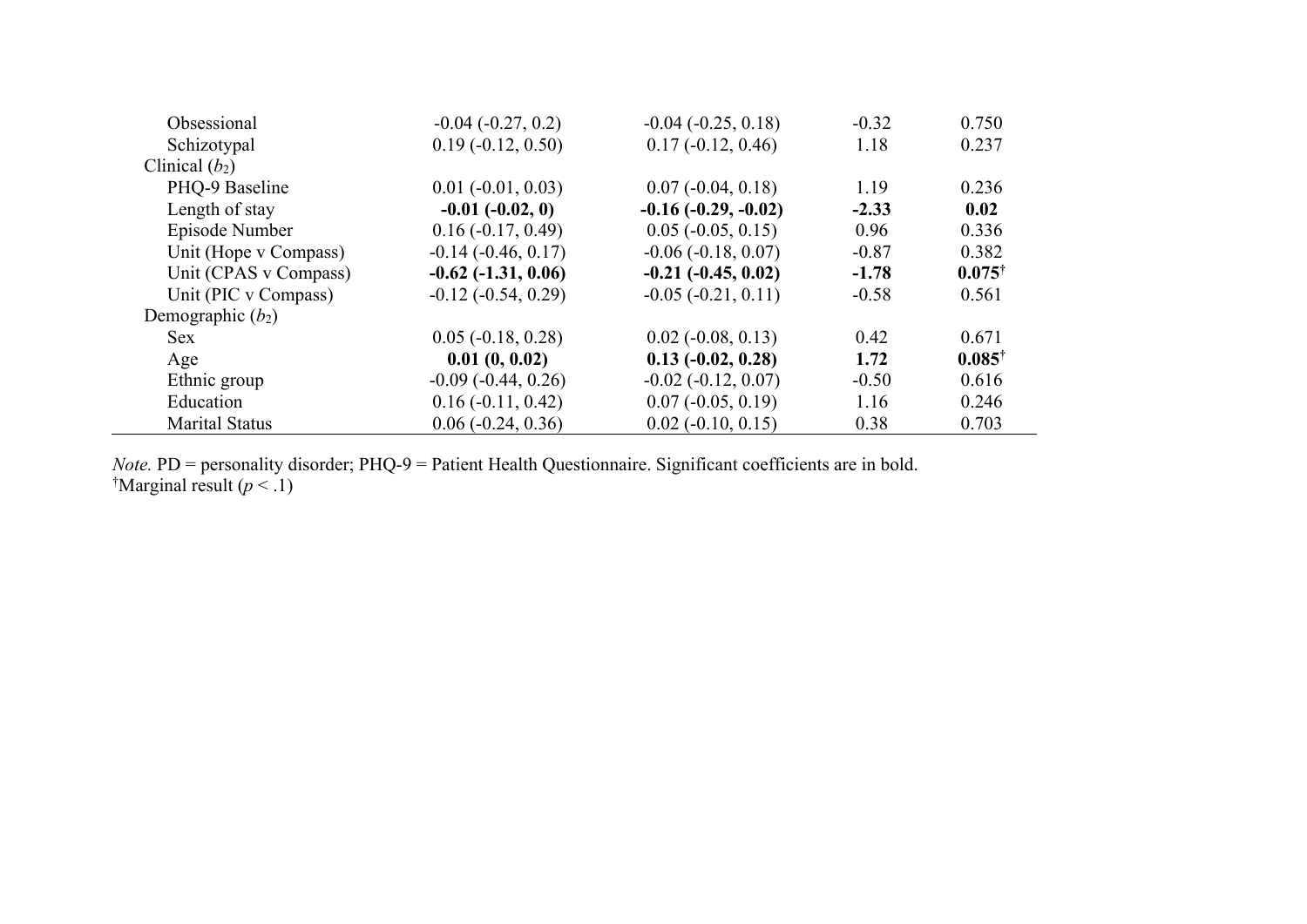| | | | | |
|---|---|---|---|---|
| Obsessional | -0.04 (-0.27, 0.2) | -0.04 (-0.25, 0.18) | -0.32 | 0.750 |
| Schizotypal | 0.19 (-0.12, 0.50) | 0.17 (-0.12, 0.46) | 1.18 | 0.237 |
| Clinical ($b_2$) | | | | |
| PHQ-9 Baseline | 0.01 (-0.01, 0.03) | 0.07 (-0.04, 0.18) | 1.19 | 0.236 |
| Length of stay | **-0.01 (-0.02, 0)** | **-0.16 (-0.29, -0.02)** | **-2.33** | **0.02** |
| Episode Number | 0.16 (-0.17, 0.49) | 0.05 (-0.05, 0.15) | 0.96 | 0.336 |
| Unit (Hope v Compass) | -0.14 (-0.46, 0.17) | -0.06 (-0.18, 0.07) | -0.87 | 0.382 |
| Unit (CPAS v Compass) | **-0.62 (-1.31, 0.06)** | **-0.21 (-0.45, 0.02)** | **-1.78** | **0.075†** |
| Unit (PIC v Compass) | -0.12 (-0.54, 0.29) | -0.05 (-0.21, 0.11) | -0.58 | 0.561 |
| Demographic ($b_2$) | | | | |
| Sex | 0.05 (-0.18, 0.28) | 0.02 (-0.08, 0.13) | 0.42 | 0.671 |
| Age | **0.01 (0, 0.02)** | **0.13 (-0.02, 0.28)** | **1.72** | **0.085†** |
| Ethnic group | -0.09 (-0.44, 0.26) | -0.02 (-0.12, 0.07) | -0.50 | 0.616 |
| Education | 0.16 (-0.11, 0.42) | 0.07 (-0.05, 0.19) | 1.16 | 0.246 |
| Marital Status | 0.06 (-0.24, 0.36) | 0.02 (-0.10, 0.15) | 0.38 | 0.703 |

*Note.* PD = personality disorder; PHQ-9 = Patient Health Questionnaire. Significant coefficients are in bold.
†Marginal result ($p < .1$)